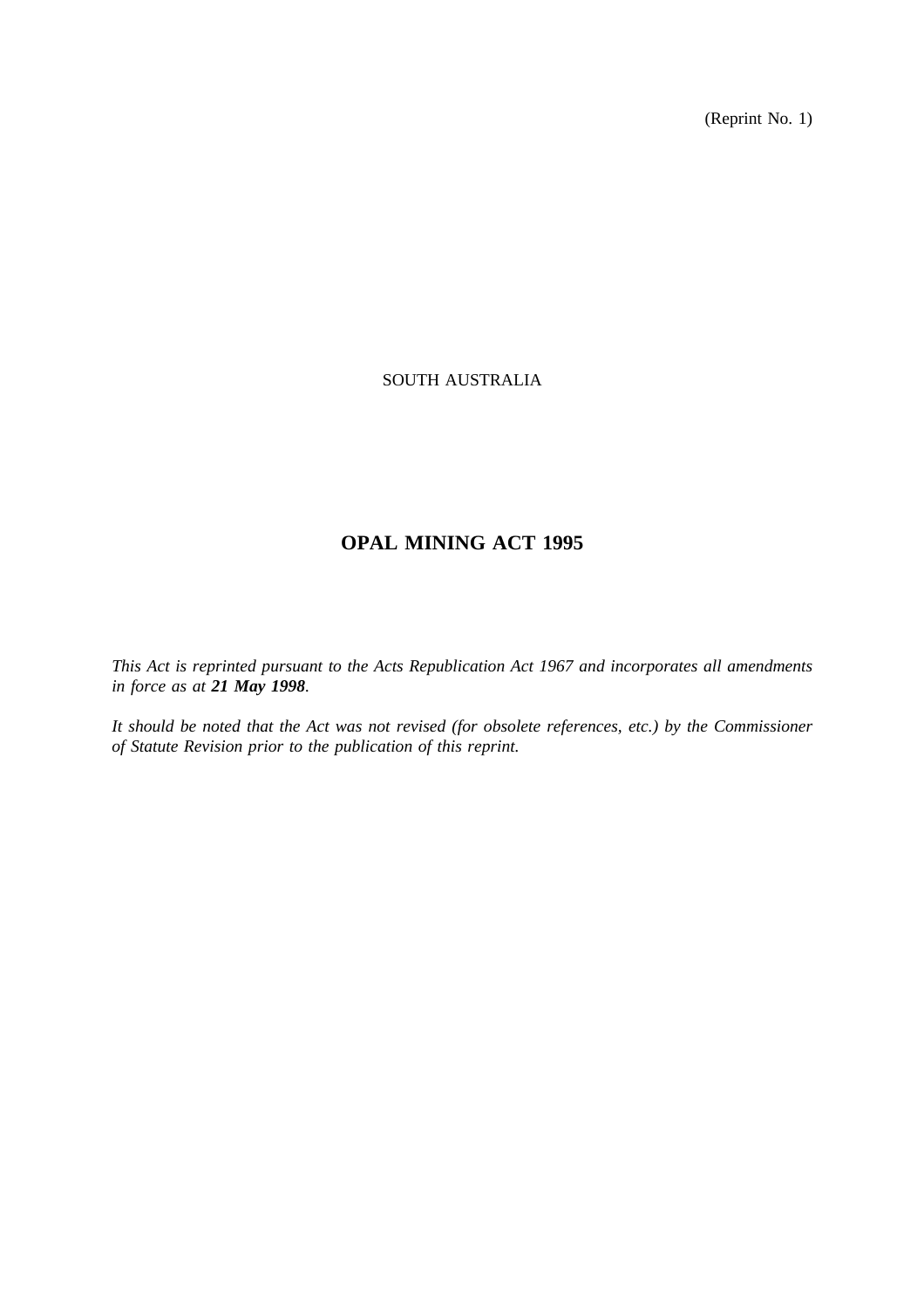(Reprint No. 1)

SOUTH AUSTRALIA

# OPAL MINING ACT 1995

*This Act is reprinted pursuant to the Acts Republication Act 1967 and incorporates all amendments in force as at **21 May 1998**.*

*It should be noted that the Act was not revised (for obsolete references, etc.) by the Commissioner of Statute Revision prior to the publication of this reprint.*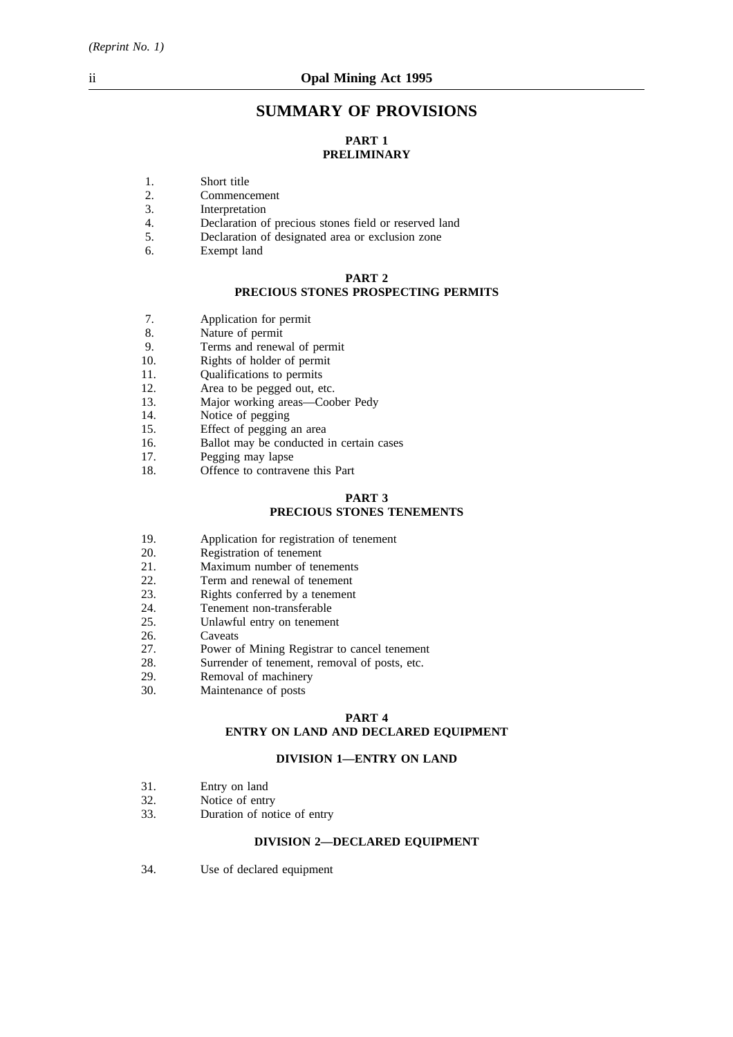## SUMMARY OF PROVISIONS

### PART 1
### PRELIMINARY

1. Short title
2. Commencement
3. Interpretation
4. Declaration of precious stones field or reserved land
5. Declaration of designated area or exclusion zone
6. Exempt land

### PART 2
### PRECIOUS STONES PROSPECTING PERMITS

7. Application for permit
8. Nature of permit
9. Terms and renewal of permit
10. Rights of holder of permit
11. Qualifications to permits
12. Area to be pegged out, etc.
13. Major working areas—Coober Pedy
14. Notice of pegging
15. Effect of pegging an area
16. Ballot may be conducted in certain cases
17. Pegging may lapse
18. Offence to contravene this Part

### PART 3
### PRECIOUS STONES TENEMENTS

19. Application for registration of tenement
20. Registration of tenement
21. Maximum number of tenements
22. Term and renewal of tenement
23. Rights conferred by a tenement
24. Tenement non-transferable
25. Unlawful entry on tenement
26. Caveats
27. Power of Mining Registrar to cancel tenement
28. Surrender of tenement, removal of posts, etc.
29. Removal of machinery
30. Maintenance of posts

### PART 4
### ENTRY ON LAND AND DECLARED EQUIPMENT

#### DIVISION 1—ENTRY ON LAND

31. Entry on land
32. Notice of entry
33. Duration of notice of entry

#### DIVISION 2—DECLARED EQUIPMENT

34. Use of declared equipment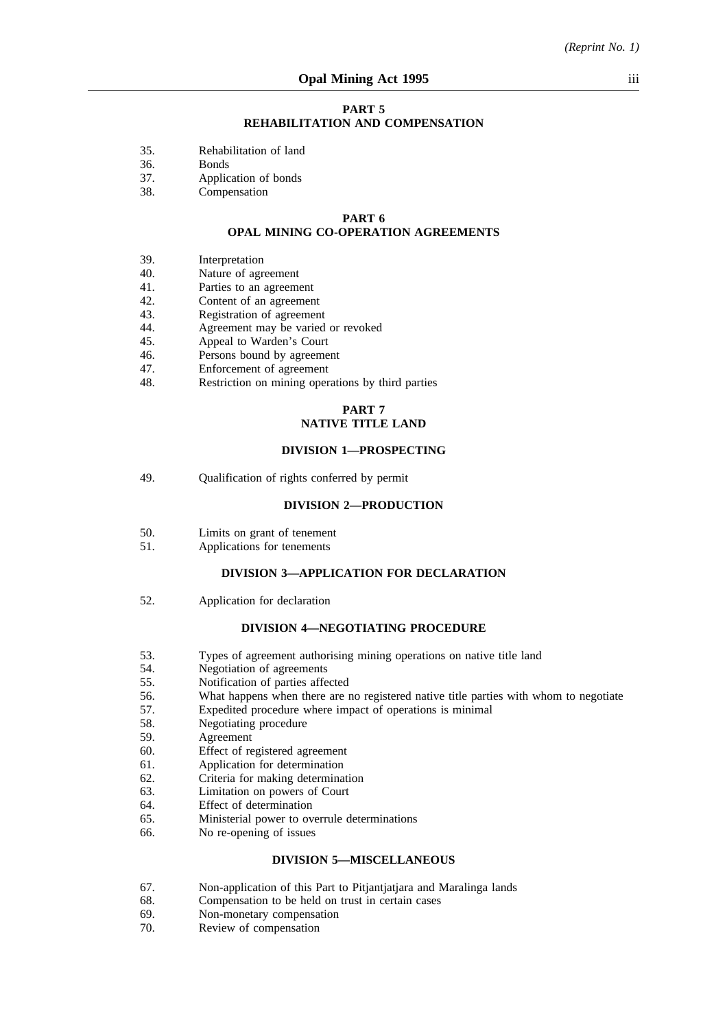**PART 5**
**REHABILITATION AND COMPENSATION**

35. Rehabilitation of land
36. Bonds
37. Application of bonds
38. Compensation

**PART 6**
**OPAL MINING CO-OPERATION AGREEMENTS**

39. Interpretation
40. Nature of agreement
41. Parties to an agreement
42. Content of an agreement
43. Registration of agreement
44. Agreement may be varied or revoked
45. Appeal to Warden's Court
46. Persons bound by agreement
47. Enforcement of agreement
48. Restriction on mining operations by third parties

**PART 7**
**NATIVE TITLE LAND**

**DIVISION 1—PROSPECTING**

49. Qualification of rights conferred by permit

**DIVISION 2—PRODUCTION**

50. Limits on grant of tenement
51. Applications for tenements

**DIVISION 3—APPLICATION FOR DECLARATION**

52. Application for declaration

**DIVISION 4—NEGOTIATING PROCEDURE**

53. Types of agreement authorising mining operations on native title land
54. Negotiation of agreements
55. Notification of parties affected
56. What happens when there are no registered native title parties with whom to negotiate
57. Expedited procedure where impact of operations is minimal
58. Negotiating procedure
59. Agreement
60. Effect of registered agreement
61. Application for determination
62. Criteria for making determination
63. Limitation on powers of Court
64. Effect of determination
65. Ministerial power to overrule determinations
66. No re-opening of issues

**DIVISION 5—MISCELLANEOUS**

67. Non-application of this Part to Pitjantjatjara and Maralinga lands
68. Compensation to be held on trust in certain cases
69. Non-monetary compensation
70. Review of compensation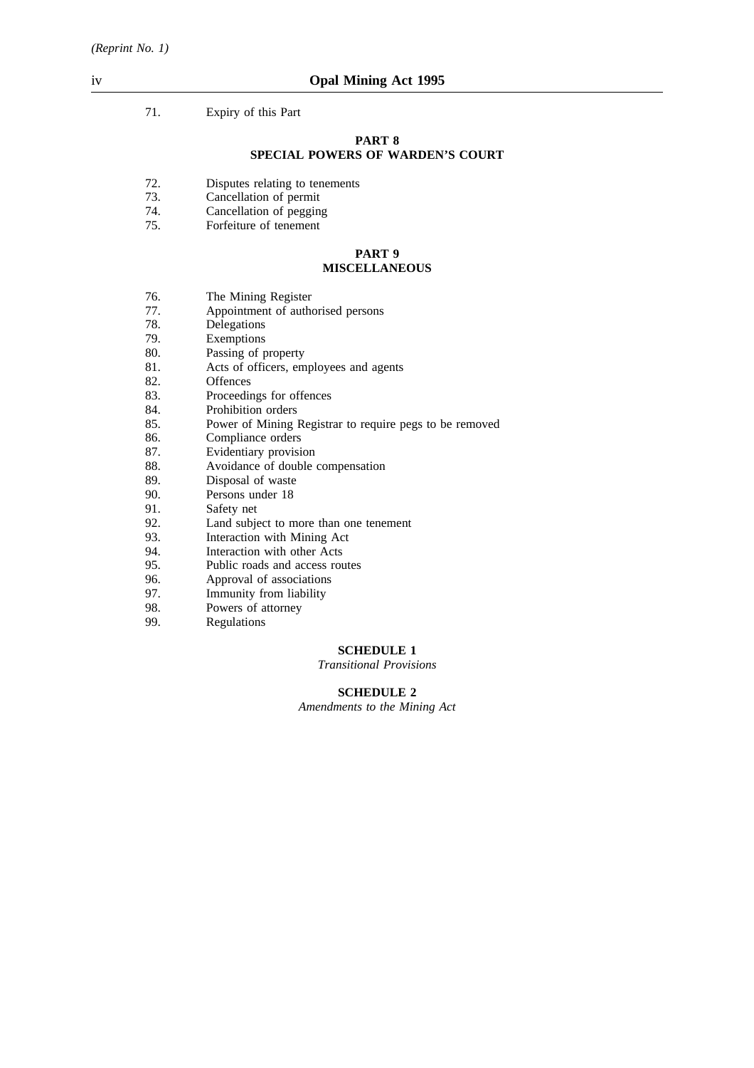71. Expiry of this Part

## PART 8
## SPECIAL POWERS OF WARDEN'S COURT

72. Disputes relating to tenements
73. Cancellation of permit
74. Cancellation of pegging
75. Forfeiture of tenement

## PART 9
## MISCELLANEOUS

76. The Mining Register
77. Appointment of authorised persons
78. Delegations
79. Exemptions
80. Passing of property
81. Acts of officers, employees and agents
82. Offences
83. Proceedings for offences
84. Prohibition orders
85. Power of Mining Registrar to require pegs to be removed
86. Compliance orders
87. Evidentiary provision
88. Avoidance of double compensation
89. Disposal of waste
90. Persons under 18
91. Safety net
92. Land subject to more than one tenement
93. Interaction with Mining Act
94. Interaction with other Acts
95. Public roads and access routes
96. Approval of associations
97. Immunity from liability
98. Powers of attorney
99. Regulations

## SCHEDULE 1
*Transitional Provisions*

## SCHEDULE 2
*Amendments to the Mining Act*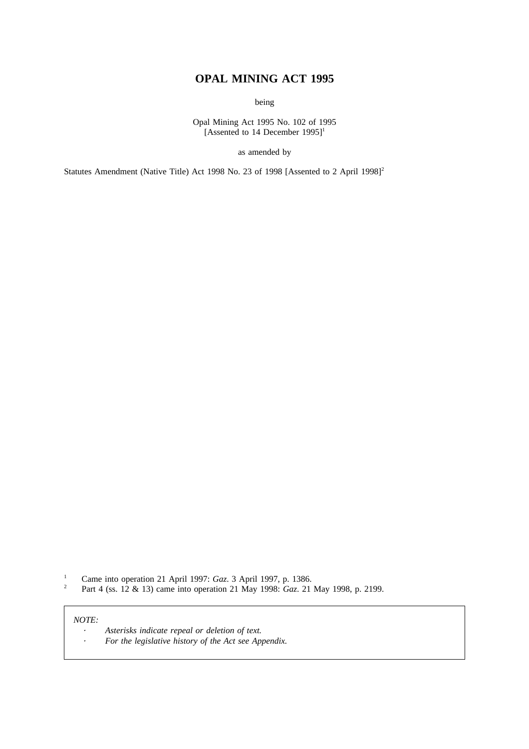# OPAL MINING ACT 1995

being

Opal Mining Act 1995 No. 102 of 1995
[Assented to 14 December 1995][1]

as amended by

Statutes Amendment (Native Title) Act 1998 No. 23 of 1998 [Assented to 2 April 1998][2]

[1] Came into operation 21 April 1997: *Gaz*. 3 April 1997, p. 1386.

[2] Part 4 (ss. 12 & 13) came into operation 21 May 1998: *Gaz*. 21 May 1998, p. 2199.

*NOTE:*

- *Asterisks indicate repeal or deletion of text.*
- *For the legislative history of the Act see Appendix.*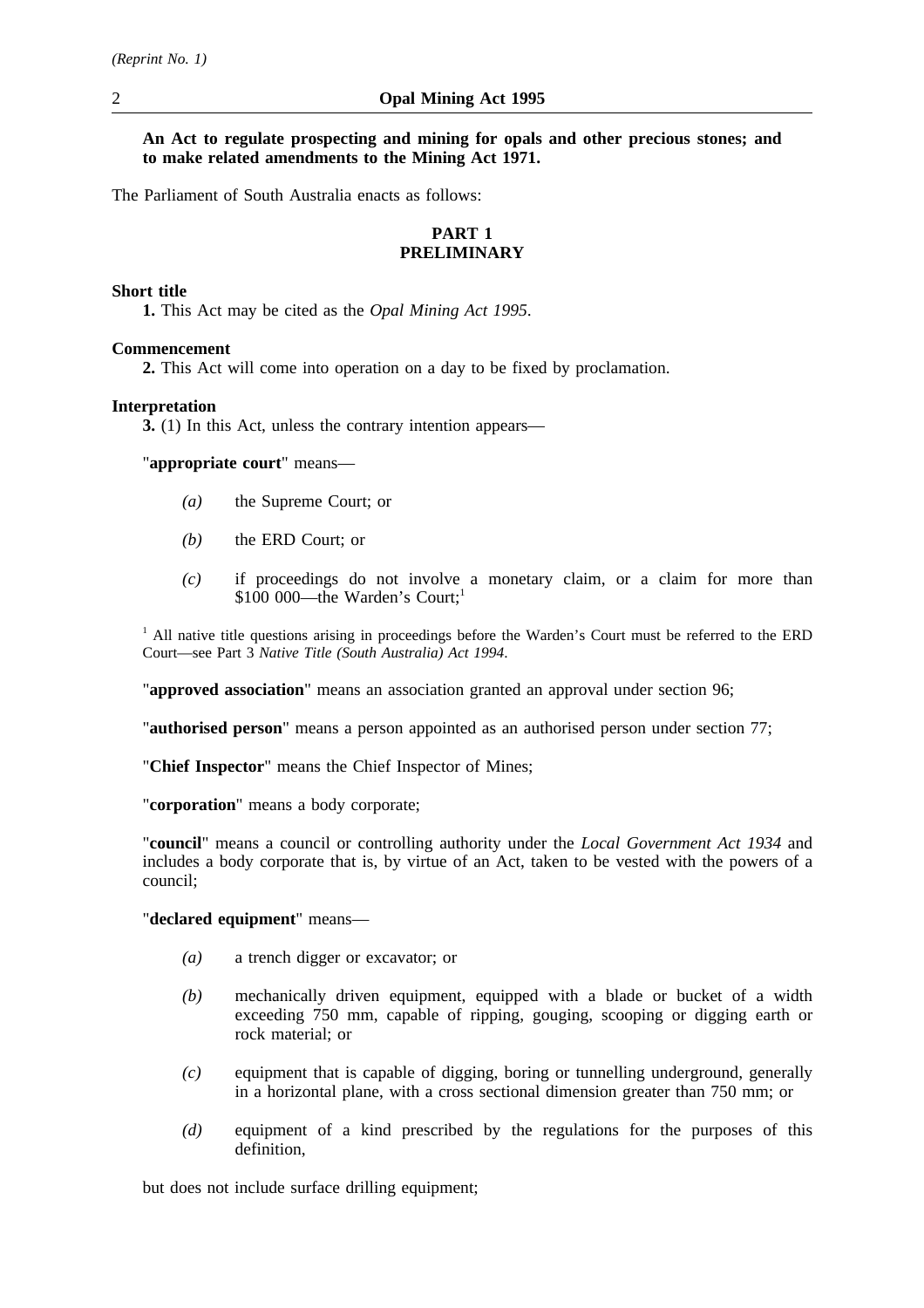**An Act to regulate prospecting and mining for opals and other precious stones; and to make related amendments to the Mining Act 1971.**

The Parliament of South Australia enacts as follows:

## PART 1
## PRELIMINARY

**Short title**

**1.** This Act may be cited as the *Opal Mining Act 1995*.

**Commencement**

**2.** This Act will come into operation on a day to be fixed by proclamation.

**Interpretation**

**3.** (1) In this Act, unless the contrary intention appears—

"**appropriate court**" means—

- *(a)* the Supreme Court; or
- *(b)* the ERD Court; or
- *(c)* if proceedings do not involve a monetary claim, or a claim for more than $100 000—the Warden's Court;[1]

[1] All native title questions arising in proceedings before the Warden's Court must be referred to the ERD Court—see Part 3 *Native Title (South Australia) Act 1994*.

"**approved association**" means an association granted an approval under section 96;

"**authorised person**" means a person appointed as an authorised person under section 77;

"**Chief Inspector**" means the Chief Inspector of Mines;

"**corporation**" means a body corporate;

"**council**" means a council or controlling authority under the *Local Government Act 1934* and includes a body corporate that is, by virtue of an Act, taken to be vested with the powers of a council;

"**declared equipment**" means—

- *(a)* a trench digger or excavator; or
- *(b)* mechanically driven equipment, equipped with a blade or bucket of a width exceeding 750 mm, capable of ripping, gouging, scooping or digging earth or rock material; or
- *(c)* equipment that is capable of digging, boring or tunnelling underground, generally in a horizontal plane, with a cross sectional dimension greater than 750 mm; or
- *(d)* equipment of a kind prescribed by the regulations for the purposes of this definition,

but does not include surface drilling equipment;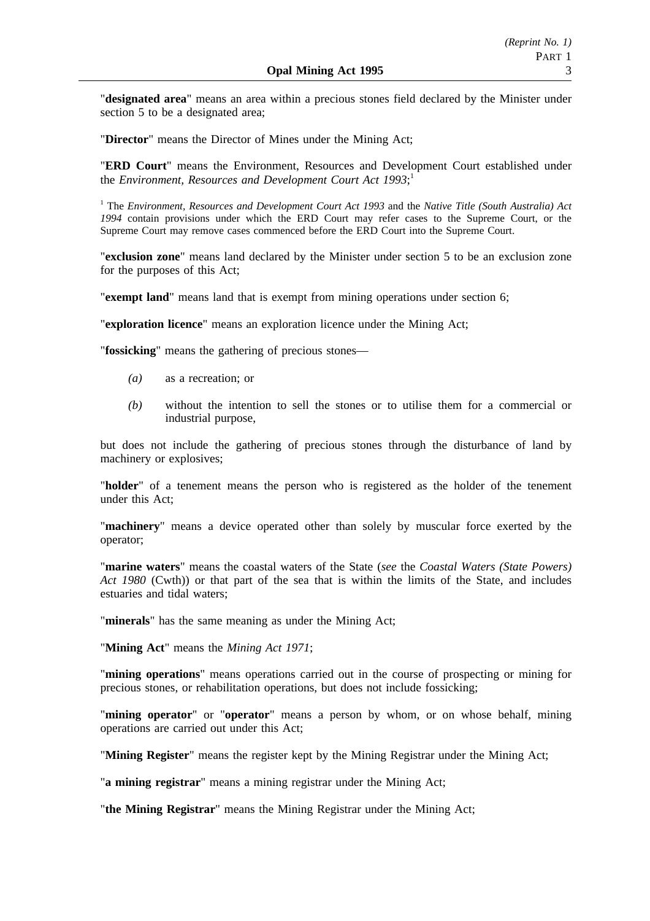"**designated area**" means an area within a precious stones field declared by the Minister under section 5 to be a designated area;

"**Director**" means the Director of Mines under the Mining Act;

"**ERD Court**" means the Environment, Resources and Development Court established under the *Environment, Resources and Development Court Act 1993*;[1]

[1] The *Environment, Resources and Development Court Act 1993* and the *Native Title (South Australia) Act 1994* contain provisions under which the ERD Court may refer cases to the Supreme Court, or the Supreme Court may remove cases commenced before the ERD Court into the Supreme Court.

"**exclusion zone**" means land declared by the Minister under section 5 to be an exclusion zone for the purposes of this Act;

"**exempt land**" means land that is exempt from mining operations under section 6;

"**exploration licence**" means an exploration licence under the Mining Act;

"**fossicking**" means the gathering of precious stones—

*(a)* as a recreation; or

*(b)* without the intention to sell the stones or to utilise them for a commercial or industrial purpose,

but does not include the gathering of precious stones through the disturbance of land by machinery or explosives;

"**holder**" of a tenement means the person who is registered as the holder of the tenement under this Act;

"**machinery**" means a device operated other than solely by muscular force exerted by the operator;

"**marine waters**" means the coastal waters of the State (*see* the *Coastal Waters (State Powers) Act 1980* (Cwth)) or that part of the sea that is within the limits of the State, and includes estuaries and tidal waters;

"**minerals**" has the same meaning as under the Mining Act;

"**Mining Act**" means the *Mining Act 1971*;

"**mining operations**" means operations carried out in the course of prospecting or mining for precious stones, or rehabilitation operations, but does not include fossicking;

"**mining operator**" or "**operator**" means a person by whom, or on whose behalf, mining operations are carried out under this Act;

"**Mining Register**" means the register kept by the Mining Registrar under the Mining Act;

"**a mining registrar**" means a mining registrar under the Mining Act;

"**the Mining Registrar**" means the Mining Registrar under the Mining Act;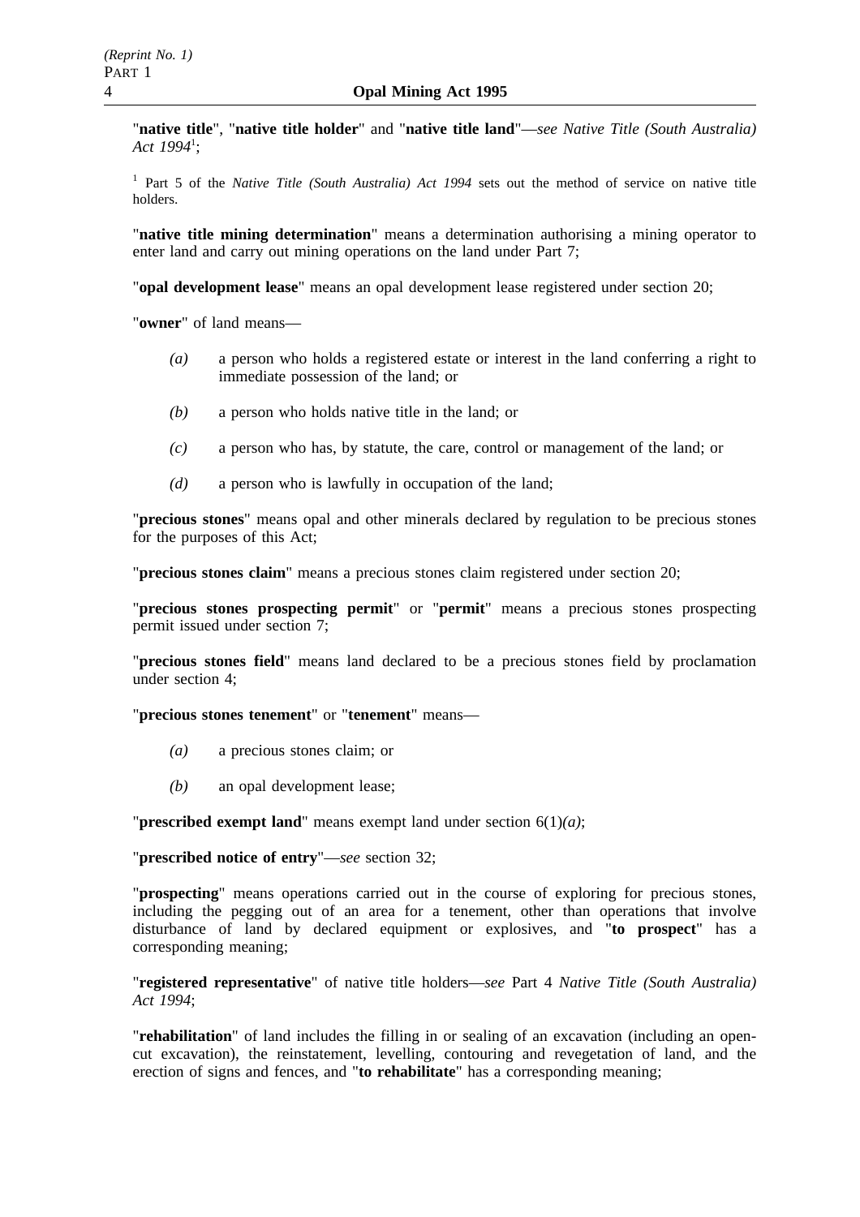"**native title**", "**native title holder**" and "**native title land**"—*see Native Title (South Australia) Act 1994*[1];

[1] Part 5 of the *Native Title (South Australia) Act 1994* sets out the method of service on native title holders.

"**native title mining determination**" means a determination authorising a mining operator to enter land and carry out mining operations on the land under Part 7;

"**opal development lease**" means an opal development lease registered under section 20;

"**owner**" of land means—

*(a)* a person who holds a registered estate or interest in the land conferring a right to immediate possession of the land; or

*(b)* a person who holds native title in the land; or

*(c)* a person who has, by statute, the care, control or management of the land; or

*(d)* a person who is lawfully in occupation of the land;

"**precious stones**" means opal and other minerals declared by regulation to be precious stones for the purposes of this Act;

"**precious stones claim**" means a precious stones claim registered under section 20;

"**precious stones prospecting permit**" or "**permit**" means a precious stones prospecting permit issued under section 7;

"**precious stones field**" means land declared to be a precious stones field by proclamation under section 4;

"**precious stones tenement**" or "**tenement**" means—

*(a)* a precious stones claim; or

*(b)* an opal development lease;

"**prescribed exempt land**" means exempt land under section 6(1)*(a)*;

"**prescribed notice of entry**"—*see* section 32;

"**prospecting**" means operations carried out in the course of exploring for precious stones, including the pegging out of an area for a tenement, other than operations that involve disturbance of land by declared equipment or explosives, and "**to prospect**" has a corresponding meaning;

"**registered representative**" of native title holders—*see* Part 4 *Native Title (South Australia) Act 1994*;

"**rehabilitation**" of land includes the filling in or sealing of an excavation (including an open-cut excavation), the reinstatement, levelling, contouring and revegetation of land, and the erection of signs and fences, and "**to rehabilitate**" has a corresponding meaning;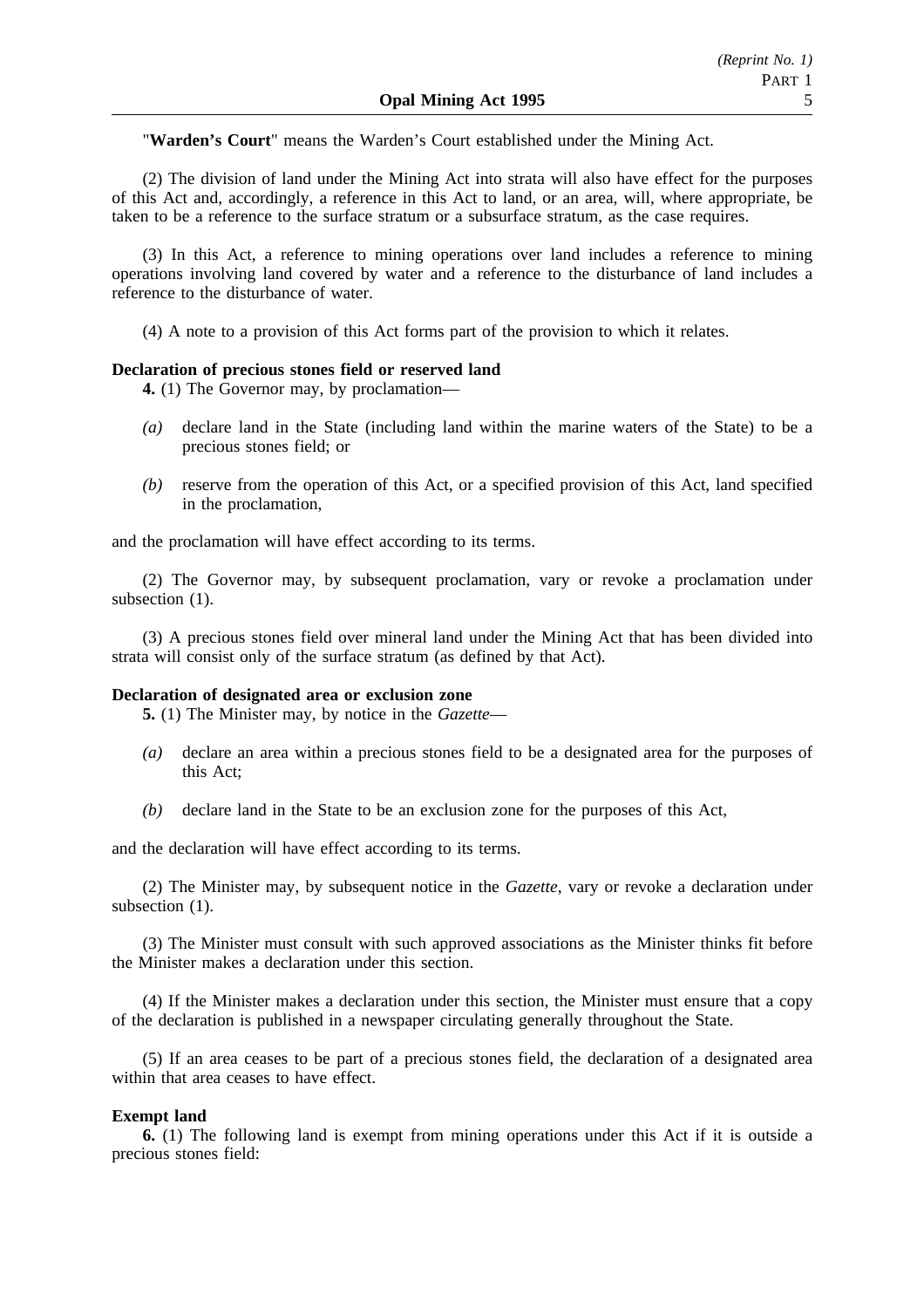"**Warden's Court**" means the Warden's Court established under the Mining Act.

(2) The division of land under the Mining Act into strata will also have effect for the purposes of this Act and, accordingly, a reference in this Act to land, or an area, will, where appropriate, be taken to be a reference to the surface stratum or a subsurface stratum, as the case requires.

(3) In this Act, a reference to mining operations over land includes a reference to mining operations involving land covered by water and a reference to the disturbance of land includes a reference to the disturbance of water.

(4) A note to a provision of this Act forms part of the provision to which it relates.

**Declaration of precious stones field or reserved land**

**4.** (1) The Governor may, by proclamation—

*(a)* declare land in the State (including land within the marine waters of the State) to be a precious stones field; or

*(b)* reserve from the operation of this Act, or a specified provision of this Act, land specified in the proclamation,

and the proclamation will have effect according to its terms.

(2) The Governor may, by subsequent proclamation, vary or revoke a proclamation under subsection (1).

(3) A precious stones field over mineral land under the Mining Act that has been divided into strata will consist only of the surface stratum (as defined by that Act).

**Declaration of designated area or exclusion zone**

**5.** (1) The Minister may, by notice in the *Gazette*—

*(a)* declare an area within a precious stones field to be a designated area for the purposes of this Act;

*(b)* declare land in the State to be an exclusion zone for the purposes of this Act,

and the declaration will have effect according to its terms.

(2) The Minister may, by subsequent notice in the *Gazette*, vary or revoke a declaration under subsection (1).

(3) The Minister must consult with such approved associations as the Minister thinks fit before the Minister makes a declaration under this section.

(4) If the Minister makes a declaration under this section, the Minister must ensure that a copy of the declaration is published in a newspaper circulating generally throughout the State.

(5) If an area ceases to be part of a precious stones field, the declaration of a designated area within that area ceases to have effect.

**Exempt land**

**6.** (1) The following land is exempt from mining operations under this Act if it is outside a precious stones field: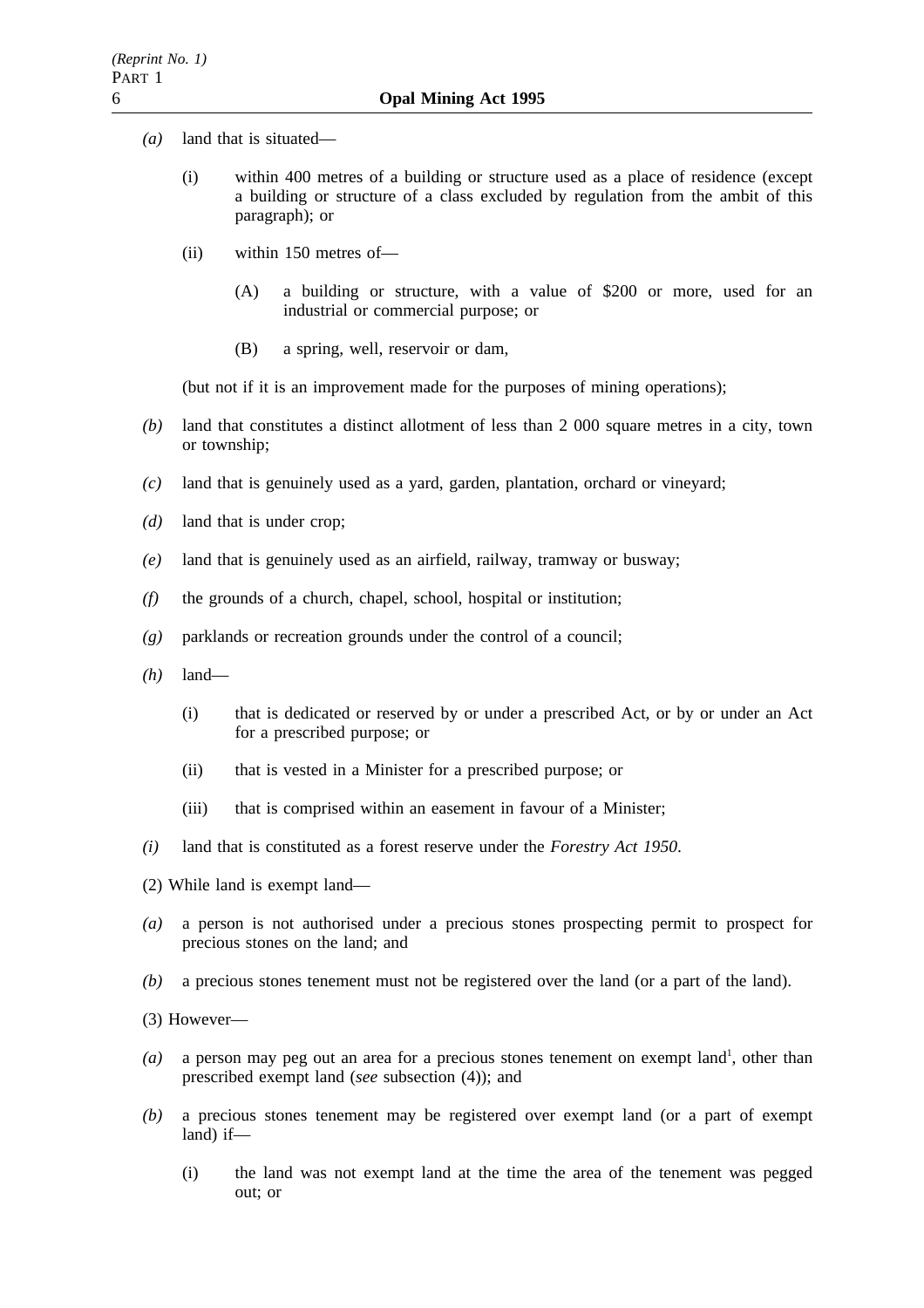*(a)* land that is situated—

(i) within 400 metres of a building or structure used as a place of residence (except a building or structure of a class excluded by regulation from the ambit of this paragraph); or

(ii) within 150 metres of—

(A) a building or structure, with a value of $200 or more, used for an industrial or commercial purpose; or

(B) a spring, well, reservoir or dam,

(but not if it is an improvement made for the purposes of mining operations);

*(b)* land that constitutes a distinct allotment of less than 2 000 square metres in a city, town or township;

*(c)* land that is genuinely used as a yard, garden, plantation, orchard or vineyard;

*(d)* land that is under crop;

*(e)* land that is genuinely used as an airfield, railway, tramway or busway;

*(f)* the grounds of a church, chapel, school, hospital or institution;

*(g)* parklands or recreation grounds under the control of a council;

*(h)* land—

(i) that is dedicated or reserved by or under a prescribed Act, or by or under an Act for a prescribed purpose; or

(ii) that is vested in a Minister for a prescribed purpose; or

(iii) that is comprised within an easement in favour of a Minister;

*(i)* land that is constituted as a forest reserve under the *Forestry Act 1950*.

(2) While land is exempt land—

*(a)* a person is not authorised under a precious stones prospecting permit to prospect for precious stones on the land; and

*(b)* a precious stones tenement must not be registered over the land (or a part of the land).

(3) However—

*(a)* a person may peg out an area for a precious stones tenement on exempt land[1], other than prescribed exempt land (*see* subsection (4)); and

*(b)* a precious stones tenement may be registered over exempt land (or a part of exempt land) if—

(i) the land was not exempt land at the time the area of the tenement was pegged out; or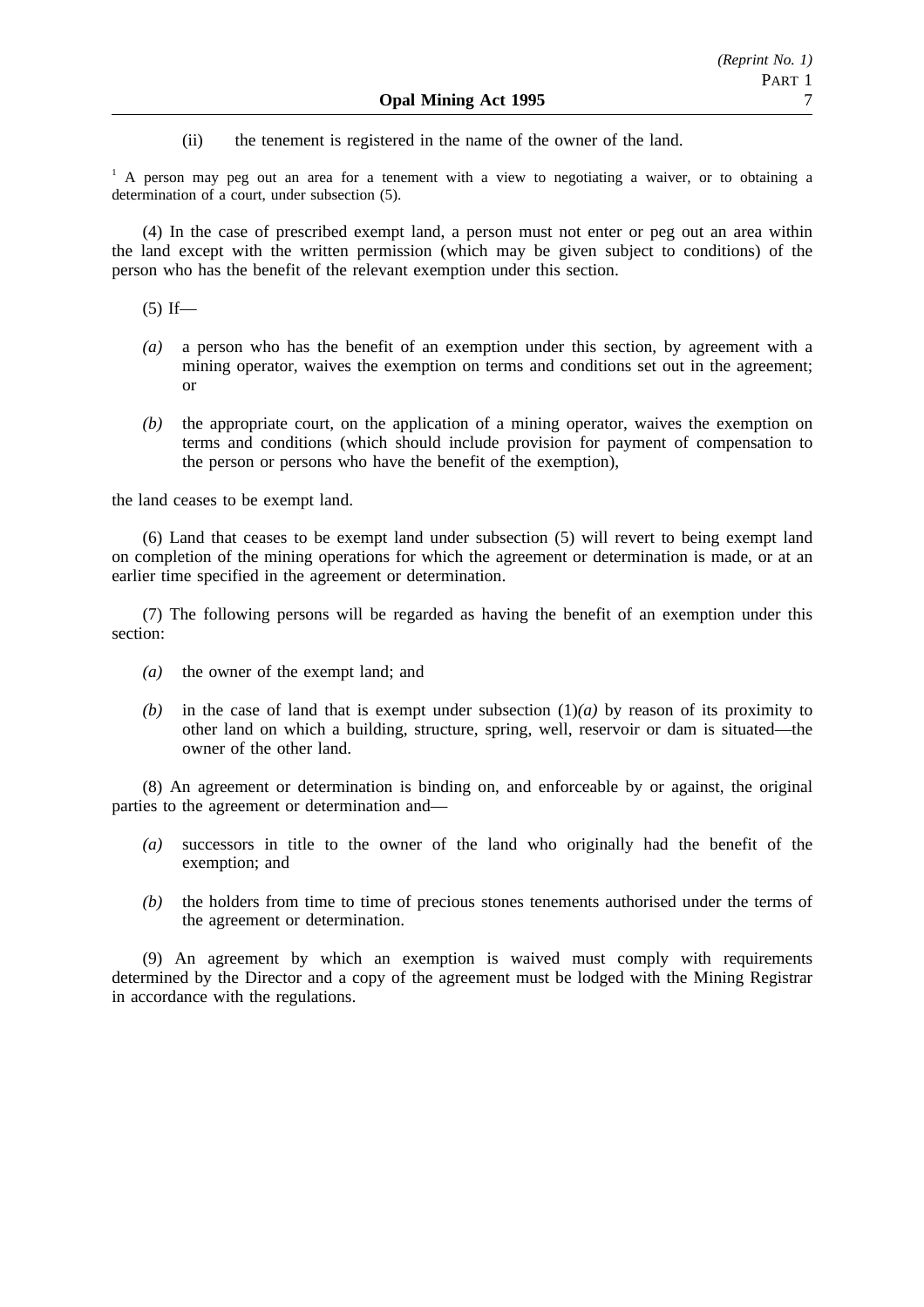(ii) the tenement is registered in the name of the owner of the land.

[1] A person may peg out an area for a tenement with a view to negotiating a waiver, or to obtaining a determination of a court, under subsection (5).

(4) In the case of prescribed exempt land, a person must not enter or peg out an area within the land except with the written permission (which may be given subject to conditions) of the person who has the benefit of the relevant exemption under this section.

(5) If—

*(a)* a person who has the benefit of an exemption under this section, by agreement with a mining operator, waives the exemption on terms and conditions set out in the agreement; or

*(b)* the appropriate court, on the application of a mining operator, waives the exemption on terms and conditions (which should include provision for payment of compensation to the person or persons who have the benefit of the exemption),

the land ceases to be exempt land.

(6) Land that ceases to be exempt land under subsection (5) will revert to being exempt land on completion of the mining operations for which the agreement or determination is made, or at an earlier time specified in the agreement or determination.

(7) The following persons will be regarded as having the benefit of an exemption under this section:

*(a)* the owner of the exempt land; and

*(b)* in the case of land that is exempt under subsection (1)*(a)* by reason of its proximity to other land on which a building, structure, spring, well, reservoir or dam is situated—the owner of the other land.

(8) An agreement or determination is binding on, and enforceable by or against, the original parties to the agreement or determination and—

*(a)* successors in title to the owner of the land who originally had the benefit of the exemption; and

*(b)* the holders from time to time of precious stones tenements authorised under the terms of the agreement or determination.

(9) An agreement by which an exemption is waived must comply with requirements determined by the Director and a copy of the agreement must be lodged with the Mining Registrar in accordance with the regulations.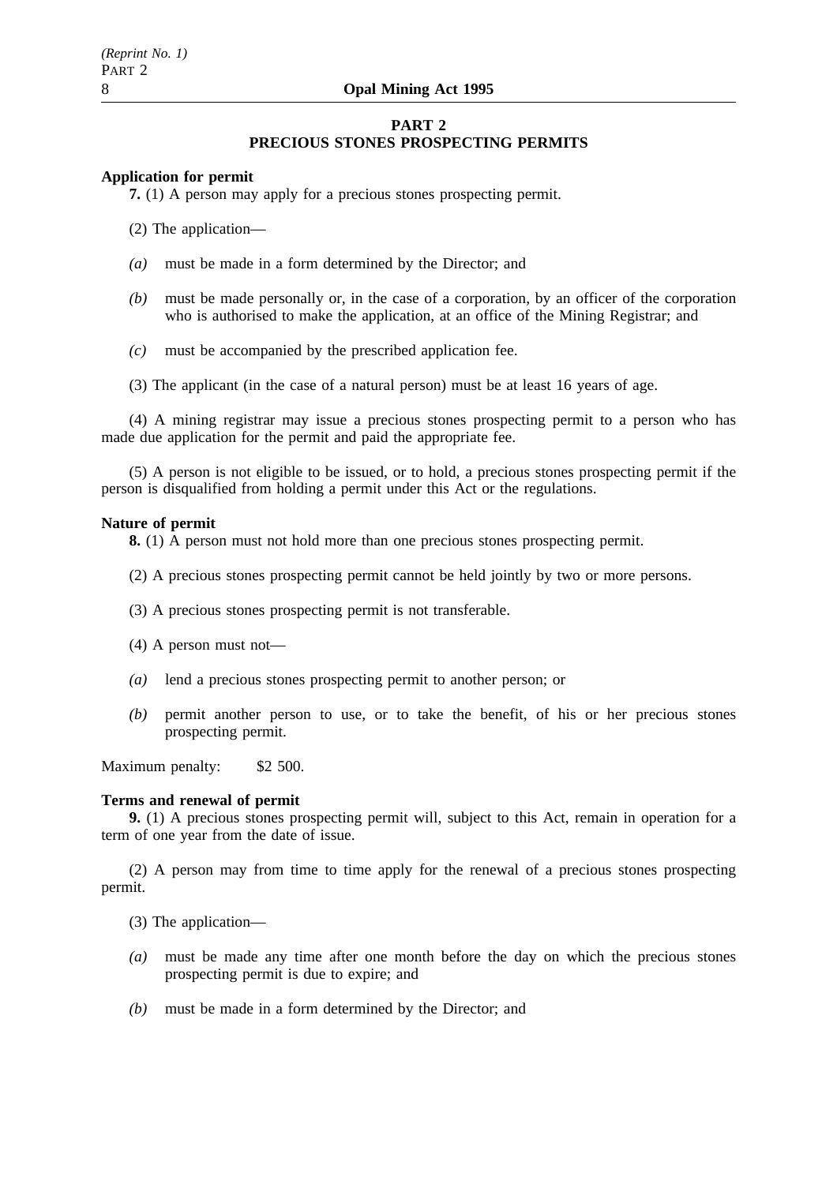## PART 2
## PRECIOUS STONES PROSPECTING PERMITS

**Application for permit**

**7.** (1) A person may apply for a precious stones prospecting permit.

(2) The application—

*(a)* must be made in a form determined by the Director; and

*(b)* must be made personally or, in the case of a corporation, by an officer of the corporation who is authorised to make the application, at an office of the Mining Registrar; and

*(c)* must be accompanied by the prescribed application fee.

(3) The applicant (in the case of a natural person) must be at least 16 years of age.

(4) A mining registrar may issue a precious stones prospecting permit to a person who has made due application for the permit and paid the appropriate fee.

(5) A person is not eligible to be issued, or to hold, a precious stones prospecting permit if the person is disqualified from holding a permit under this Act or the regulations.

**Nature of permit**

**8.** (1) A person must not hold more than one precious stones prospecting permit.

(2) A precious stones prospecting permit cannot be held jointly by two or more persons.

(3) A precious stones prospecting permit is not transferable.

(4) A person must not—

*(a)* lend a precious stones prospecting permit to another person; or

*(b)* permit another person to use, or to take the benefit, of his or her precious stones prospecting permit.

Maximum penalty: $2 500.

**Terms and renewal of permit**

**9.** (1) A precious stones prospecting permit will, subject to this Act, remain in operation for a term of one year from the date of issue.

(2) A person may from time to time apply for the renewal of a precious stones prospecting permit.

(3) The application—

*(a)* must be made any time after one month before the day on which the precious stones prospecting permit is due to expire; and

*(b)* must be made in a form determined by the Director; and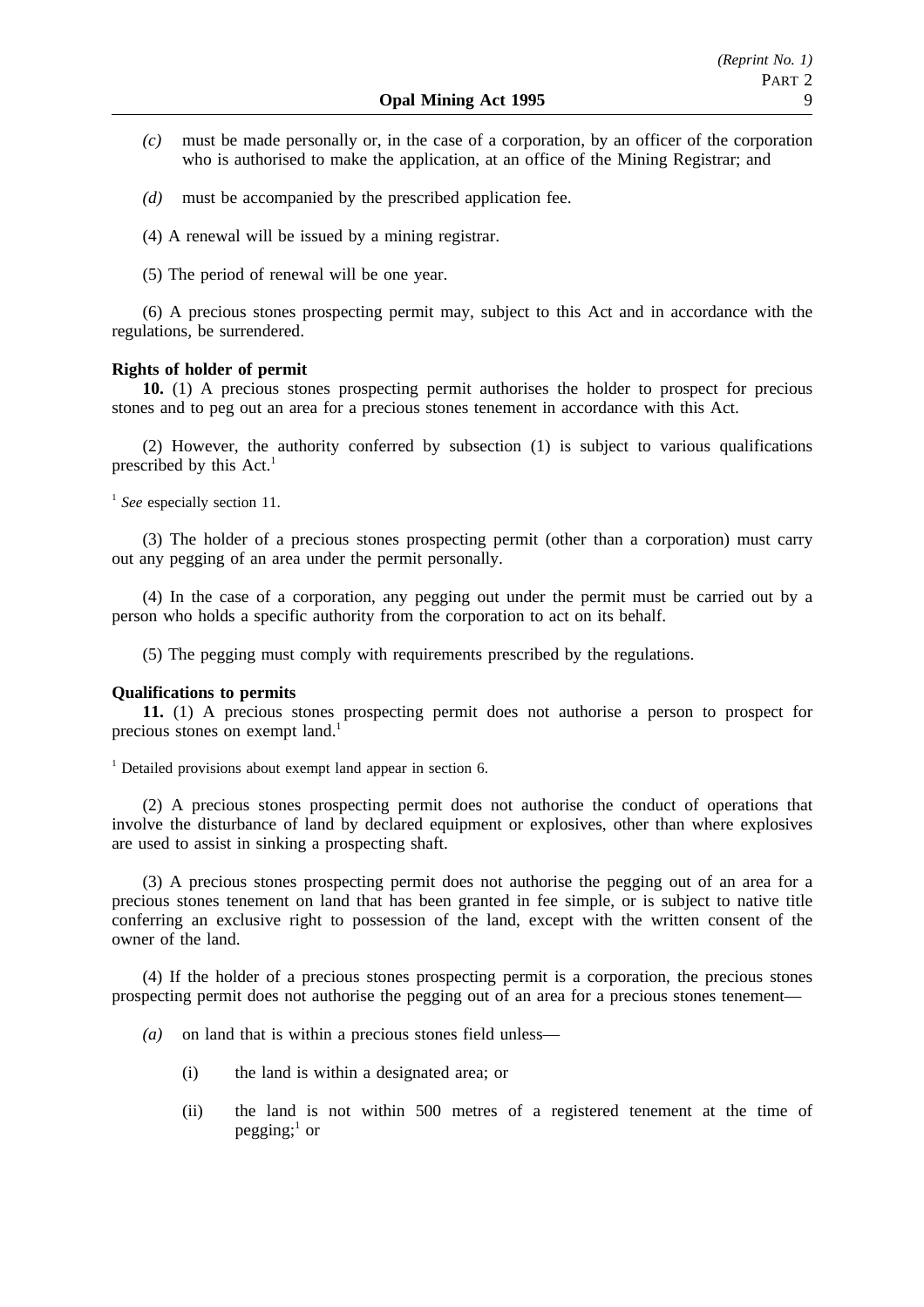*(c)* must be made personally or, in the case of a corporation, by an officer of the corporation who is authorised to make the application, at an office of the Mining Registrar; and

*(d)* must be accompanied by the prescribed application fee.

(4) A renewal will be issued by a mining registrar.

(5) The period of renewal will be one year.

(6) A precious stones prospecting permit may, subject to this Act and in accordance with the regulations, be surrendered.

**Rights of holder of permit**

**10.** (1) A precious stones prospecting permit authorises the holder to prospect for precious stones and to peg out an area for a precious stones tenement in accordance with this Act.

(2) However, the authority conferred by subsection (1) is subject to various qualifications prescribed by this Act.[1]

[1] *See* especially section 11.

(3) The holder of a precious stones prospecting permit (other than a corporation) must carry out any pegging of an area under the permit personally.

(4) In the case of a corporation, any pegging out under the permit must be carried out by a person who holds a specific authority from the corporation to act on its behalf.

(5) The pegging must comply with requirements prescribed by the regulations.

**Qualifications to permits**

**11.** (1) A precious stones prospecting permit does not authorise a person to prospect for precious stones on exempt land.[1]

[1] Detailed provisions about exempt land appear in section 6.

(2) A precious stones prospecting permit does not authorise the conduct of operations that involve the disturbance of land by declared equipment or explosives, other than where explosives are used to assist in sinking a prospecting shaft.

(3) A precious stones prospecting permit does not authorise the pegging out of an area for a precious stones tenement on land that has been granted in fee simple, or is subject to native title conferring an exclusive right to possession of the land, except with the written consent of the owner of the land.

(4) If the holder of a precious stones prospecting permit is a corporation, the precious stones prospecting permit does not authorise the pegging out of an area for a precious stones tenement—

*(a)* on land that is within a precious stones field unless—

(i) the land is within a designated area; or

(ii) the land is not within 500 metres of a registered tenement at the time of pegging;[1] or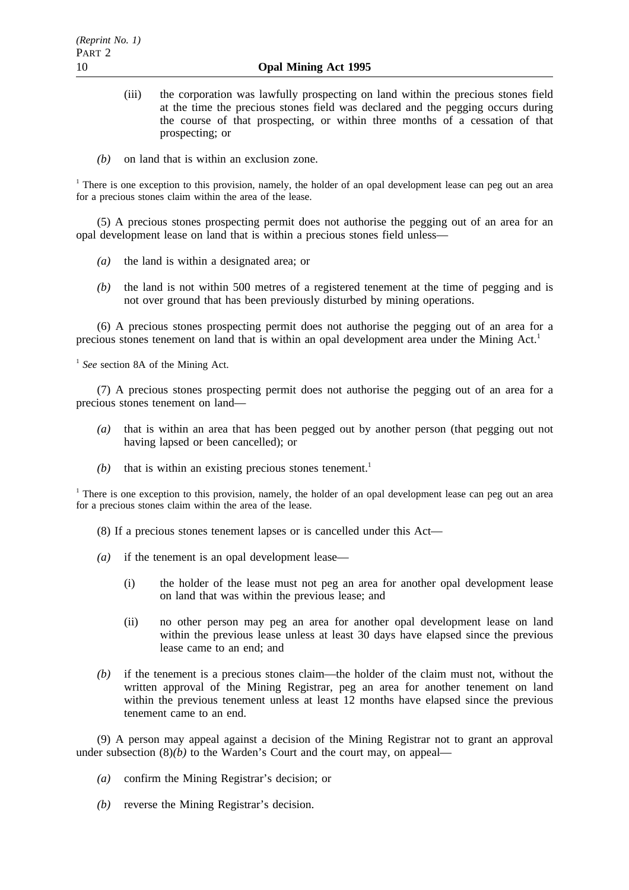(iii) the corporation was lawfully prospecting on land within the precious stones field at the time the precious stones field was declared and the pegging occurs during the course of that prospecting, or within three months of a cessation of that prospecting; or

*(b)* on land that is within an exclusion zone.

[1] There is one exception to this provision, namely, the holder of an opal development lease can peg out an area for a precious stones claim within the area of the lease.

(5) A precious stones prospecting permit does not authorise the pegging out of an area for an opal development lease on land that is within a precious stones field unless—

*(a)* the land is within a designated area; or

*(b)* the land is not within 500 metres of a registered tenement at the time of pegging and is not over ground that has been previously disturbed by mining operations.

(6) A precious stones prospecting permit does not authorise the pegging out of an area for a precious stones tenement on land that is within an opal development area under the Mining Act.[1]

[1] *See* section 8A of the Mining Act.

(7) A precious stones prospecting permit does not authorise the pegging out of an area for a precious stones tenement on land—

*(a)* that is within an area that has been pegged out by another person (that pegging out not having lapsed or been cancelled); or

*(b)* that is within an existing precious stones tenement.[1]

[1] There is one exception to this provision, namely, the holder of an opal development lease can peg out an area for a precious stones claim within the area of the lease.

(8) If a precious stones tenement lapses or is cancelled under this Act—

*(a)* if the tenement is an opal development lease—

(i) the holder of the lease must not peg an area for another opal development lease on land that was within the previous lease; and

(ii) no other person may peg an area for another opal development lease on land within the previous lease unless at least 30 days have elapsed since the previous lease came to an end; and

*(b)* if the tenement is a precious stones claim—the holder of the claim must not, without the written approval of the Mining Registrar, peg an area for another tenement on land within the previous tenement unless at least 12 months have elapsed since the previous tenement came to an end.

(9) A person may appeal against a decision of the Mining Registrar not to grant an approval under subsection (8)*(b)* to the Warden's Court and the court may, on appeal—

*(a)* confirm the Mining Registrar's decision; or

*(b)* reverse the Mining Registrar's decision.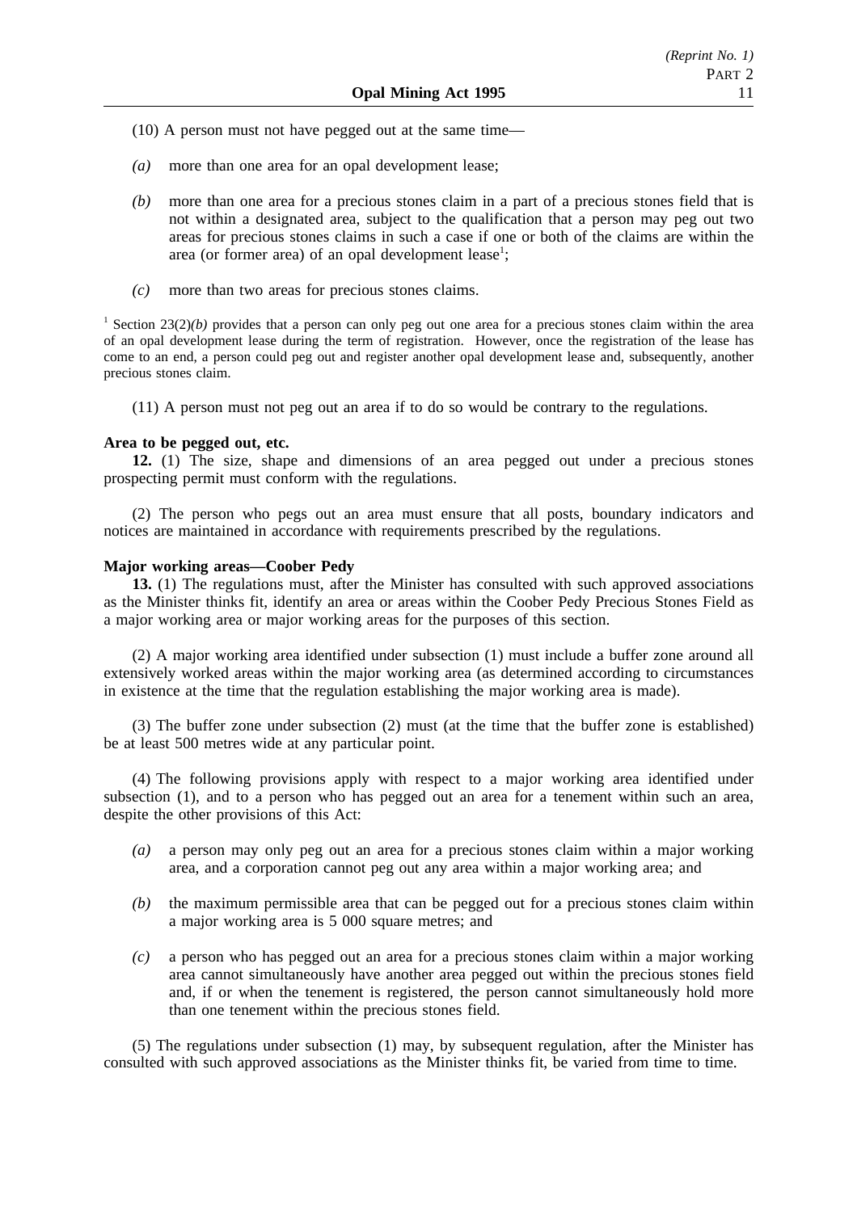(10) A person must not have pegged out at the same time—

*(a)* more than one area for an opal development lease;

*(b)* more than one area for a precious stones claim in a part of a precious stones field that is not within a designated area, subject to the qualification that a person may peg out two areas for precious stones claims in such a case if one or both of the claims are within the area (or former area) of an opal development lease[1];

*(c)* more than two areas for precious stones claims.

[1] Section 23(2)*(b)* provides that a person can only peg out one area for a precious stones claim within the area of an opal development lease during the term of registration. However, once the registration of the lease has come to an end, a person could peg out and register another opal development lease and, subsequently, another precious stones claim.

(11) A person must not peg out an area if to do so would be contrary to the regulations.

**Area to be pegged out, etc.**

**12.** (1) The size, shape and dimensions of an area pegged out under a precious stones prospecting permit must conform with the regulations.

(2) The person who pegs out an area must ensure that all posts, boundary indicators and notices are maintained in accordance with requirements prescribed by the regulations.

**Major working areas—Coober Pedy**

**13.** (1) The regulations must, after the Minister has consulted with such approved associations as the Minister thinks fit, identify an area or areas within the Coober Pedy Precious Stones Field as a major working area or major working areas for the purposes of this section.

(2) A major working area identified under subsection (1) must include a buffer zone around all extensively worked areas within the major working area (as determined according to circumstances in existence at the time that the regulation establishing the major working area is made).

(3) The buffer zone under subsection (2) must (at the time that the buffer zone is established) be at least 500 metres wide at any particular point.

(4) The following provisions apply with respect to a major working area identified under subsection (1), and to a person who has pegged out an area for a tenement within such an area, despite the other provisions of this Act:

*(a)* a person may only peg out an area for a precious stones claim within a major working area, and a corporation cannot peg out any area within a major working area; and

*(b)* the maximum permissible area that can be pegged out for a precious stones claim within a major working area is 5 000 square metres; and

*(c)* a person who has pegged out an area for a precious stones claim within a major working area cannot simultaneously have another area pegged out within the precious stones field and, if or when the tenement is registered, the person cannot simultaneously hold more than one tenement within the precious stones field.

(5) The regulations under subsection (1) may, by subsequent regulation, after the Minister has consulted with such approved associations as the Minister thinks fit, be varied from time to time.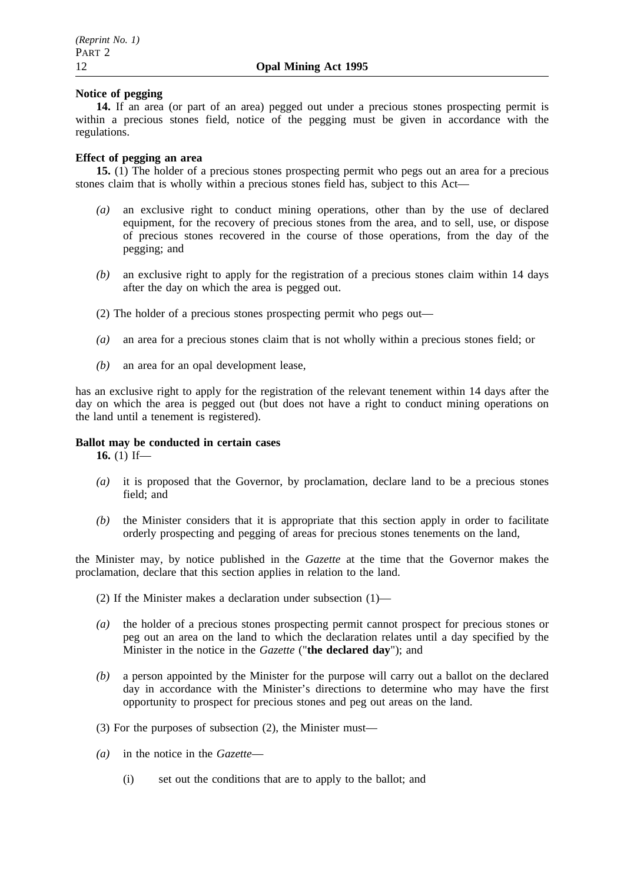**Notice of pegging**

**14.** If an area (or part of an area) pegged out under a precious stones prospecting permit is within a precious stones field, notice of the pegging must be given in accordance with the regulations.

**Effect of pegging an area**

**15.** (1) The holder of a precious stones prospecting permit who pegs out an area for a precious stones claim that is wholly within a precious stones field has, subject to this Act—

*(a)* an exclusive right to conduct mining operations, other than by the use of declared equipment, for the recovery of precious stones from the area, and to sell, use, or dispose of precious stones recovered in the course of those operations, from the day of the pegging; and

*(b)* an exclusive right to apply for the registration of a precious stones claim within 14 days after the day on which the area is pegged out.

(2) The holder of a precious stones prospecting permit who pegs out—

*(a)* an area for a precious stones claim that is not wholly within a precious stones field; or

*(b)* an area for an opal development lease,

has an exclusive right to apply for the registration of the relevant tenement within 14 days after the day on which the area is pegged out (but does not have a right to conduct mining operations on the land until a tenement is registered).

**Ballot may be conducted in certain cases**

**16.** (1) If—

*(a)* it is proposed that the Governor, by proclamation, declare land to be a precious stones field; and

*(b)* the Minister considers that it is appropriate that this section apply in order to facilitate orderly prospecting and pegging of areas for precious stones tenements on the land,

the Minister may, by notice published in the *Gazette* at the time that the Governor makes the proclamation, declare that this section applies in relation to the land.

(2) If the Minister makes a declaration under subsection (1)—

*(a)* the holder of a precious stones prospecting permit cannot prospect for precious stones or peg out an area on the land to which the declaration relates until a day specified by the Minister in the notice in the *Gazette* ("**the declared day**"); and

*(b)* a person appointed by the Minister for the purpose will carry out a ballot on the declared day in accordance with the Minister's directions to determine who may have the first opportunity to prospect for precious stones and peg out areas on the land.

(3) For the purposes of subsection (2), the Minister must—

*(a)* in the notice in the *Gazette*—

(i) set out the conditions that are to apply to the ballot; and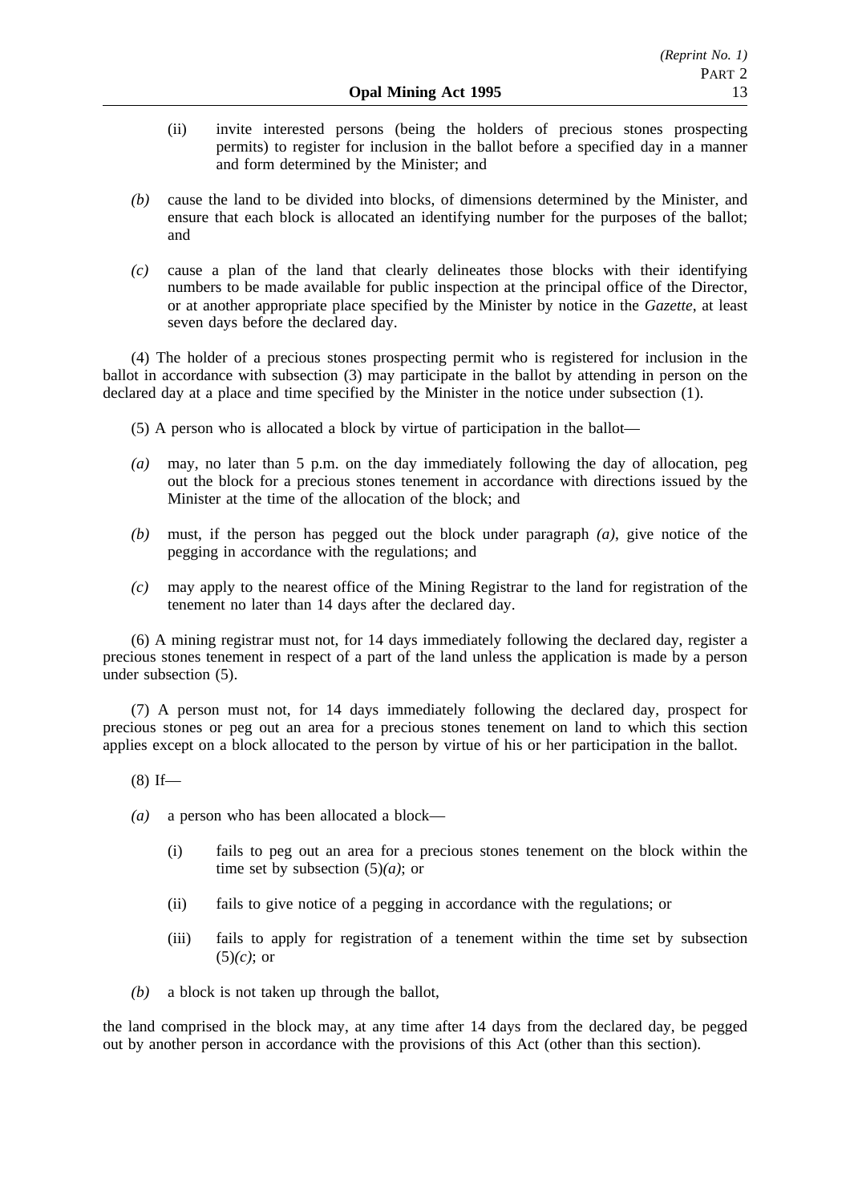(ii) invite interested persons (being the holders of precious stones prospecting permits) to register for inclusion in the ballot before a specified day in a manner and form determined by the Minister; and

*(b)* cause the land to be divided into blocks, of dimensions determined by the Minister, and ensure that each block is allocated an identifying number for the purposes of the ballot; and

*(c)* cause a plan of the land that clearly delineates those blocks with their identifying numbers to be made available for public inspection at the principal office of the Director, or at another appropriate place specified by the Minister by notice in the *Gazette*, at least seven days before the declared day.

(4) The holder of a precious stones prospecting permit who is registered for inclusion in the ballot in accordance with subsection (3) may participate in the ballot by attending in person on the declared day at a place and time specified by the Minister in the notice under subsection (1).

(5) A person who is allocated a block by virtue of participation in the ballot—

*(a)* may, no later than 5 p.m. on the day immediately following the day of allocation, peg out the block for a precious stones tenement in accordance with directions issued by the Minister at the time of the allocation of the block; and

*(b)* must, if the person has pegged out the block under paragraph *(a)*, give notice of the pegging in accordance with the regulations; and

*(c)* may apply to the nearest office of the Mining Registrar to the land for registration of the tenement no later than 14 days after the declared day.

(6) A mining registrar must not, for 14 days immediately following the declared day, register a precious stones tenement in respect of a part of the land unless the application is made by a person under subsection (5).

(7) A person must not, for 14 days immediately following the declared day, prospect for precious stones or peg out an area for a precious stones tenement on land to which this section applies except on a block allocated to the person by virtue of his or her participation in the ballot.

(8) If—

*(a)* a person who has been allocated a block—

(i) fails to peg out an area for a precious stones tenement on the block within the time set by subsection (5)*(a)*; or

(ii) fails to give notice of a pegging in accordance with the regulations; or

(iii) fails to apply for registration of a tenement within the time set by subsection (5)*(c)*; or

*(b)* a block is not taken up through the ballot,

the land comprised in the block may, at any time after 14 days from the declared day, be pegged out by another person in accordance with the provisions of this Act (other than this section).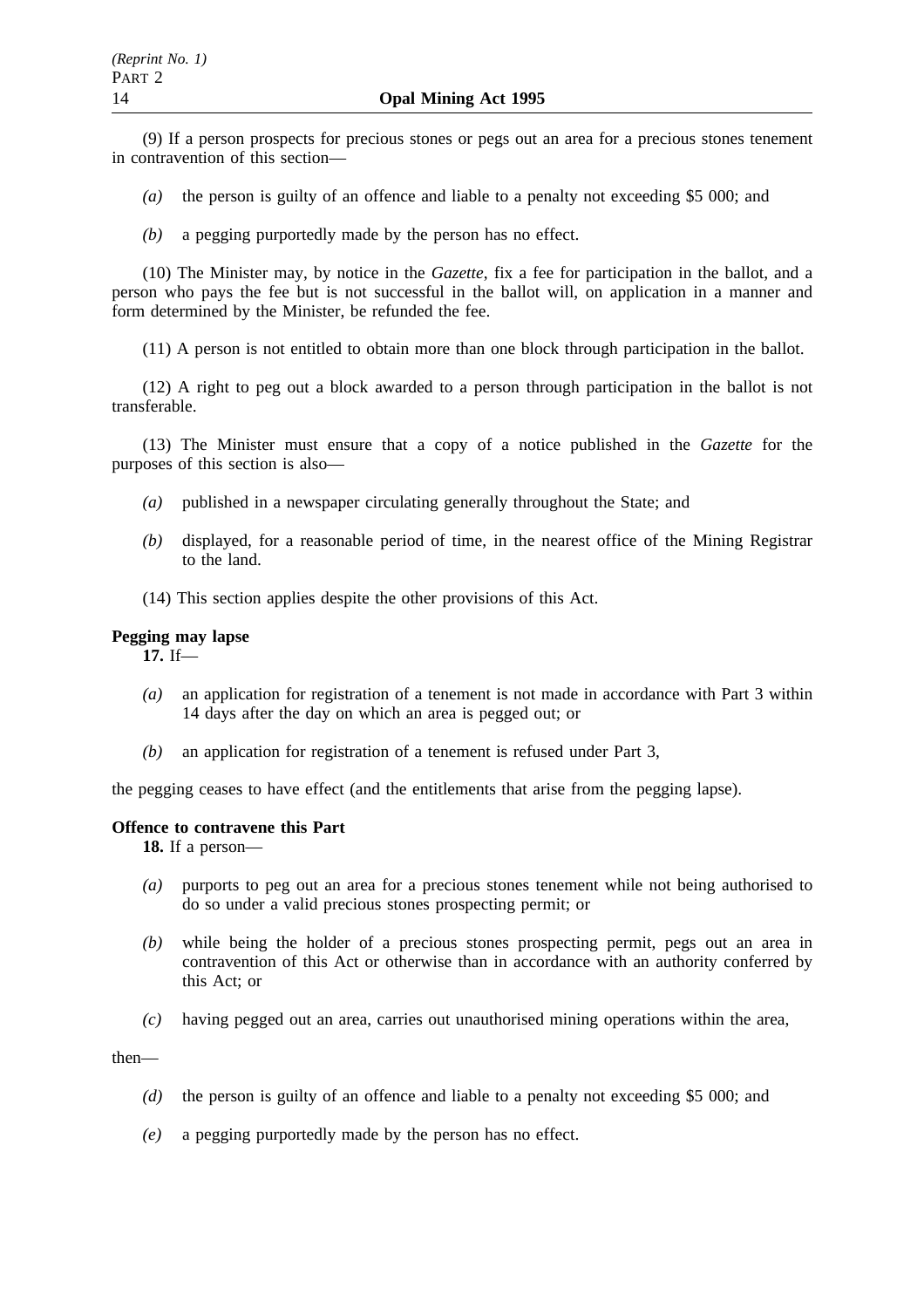(9) If a person prospects for precious stones or pegs out an area for a precious stones tenement in contravention of this section—

*(a)* the person is guilty of an offence and liable to a penalty not exceeding $5 000; and

*(b)* a pegging purportedly made by the person has no effect.

(10) The Minister may, by notice in the *Gazette*, fix a fee for participation in the ballot, and a person who pays the fee but is not successful in the ballot will, on application in a manner and form determined by the Minister, be refunded the fee.

(11) A person is not entitled to obtain more than one block through participation in the ballot.

(12) A right to peg out a block awarded to a person through participation in the ballot is not transferable.

(13) The Minister must ensure that a copy of a notice published in the *Gazette* for the purposes of this section is also—

*(a)* published in a newspaper circulating generally throughout the State; and

*(b)* displayed, for a reasonable period of time, in the nearest office of the Mining Registrar to the land.

(14) This section applies despite the other provisions of this Act.

**Pegging may lapse**

**17.** If—

*(a)* an application for registration of a tenement is not made in accordance with Part 3 within 14 days after the day on which an area is pegged out; or

*(b)* an application for registration of a tenement is refused under Part 3,

the pegging ceases to have effect (and the entitlements that arise from the pegging lapse).

**Offence to contravene this Part**

**18.** If a person—

*(a)* purports to peg out an area for a precious stones tenement while not being authorised to do so under a valid precious stones prospecting permit; or

*(b)* while being the holder of a precious stones prospecting permit, pegs out an area in contravention of this Act or otherwise than in accordance with an authority conferred by this Act; or

*(c)* having pegged out an area, carries out unauthorised mining operations within the area,

then—

*(d)* the person is guilty of an offence and liable to a penalty not exceeding $5 000; and

*(e)* a pegging purportedly made by the person has no effect.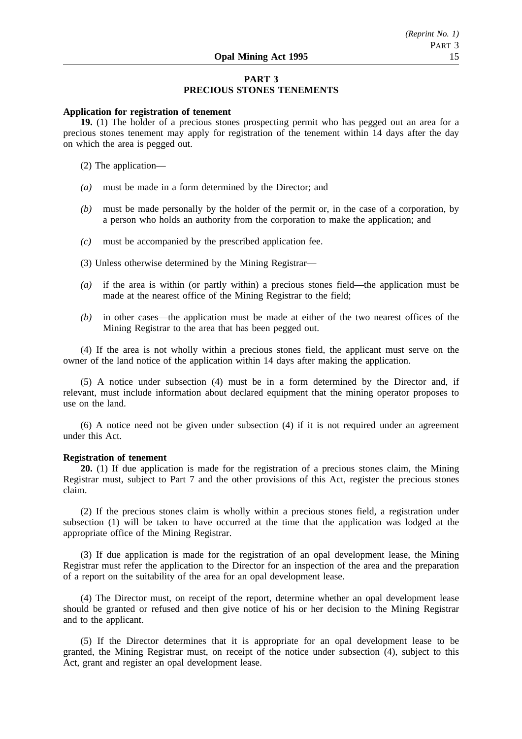## PART 3
## PRECIOUS STONES TENEMENTS

**Application for registration of tenement**

**19.** (1) The holder of a precious stones prospecting permit who has pegged out an area for a precious stones tenement may apply for registration of the tenement within 14 days after the day on which the area is pegged out.

(2) The application—

*(a)* must be made in a form determined by the Director; and

*(b)* must be made personally by the holder of the permit or, in the case of a corporation, by a person who holds an authority from the corporation to make the application; and

*(c)* must be accompanied by the prescribed application fee.

(3) Unless otherwise determined by the Mining Registrar—

*(a)* if the area is within (or partly within) a precious stones field—the application must be made at the nearest office of the Mining Registrar to the field;

*(b)* in other cases—the application must be made at either of the two nearest offices of the Mining Registrar to the area that has been pegged out.

(4) If the area is not wholly within a precious stones field, the applicant must serve on the owner of the land notice of the application within 14 days after making the application.

(5) A notice under subsection (4) must be in a form determined by the Director and, if relevant, must include information about declared equipment that the mining operator proposes to use on the land.

(6) A notice need not be given under subsection (4) if it is not required under an agreement under this Act.

**Registration of tenement**

**20.** (1) If due application is made for the registration of a precious stones claim, the Mining Registrar must, subject to Part 7 and the other provisions of this Act, register the precious stones claim.

(2) If the precious stones claim is wholly within a precious stones field, a registration under subsection (1) will be taken to have occurred at the time that the application was lodged at the appropriate office of the Mining Registrar.

(3) If due application is made for the registration of an opal development lease, the Mining Registrar must refer the application to the Director for an inspection of the area and the preparation of a report on the suitability of the area for an opal development lease.

(4) The Director must, on receipt of the report, determine whether an opal development lease should be granted or refused and then give notice of his or her decision to the Mining Registrar and to the applicant.

(5) If the Director determines that it is appropriate for an opal development lease to be granted, the Mining Registrar must, on receipt of the notice under subsection (4), subject to this Act, grant and register an opal development lease.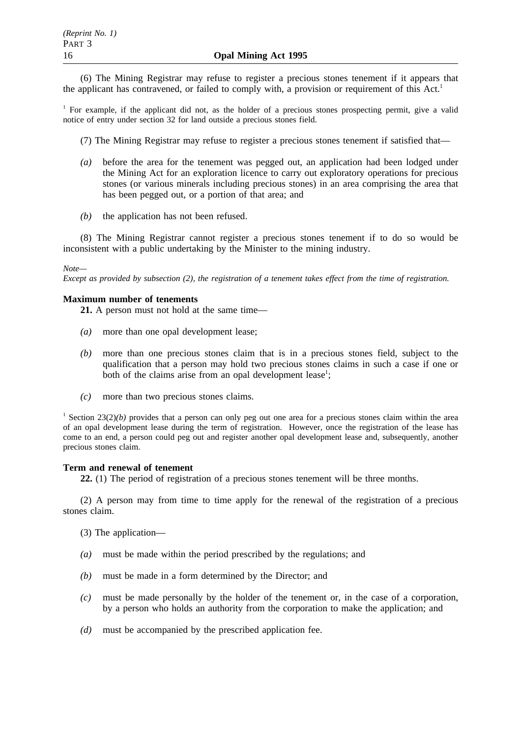(6) The Mining Registrar may refuse to register a precious stones tenement if it appears that the applicant has contravened, or failed to comply with, a provision or requirement of this Act.[1]

[1] For example, if the applicant did not, as the holder of a precious stones prospecting permit, give a valid notice of entry under section 32 for land outside a precious stones field.

(7) The Mining Registrar may refuse to register a precious stones tenement if satisfied that—

*(a)* before the area for the tenement was pegged out, an application had been lodged under the Mining Act for an exploration licence to carry out exploratory operations for precious stones (or various minerals including precious stones) in an area comprising the area that has been pegged out, or a portion of that area; and

*(b)* the application has not been refused.

(8) The Mining Registrar cannot register a precious stones tenement if to do so would be inconsistent with a public undertaking by the Minister to the mining industry.

*Note—*
*Except as provided by subsection (2), the registration of a tenement takes effect from the time of registration.*

**Maximum number of tenements**

**21.** A person must not hold at the same time—

*(a)* more than one opal development lease;

*(b)* more than one precious stones claim that is in a precious stones field, subject to the qualification that a person may hold two precious stones claims in such a case if one or both of the claims arise from an opal development lease[1];

*(c)* more than two precious stones claims.

[1] Section 23(2)*(b)* provides that a person can only peg out one area for a precious stones claim within the area of an opal development lease during the term of registration. However, once the registration of the lease has come to an end, a person could peg out and register another opal development lease and, subsequently, another precious stones claim.

**Term and renewal of tenement**

**22.** (1) The period of registration of a precious stones tenement will be three months.

(2) A person may from time to time apply for the renewal of the registration of a precious stones claim.

(3) The application—

*(a)* must be made within the period prescribed by the regulations; and

*(b)* must be made in a form determined by the Director; and

*(c)* must be made personally by the holder of the tenement or, in the case of a corporation, by a person who holds an authority from the corporation to make the application; and

*(d)* must be accompanied by the prescribed application fee.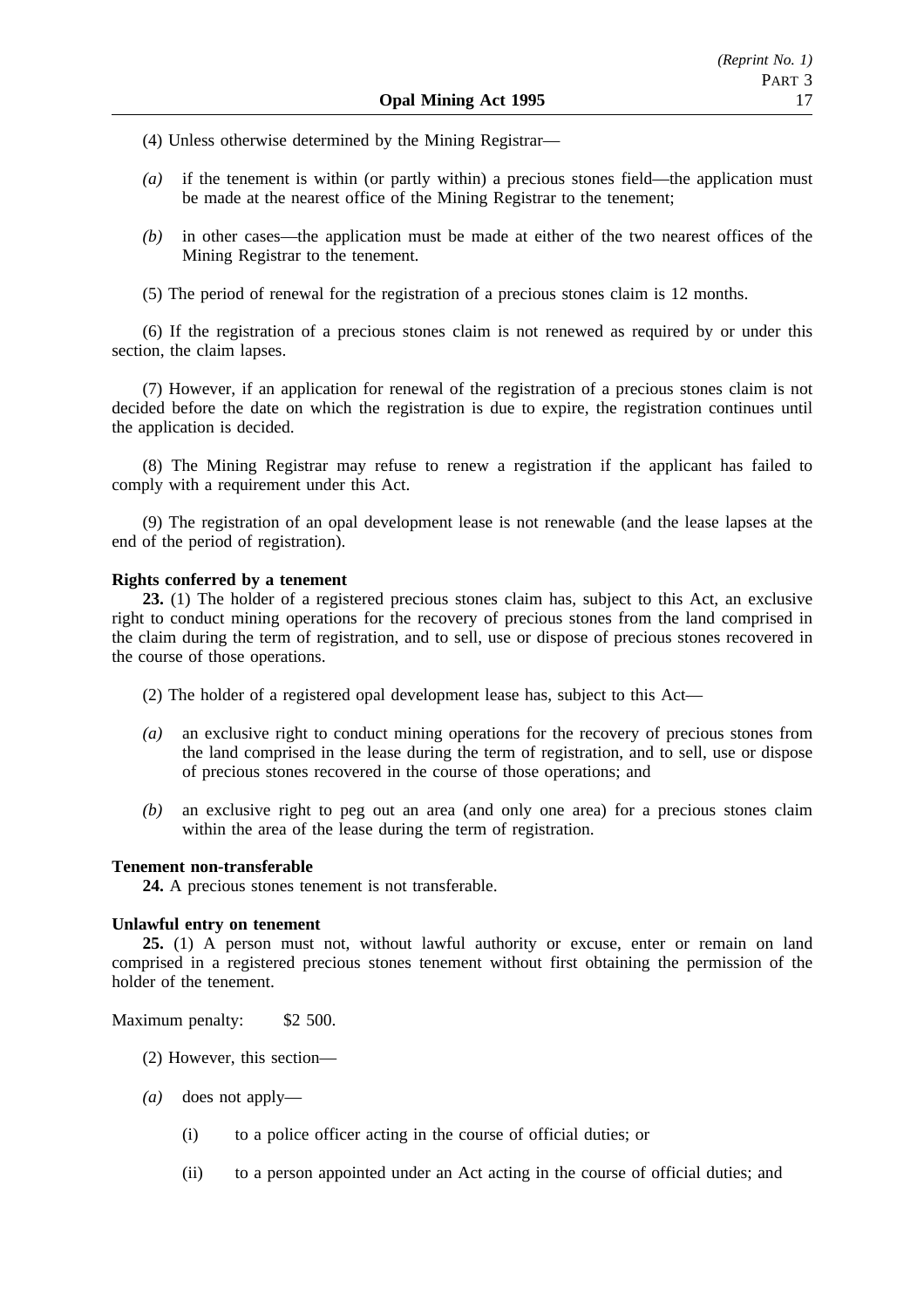(4) Unless otherwise determined by the Mining Registrar—

*(a)* if the tenement is within (or partly within) a precious stones field—the application must be made at the nearest office of the Mining Registrar to the tenement;

*(b)* in other cases—the application must be made at either of the two nearest offices of the Mining Registrar to the tenement.

(5) The period of renewal for the registration of a precious stones claim is 12 months.

(6) If the registration of a precious stones claim is not renewed as required by or under this section, the claim lapses.

(7) However, if an application for renewal of the registration of a precious stones claim is not decided before the date on which the registration is due to expire, the registration continues until the application is decided.

(8) The Mining Registrar may refuse to renew a registration if the applicant has failed to comply with a requirement under this Act.

(9) The registration of an opal development lease is not renewable (and the lease lapses at the end of the period of registration).

**Rights conferred by a tenement**

**23.** (1) The holder of a registered precious stones claim has, subject to this Act, an exclusive right to conduct mining operations for the recovery of precious stones from the land comprised in the claim during the term of registration, and to sell, use or dispose of precious stones recovered in the course of those operations.

(2) The holder of a registered opal development lease has, subject to this Act—

*(a)* an exclusive right to conduct mining operations for the recovery of precious stones from the land comprised in the lease during the term of registration, and to sell, use or dispose of precious stones recovered in the course of those operations; and

*(b)* an exclusive right to peg out an area (and only one area) for a precious stones claim within the area of the lease during the term of registration.

**Tenement non-transferable**

**24.** A precious stones tenement is not transferable.

**Unlawful entry on tenement**

**25.** (1) A person must not, without lawful authority or excuse, enter or remain on land comprised in a registered precious stones tenement without first obtaining the permission of the holder of the tenement.

Maximum penalty: $2 500.

(2) However, this section—

*(a)* does not apply—

(i) to a police officer acting in the course of official duties; or

(ii) to a person appointed under an Act acting in the course of official duties; and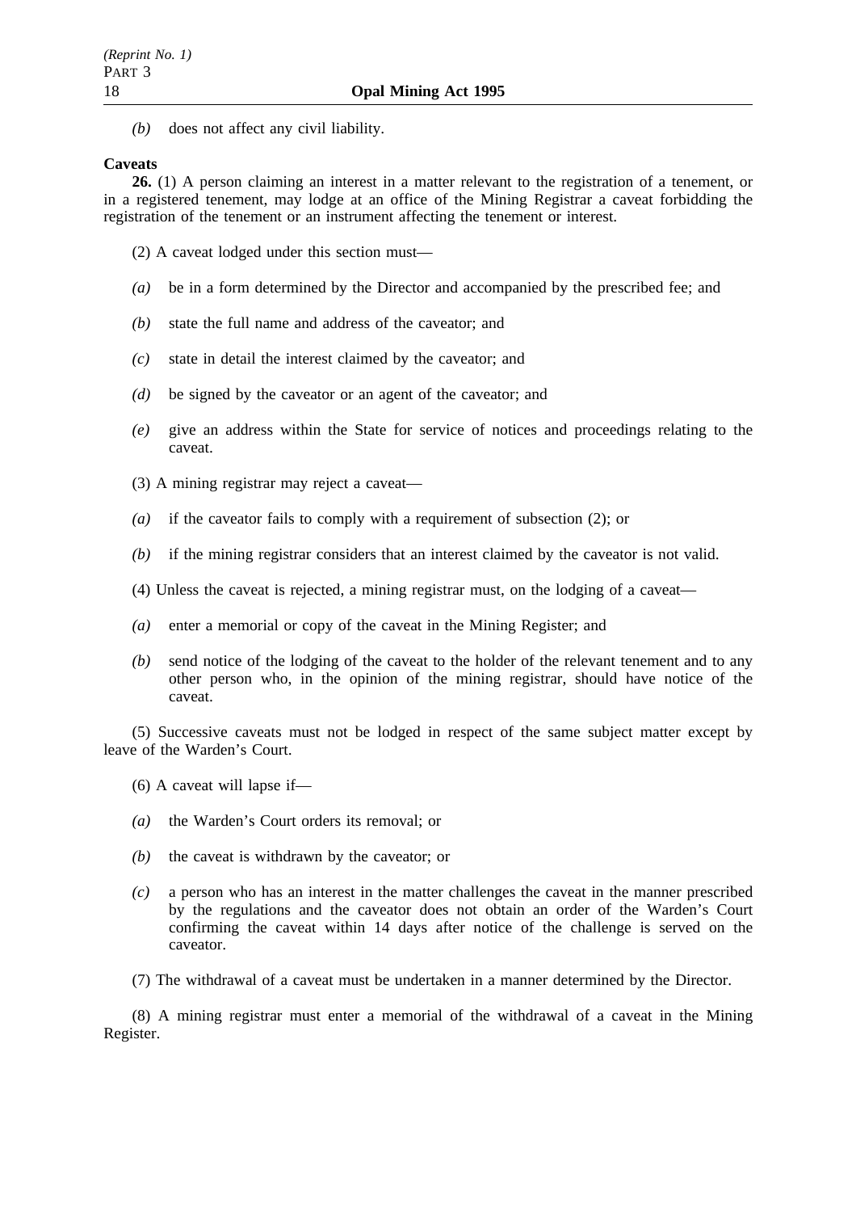*(b)* does not affect any civil liability.

**Caveats**

**26.** (1) A person claiming an interest in a matter relevant to the registration of a tenement, or in a registered tenement, may lodge at an office of the Mining Registrar a caveat forbidding the registration of the tenement or an instrument affecting the tenement or interest.

(2) A caveat lodged under this section must—

*(a)* be in a form determined by the Director and accompanied by the prescribed fee; and

*(b)* state the full name and address of the caveator; and

*(c)* state in detail the interest claimed by the caveator; and

*(d)* be signed by the caveator or an agent of the caveator; and

*(e)* give an address within the State for service of notices and proceedings relating to the caveat.

(3) A mining registrar may reject a caveat—

*(a)* if the caveator fails to comply with a requirement of subsection (2); or

*(b)* if the mining registrar considers that an interest claimed by the caveator is not valid.

(4) Unless the caveat is rejected, a mining registrar must, on the lodging of a caveat—

*(a)* enter a memorial or copy of the caveat in the Mining Register; and

*(b)* send notice of the lodging of the caveat to the holder of the relevant tenement and to any other person who, in the opinion of the mining registrar, should have notice of the caveat.

(5) Successive caveats must not be lodged in respect of the same subject matter except by leave of the Warden's Court.

(6) A caveat will lapse if—

*(a)* the Warden's Court orders its removal; or

*(b)* the caveat is withdrawn by the caveator; or

*(c)* a person who has an interest in the matter challenges the caveat in the manner prescribed by the regulations and the caveator does not obtain an order of the Warden's Court confirming the caveat within 14 days after notice of the challenge is served on the caveator.

(7) The withdrawal of a caveat must be undertaken in a manner determined by the Director.

(8) A mining registrar must enter a memorial of the withdrawal of a caveat in the Mining Register.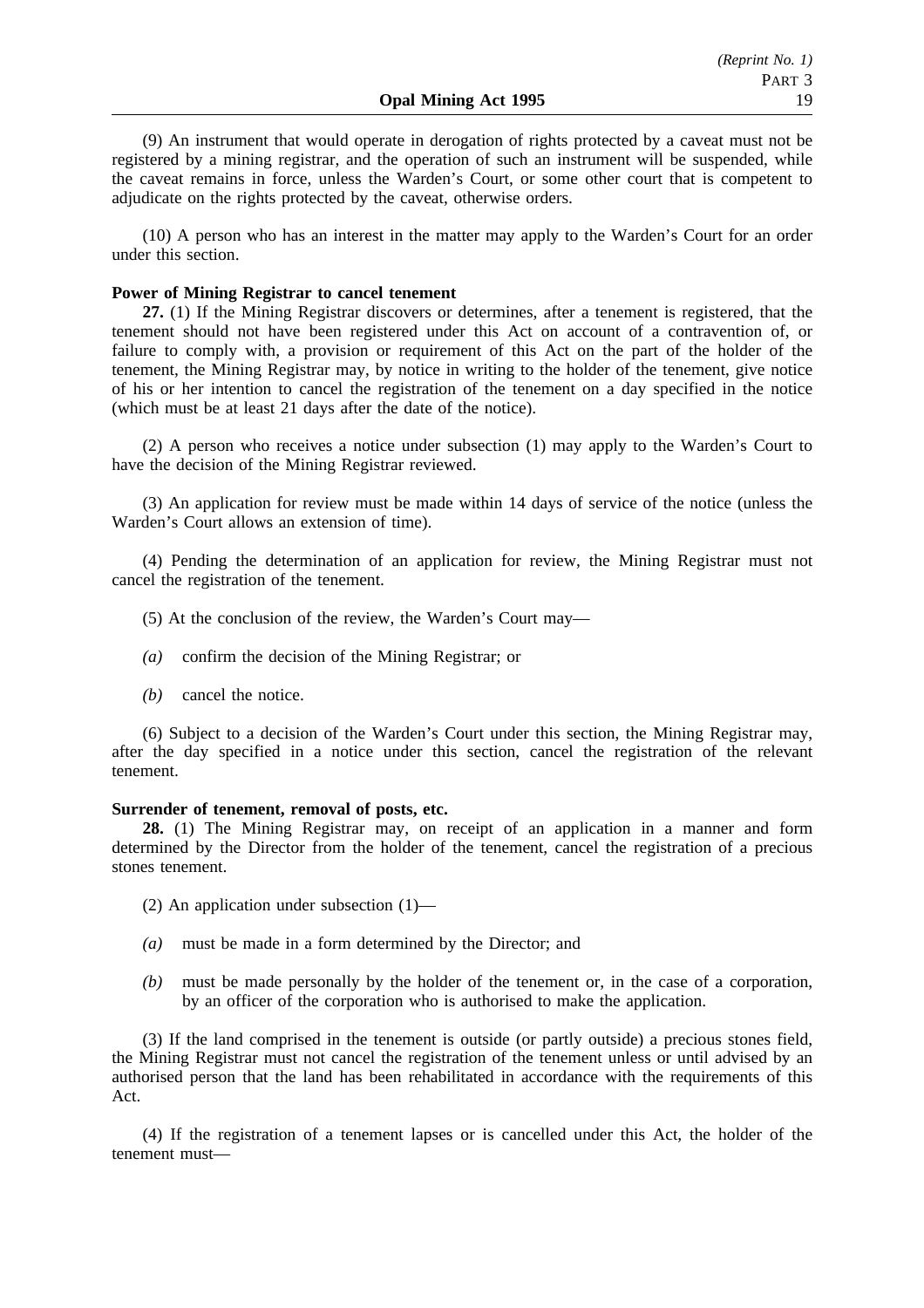(9) An instrument that would operate in derogation of rights protected by a caveat must not be registered by a mining registrar, and the operation of such an instrument will be suspended, while the caveat remains in force, unless the Warden's Court, or some other court that is competent to adjudicate on the rights protected by the caveat, otherwise orders.

(10) A person who has an interest in the matter may apply to the Warden's Court for an order under this section.

**Power of Mining Registrar to cancel tenement**

**27.** (1) If the Mining Registrar discovers or determines, after a tenement is registered, that the tenement should not have been registered under this Act on account of a contravention of, or failure to comply with, a provision or requirement of this Act on the part of the holder of the tenement, the Mining Registrar may, by notice in writing to the holder of the tenement, give notice of his or her intention to cancel the registration of the tenement on a day specified in the notice (which must be at least 21 days after the date of the notice).

(2) A person who receives a notice under subsection (1) may apply to the Warden's Court to have the decision of the Mining Registrar reviewed.

(3) An application for review must be made within 14 days of service of the notice (unless the Warden's Court allows an extension of time).

(4) Pending the determination of an application for review, the Mining Registrar must not cancel the registration of the tenement.

(5) At the conclusion of the review, the Warden's Court may—

*(a)* confirm the decision of the Mining Registrar; or

*(b)* cancel the notice.

(6) Subject to a decision of the Warden's Court under this section, the Mining Registrar may, after the day specified in a notice under this section, cancel the registration of the relevant tenement.

**Surrender of tenement, removal of posts, etc.**

**28.** (1) The Mining Registrar may, on receipt of an application in a manner and form determined by the Director from the holder of the tenement, cancel the registration of a precious stones tenement.

(2) An application under subsection (1)—

*(a)* must be made in a form determined by the Director; and

*(b)* must be made personally by the holder of the tenement or, in the case of a corporation, by an officer of the corporation who is authorised to make the application.

(3) If the land comprised in the tenement is outside (or partly outside) a precious stones field, the Mining Registrar must not cancel the registration of the tenement unless or until advised by an authorised person that the land has been rehabilitated in accordance with the requirements of this Act.

(4) If the registration of a tenement lapses or is cancelled under this Act, the holder of the tenement must—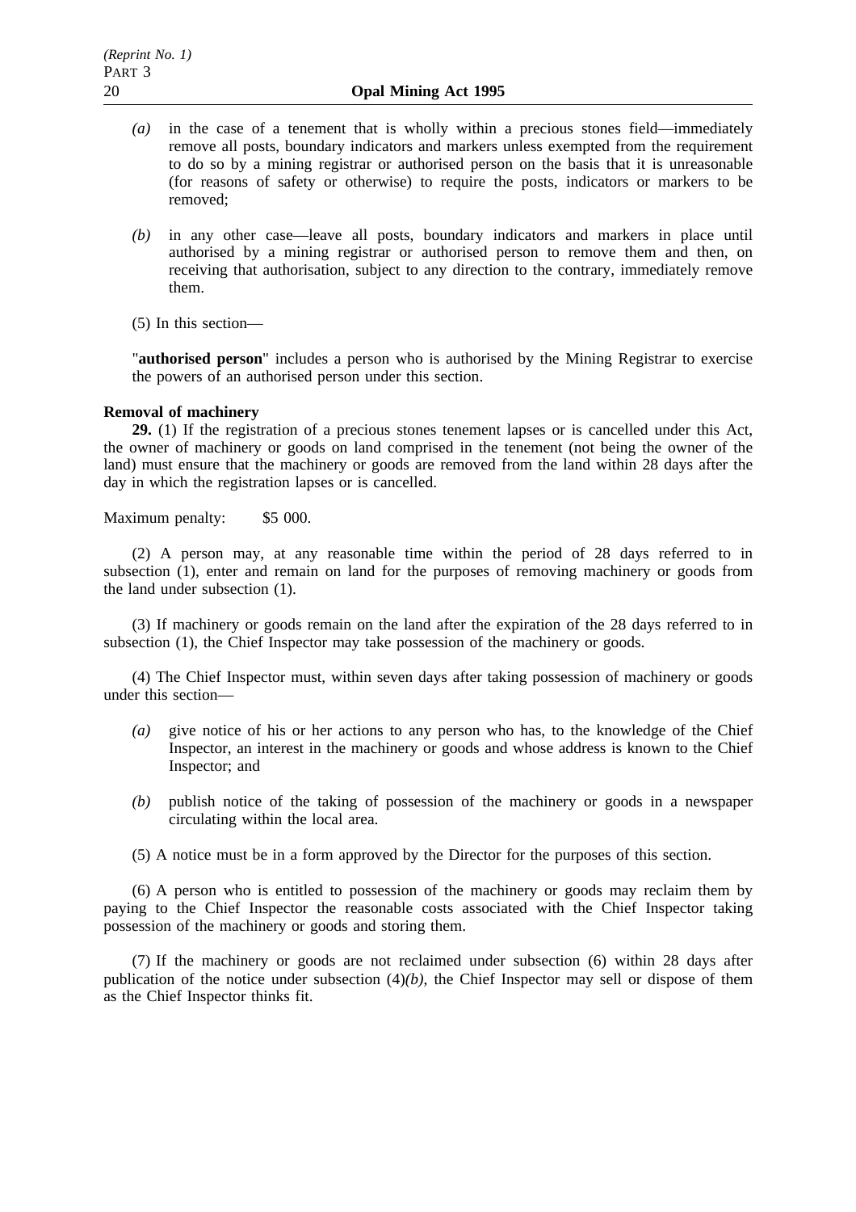*(a)* in the case of a tenement that is wholly within a precious stones field—immediately remove all posts, boundary indicators and markers unless exempted from the requirement to do so by a mining registrar or authorised person on the basis that it is unreasonable (for reasons of safety or otherwise) to require the posts, indicators or markers to be removed;

*(b)* in any other case—leave all posts, boundary indicators and markers in place until authorised by a mining registrar or authorised person to remove them and then, on receiving that authorisation, subject to any direction to the contrary, immediately remove them.

(5) In this section—

"**authorised person**" includes a person who is authorised by the Mining Registrar to exercise the powers of an authorised person under this section.

**Removal of machinery**

**29.** (1) If the registration of a precious stones tenement lapses or is cancelled under this Act, the owner of machinery or goods on land comprised in the tenement (not being the owner of the land) must ensure that the machinery or goods are removed from the land within 28 days after the day in which the registration lapses or is cancelled.

Maximum penalty: $5 000.

(2) A person may, at any reasonable time within the period of 28 days referred to in subsection (1), enter and remain on land for the purposes of removing machinery or goods from the land under subsection (1).

(3) If machinery or goods remain on the land after the expiration of the 28 days referred to in subsection (1), the Chief Inspector may take possession of the machinery or goods.

(4) The Chief Inspector must, within seven days after taking possession of machinery or goods under this section—

*(a)* give notice of his or her actions to any person who has, to the knowledge of the Chief Inspector, an interest in the machinery or goods and whose address is known to the Chief Inspector; and

*(b)* publish notice of the taking of possession of the machinery or goods in a newspaper circulating within the local area.

(5) A notice must be in a form approved by the Director for the purposes of this section.

(6) A person who is entitled to possession of the machinery or goods may reclaim them by paying to the Chief Inspector the reasonable costs associated with the Chief Inspector taking possession of the machinery or goods and storing them.

(7) If the machinery or goods are not reclaimed under subsection (6) within 28 days after publication of the notice under subsection (4)*(b)*, the Chief Inspector may sell or dispose of them as the Chief Inspector thinks fit.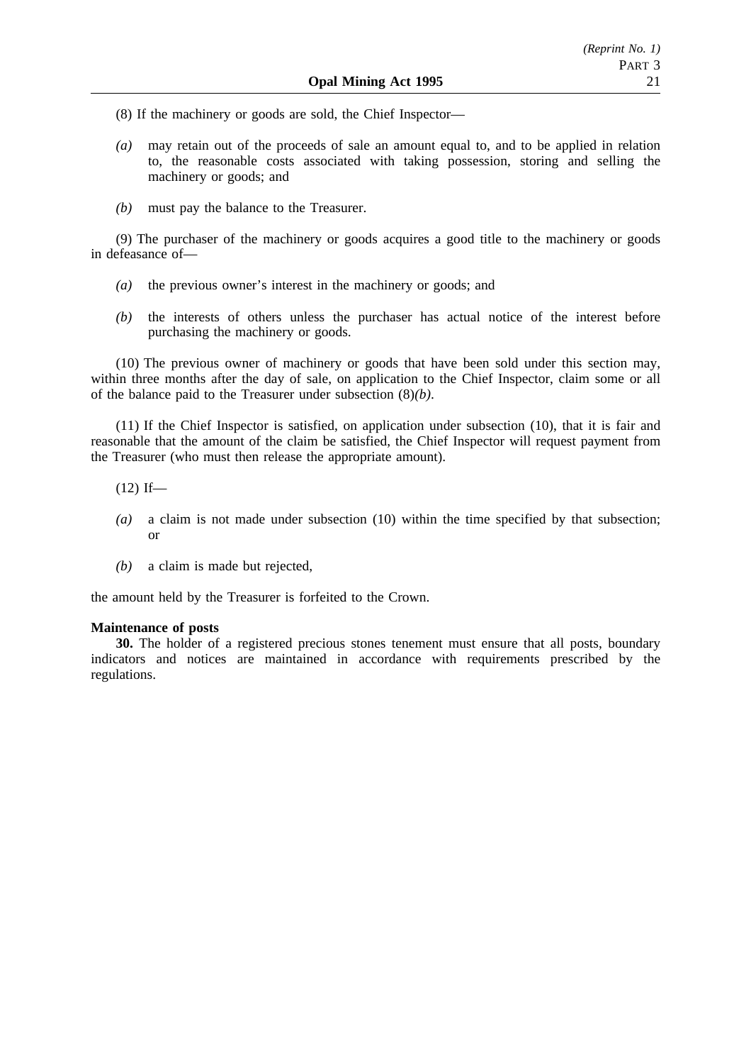(8) If the machinery or goods are sold, the Chief Inspector—

*(a)* may retain out of the proceeds of sale an amount equal to, and to be applied in relation to, the reasonable costs associated with taking possession, storing and selling the machinery or goods; and

*(b)* must pay the balance to the Treasurer.

(9) The purchaser of the machinery or goods acquires a good title to the machinery or goods in defeasance of—

*(a)* the previous owner's interest in the machinery or goods; and

*(b)* the interests of others unless the purchaser has actual notice of the interest before purchasing the machinery or goods.

(10) The previous owner of machinery or goods that have been sold under this section may, within three months after the day of sale, on application to the Chief Inspector, claim some or all of the balance paid to the Treasurer under subsection (8)*(b)*.

(11) If the Chief Inspector is satisfied, on application under subsection (10), that it is fair and reasonable that the amount of the claim be satisfied, the Chief Inspector will request payment from the Treasurer (who must then release the appropriate amount).

(12) If—

*(a)* a claim is not made under subsection (10) within the time specified by that subsection; or

*(b)* a claim is made but rejected,

the amount held by the Treasurer is forfeited to the Crown.

**Maintenance of posts**

**30.** The holder of a registered precious stones tenement must ensure that all posts, boundary indicators and notices are maintained in accordance with requirements prescribed by the regulations.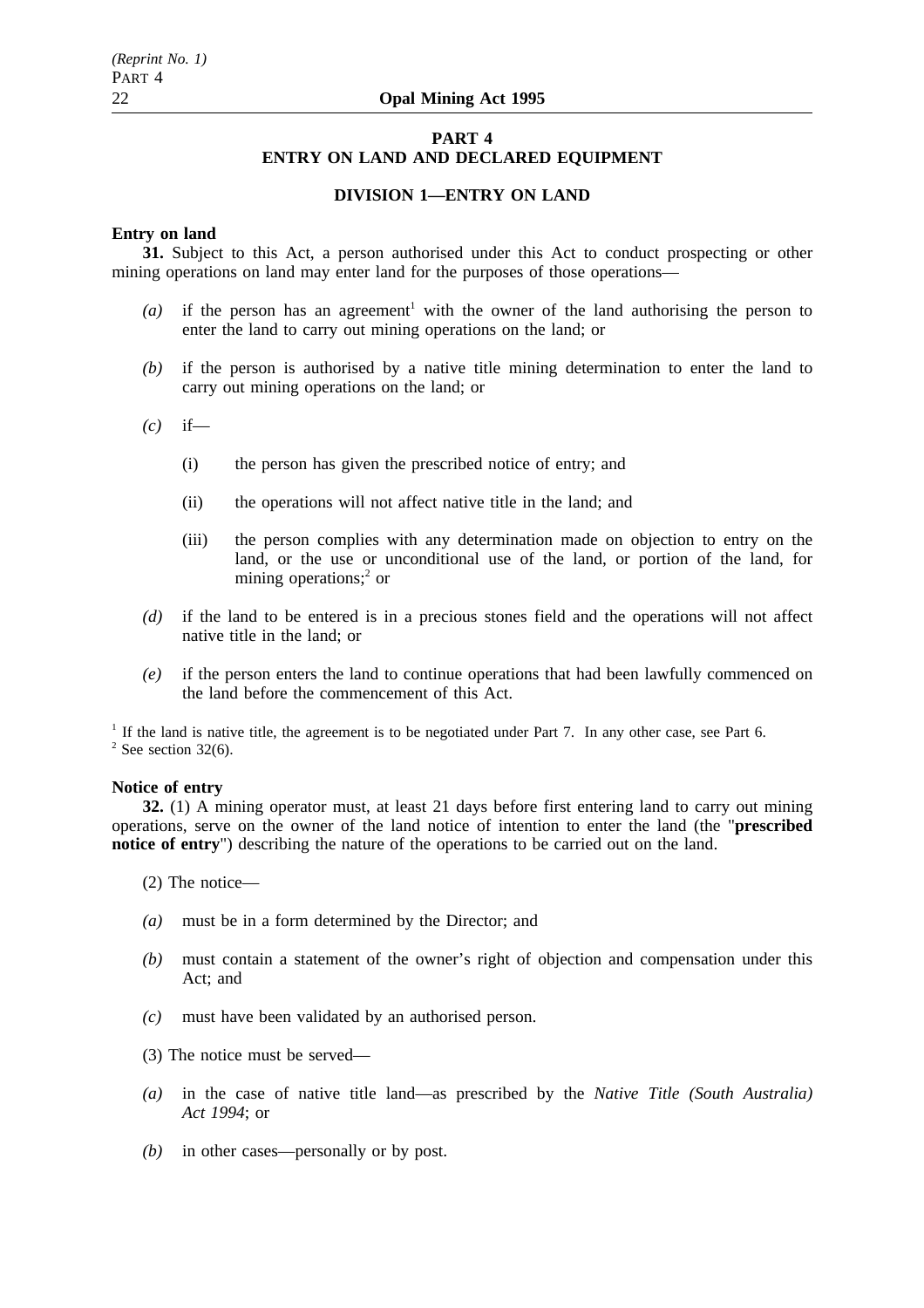## PART 4
## ENTRY ON LAND AND DECLARED EQUIPMENT

### DIVISION 1—ENTRY ON LAND

**Entry on land**

**31.** Subject to this Act, a person authorised under this Act to conduct prospecting or other mining operations on land may enter land for the purposes of those operations—

*(a)* if the person has an agreement[1] with the owner of the land authorising the person to enter the land to carry out mining operations on the land; or

*(b)* if the person is authorised by a native title mining determination to enter the land to carry out mining operations on the land; or

*(c)* if—

(i) the person has given the prescribed notice of entry; and

(ii) the operations will not affect native title in the land; and

(iii) the person complies with any determination made on objection to entry on the land, or the use or unconditional use of the land, or portion of the land, for mining operations;[2] or

*(d)* if the land to be entered is in a precious stones field and the operations will not affect native title in the land; or

*(e)* if the person enters the land to continue operations that had been lawfully commenced on the land before the commencement of this Act.

[1] If the land is native title, the agreement is to be negotiated under Part 7. In any other case, see Part 6.
[2] See section 32(6).

**Notice of entry**

**32.** (1) A mining operator must, at least 21 days before first entering land to carry out mining operations, serve on the owner of the land notice of intention to enter the land (the "**prescribed notice of entry**") describing the nature of the operations to be carried out on the land.

(2) The notice—

*(a)* must be in a form determined by the Director; and

*(b)* must contain a statement of the owner's right of objection and compensation under this Act; and

*(c)* must have been validated by an authorised person.

(3) The notice must be served—

*(a)* in the case of native title land—as prescribed by the *Native Title (South Australia) Act 1994*; or

*(b)* in other cases—personally or by post.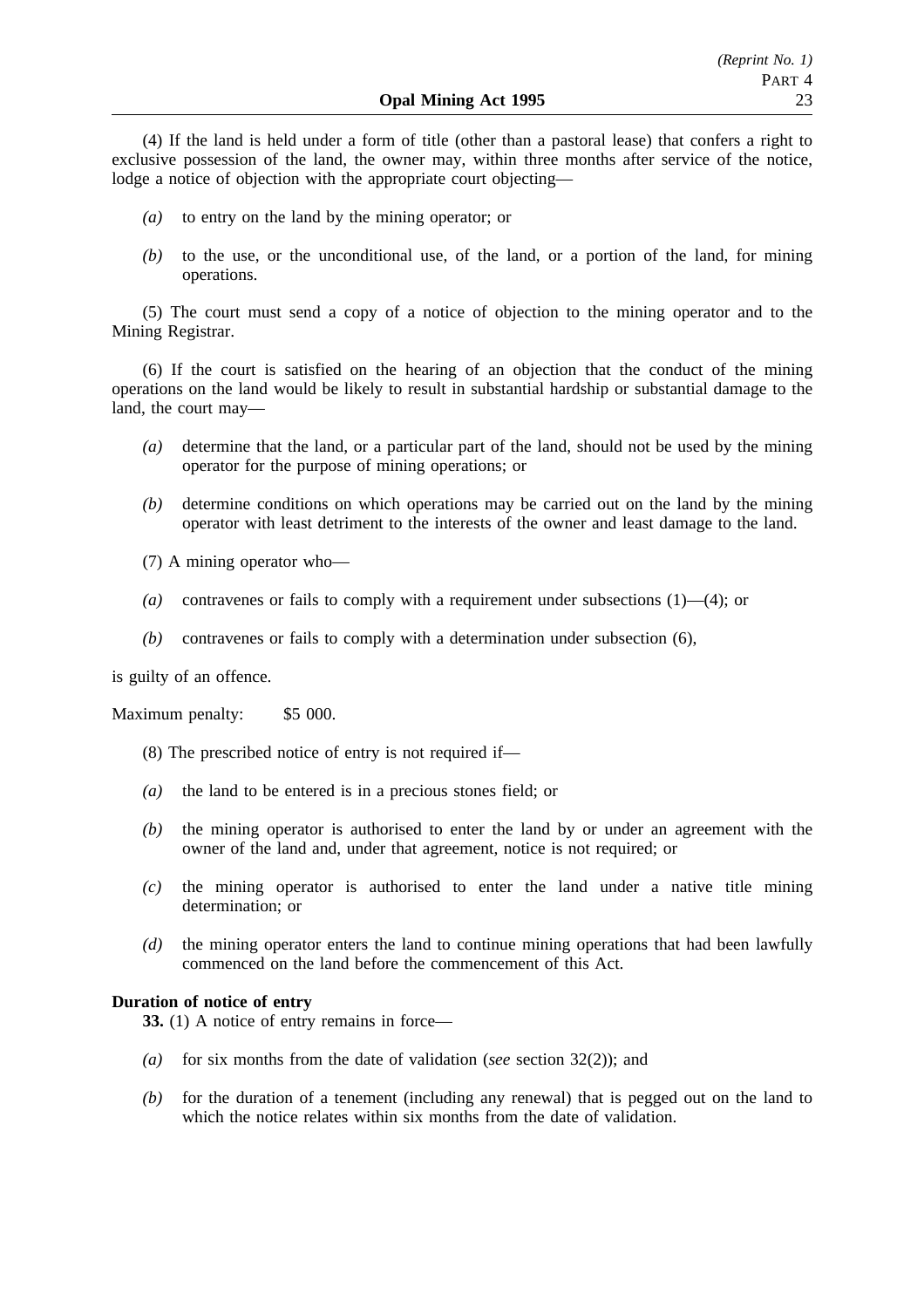(4) If the land is held under a form of title (other than a pastoral lease) that confers a right to exclusive possession of the land, the owner may, within three months after service of the notice, lodge a notice of objection with the appropriate court objecting—

*(a)* to entry on the land by the mining operator; or

*(b)* to the use, or the unconditional use, of the land, or a portion of the land, for mining operations.

(5) The court must send a copy of a notice of objection to the mining operator and to the Mining Registrar.

(6) If the court is satisfied on the hearing of an objection that the conduct of the mining operations on the land would be likely to result in substantial hardship or substantial damage to the land, the court may—

*(a)* determine that the land, or a particular part of the land, should not be used by the mining operator for the purpose of mining operations; or

*(b)* determine conditions on which operations may be carried out on the land by the mining operator with least detriment to the interests of the owner and least damage to the land.

(7) A mining operator who—

*(a)* contravenes or fails to comply with a requirement under subsections (1)—(4); or

*(b)* contravenes or fails to comply with a determination under subsection (6),

is guilty of an offence.

Maximum penalty: $5 000.

(8) The prescribed notice of entry is not required if—

*(a)* the land to be entered is in a precious stones field; or

*(b)* the mining operator is authorised to enter the land by or under an agreement with the owner of the land and, under that agreement, notice is not required; or

*(c)* the mining operator is authorised to enter the land under a native title mining determination; or

*(d)* the mining operator enters the land to continue mining operations that had been lawfully commenced on the land before the commencement of this Act.

**Duration of notice of entry**

**33.** (1) A notice of entry remains in force—

*(a)* for six months from the date of validation (*see* section 32(2)); and

*(b)* for the duration of a tenement (including any renewal) that is pegged out on the land to which the notice relates within six months from the date of validation.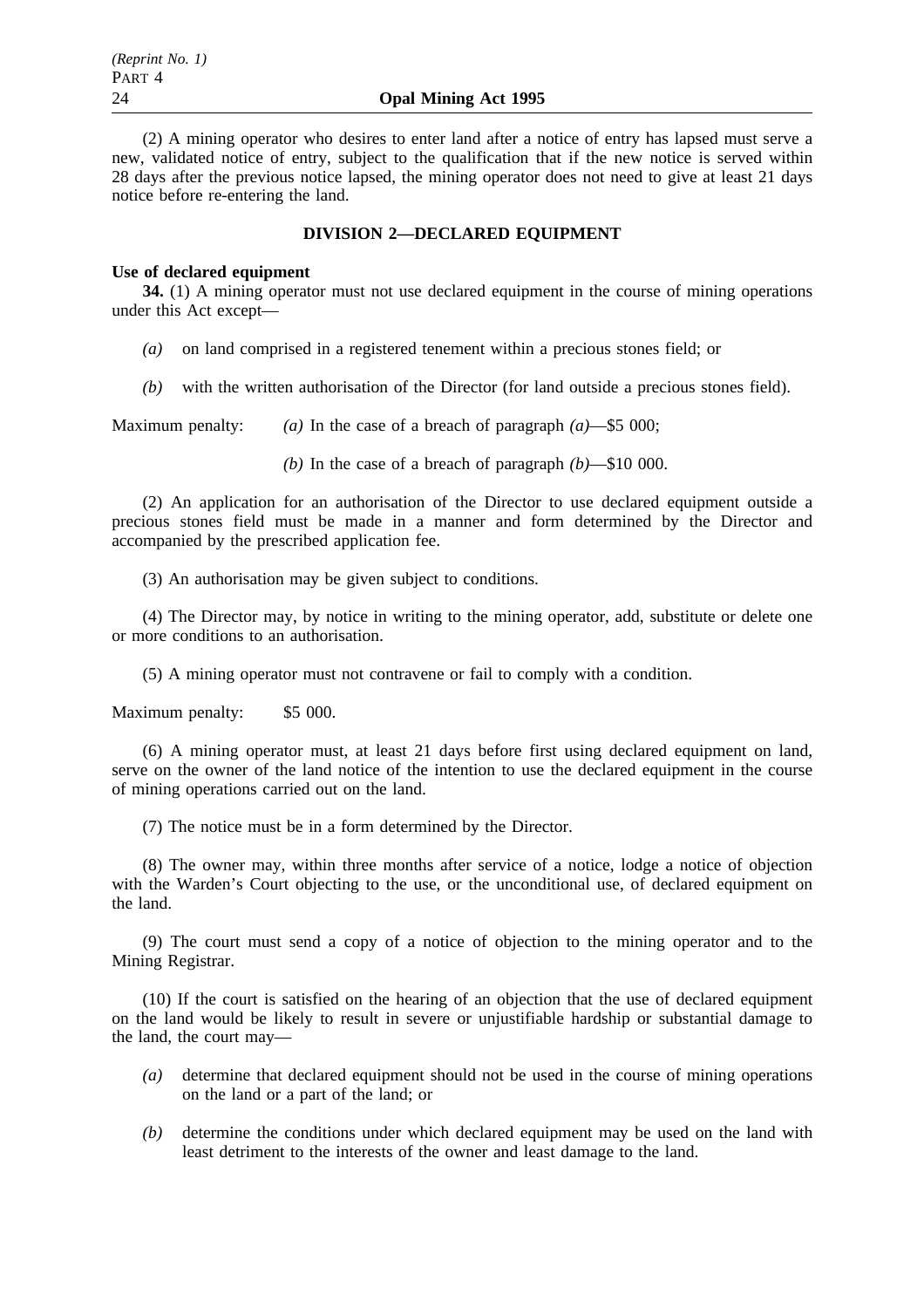(2) A mining operator who desires to enter land after a notice of entry has lapsed must serve a new, validated notice of entry, subject to the qualification that if the new notice is served within 28 days after the previous notice lapsed, the mining operator does not need to give at least 21 days notice before re-entering the land.

## DIVISION 2—DECLARED EQUIPMENT

**Use of declared equipment**

**34.** (1) A mining operator must not use declared equipment in the course of mining operations under this Act except—

*(a)* on land comprised in a registered tenement within a precious stones field; or

*(b)* with the written authorisation of the Director (for land outside a precious stones field).

Maximum penalty: *(a)* In the case of a breach of paragraph *(a)*—$5 000;

*(b)* In the case of a breach of paragraph *(b)*—$10 000.

(2) An application for an authorisation of the Director to use declared equipment outside a precious stones field must be made in a manner and form determined by the Director and accompanied by the prescribed application fee.

(3) An authorisation may be given subject to conditions.

(4) The Director may, by notice in writing to the mining operator, add, substitute or delete one or more conditions to an authorisation.

(5) A mining operator must not contravene or fail to comply with a condition.

Maximum penalty: $5 000.

(6) A mining operator must, at least 21 days before first using declared equipment on land, serve on the owner of the land notice of the intention to use the declared equipment in the course of mining operations carried out on the land.

(7) The notice must be in a form determined by the Director.

(8) The owner may, within three months after service of a notice, lodge a notice of objection with the Warden's Court objecting to the use, or the unconditional use, of declared equipment on the land.

(9) The court must send a copy of a notice of objection to the mining operator and to the Mining Registrar.

(10) If the court is satisfied on the hearing of an objection that the use of declared equipment on the land would be likely to result in severe or unjustifiable hardship or substantial damage to the land, the court may—

*(a)* determine that declared equipment should not be used in the course of mining operations on the land or a part of the land; or

*(b)* determine the conditions under which declared equipment may be used on the land with least detriment to the interests of the owner and least damage to the land.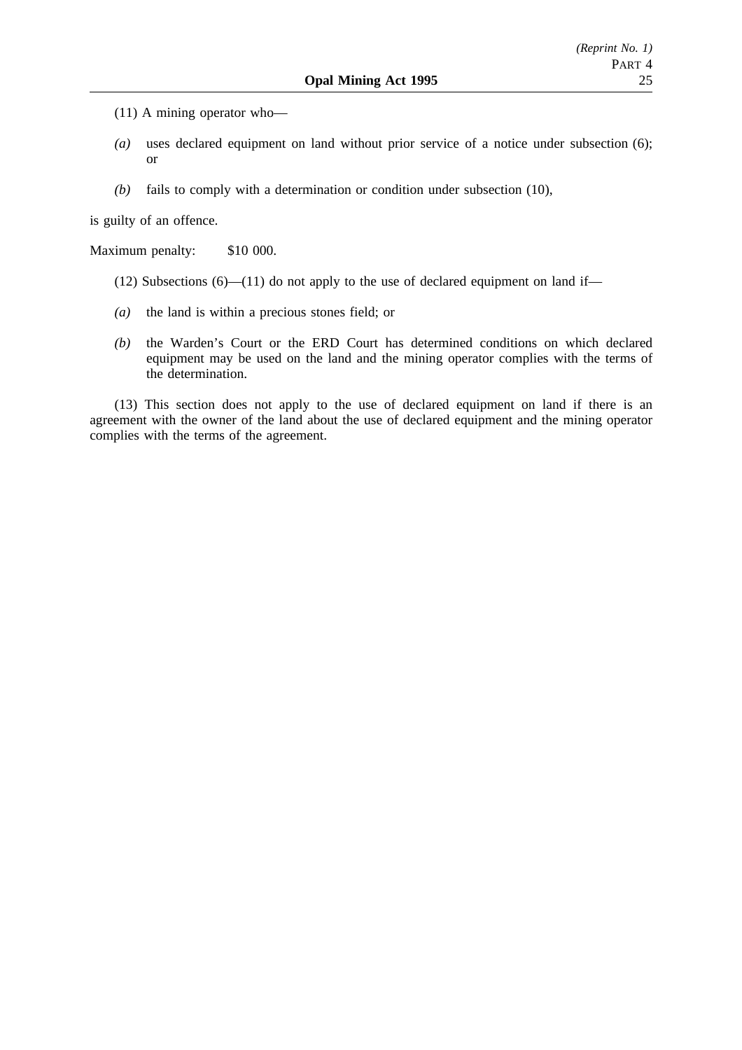(11) A mining operator who—

*(a)* uses declared equipment on land without prior service of a notice under subsection (6); or

*(b)* fails to comply with a determination or condition under subsection (10),

is guilty of an offence.

Maximum penalty: $10 000.

(12) Subsections (6)—(11) do not apply to the use of declared equipment on land if—

*(a)* the land is within a precious stones field; or

*(b)* the Warden's Court or the ERD Court has determined conditions on which declared equipment may be used on the land and the mining operator complies with the terms of the determination.

(13) This section does not apply to the use of declared equipment on land if there is an agreement with the owner of the land about the use of declared equipment and the mining operator complies with the terms of the agreement.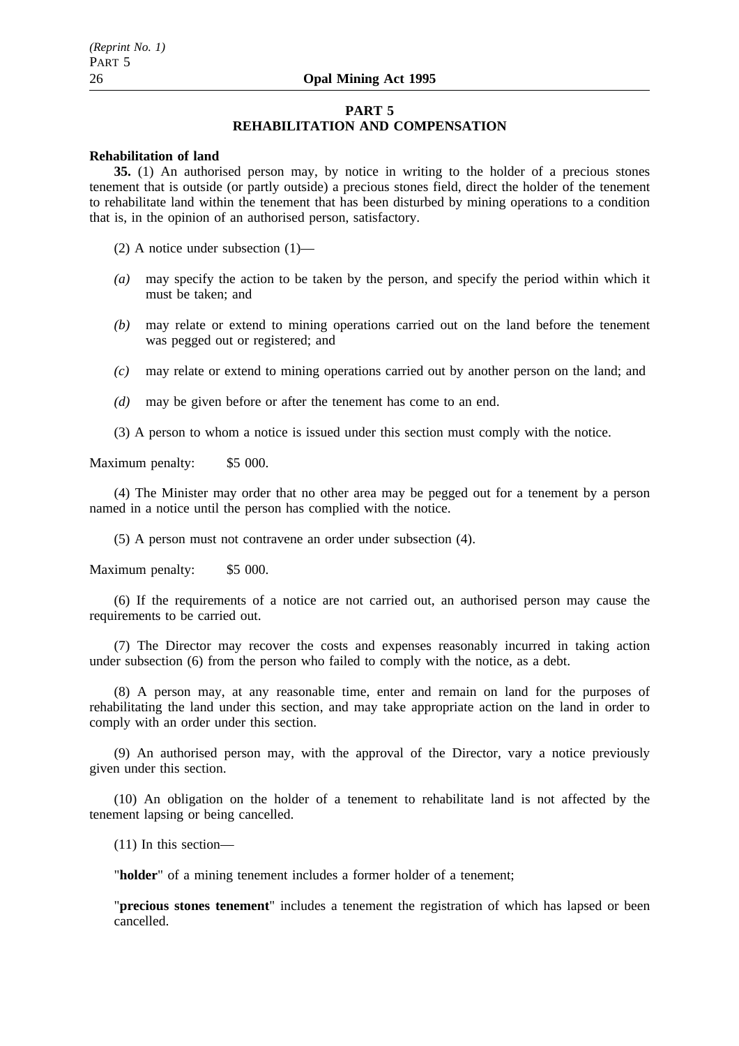## PART 5
## REHABILITATION AND COMPENSATION

**Rehabilitation of land**

**35.** (1) An authorised person may, by notice in writing to the holder of a precious stones tenement that is outside (or partly outside) a precious stones field, direct the holder of the tenement to rehabilitate land within the tenement that has been disturbed by mining operations to a condition that is, in the opinion of an authorised person, satisfactory.

(2) A notice under subsection (1)—

*(a)* may specify the action to be taken by the person, and specify the period within which it must be taken; and

*(b)* may relate or extend to mining operations carried out on the land before the tenement was pegged out or registered; and

*(c)* may relate or extend to mining operations carried out by another person on the land; and

*(d)* may be given before or after the tenement has come to an end.

(3) A person to whom a notice is issued under this section must comply with the notice.

Maximum penalty: $5 000.

(4) The Minister may order that no other area may be pegged out for a tenement by a person named in a notice until the person has complied with the notice.

(5) A person must not contravene an order under subsection (4).

Maximum penalty: $5 000.

(6) If the requirements of a notice are not carried out, an authorised person may cause the requirements to be carried out.

(7) The Director may recover the costs and expenses reasonably incurred in taking action under subsection (6) from the person who failed to comply with the notice, as a debt.

(8) A person may, at any reasonable time, enter and remain on land for the purposes of rehabilitating the land under this section, and may take appropriate action on the land in order to comply with an order under this section.

(9) An authorised person may, with the approval of the Director, vary a notice previously given under this section.

(10) An obligation on the holder of a tenement to rehabilitate land is not affected by the tenement lapsing or being cancelled.

(11) In this section—

"**holder**" of a mining tenement includes a former holder of a tenement;

"**precious stones tenement**" includes a tenement the registration of which has lapsed or been cancelled.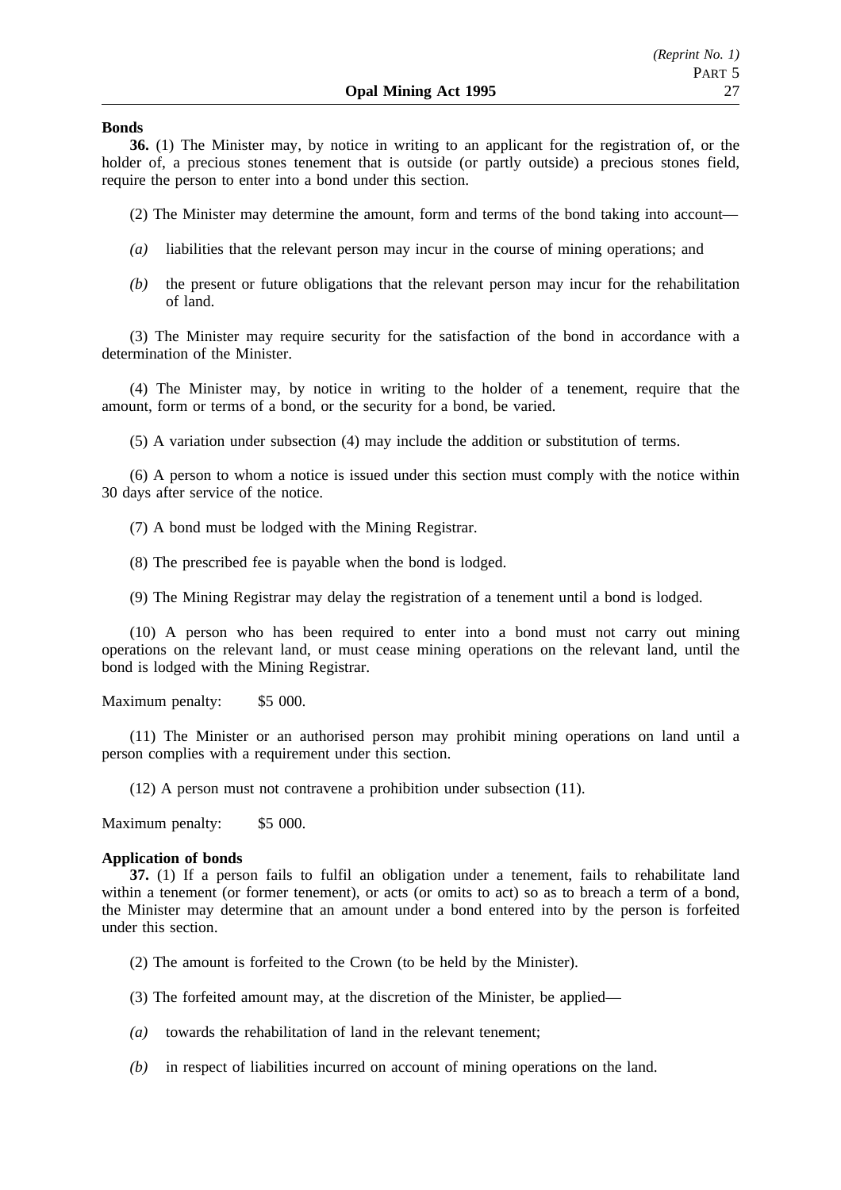**Bonds**

**36.** (1) The Minister may, by notice in writing to an applicant for the registration of, or the holder of, a precious stones tenement that is outside (or partly outside) a precious stones field, require the person to enter into a bond under this section.

(2) The Minister may determine the amount, form and terms of the bond taking into account—

*(a)* liabilities that the relevant person may incur in the course of mining operations; and

*(b)* the present or future obligations that the relevant person may incur for the rehabilitation of land.

(3) The Minister may require security for the satisfaction of the bond in accordance with a determination of the Minister.

(4) The Minister may, by notice in writing to the holder of a tenement, require that the amount, form or terms of a bond, or the security for a bond, be varied.

(5) A variation under subsection (4) may include the addition or substitution of terms.

(6) A person to whom a notice is issued under this section must comply with the notice within 30 days after service of the notice.

(7) A bond must be lodged with the Mining Registrar.

(8) The prescribed fee is payable when the bond is lodged.

(9) The Mining Registrar may delay the registration of a tenement until a bond is lodged.

(10) A person who has been required to enter into a bond must not carry out mining operations on the relevant land, or must cease mining operations on the relevant land, until the bond is lodged with the Mining Registrar.

Maximum penalty: $5 000.

(11) The Minister or an authorised person may prohibit mining operations on land until a person complies with a requirement under this section.

(12) A person must not contravene a prohibition under subsection (11).

Maximum penalty: $5 000.

**Application of bonds**

**37.** (1) If a person fails to fulfil an obligation under a tenement, fails to rehabilitate land within a tenement (or former tenement), or acts (or omits to act) so as to breach a term of a bond, the Minister may determine that an amount under a bond entered into by the person is forfeited under this section.

(2) The amount is forfeited to the Crown (to be held by the Minister).

(3) The forfeited amount may, at the discretion of the Minister, be applied—

*(a)* towards the rehabilitation of land in the relevant tenement;

*(b)* in respect of liabilities incurred on account of mining operations on the land.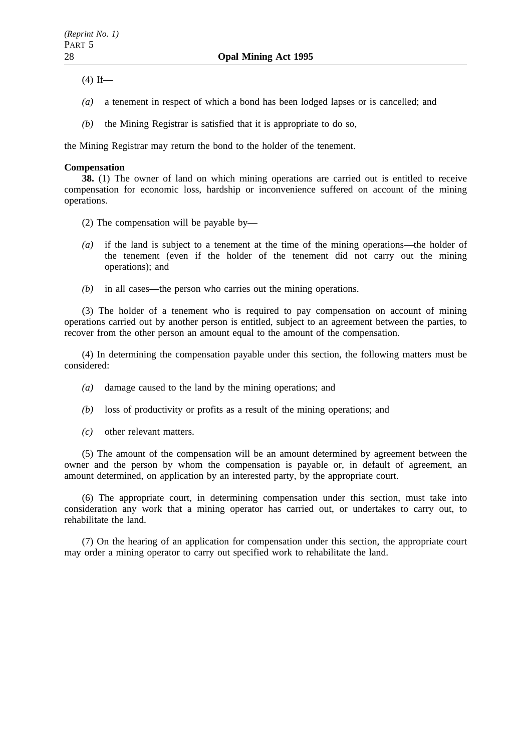(4) If—

*(a)* a tenement in respect of which a bond has been lodged lapses or is cancelled; and

*(b)* the Mining Registrar is satisfied that it is appropriate to do so,

the Mining Registrar may return the bond to the holder of the tenement.

**Compensation**

**38.** (1) The owner of land on which mining operations are carried out is entitled to receive compensation for economic loss, hardship or inconvenience suffered on account of the mining operations.

(2) The compensation will be payable by—

*(a)* if the land is subject to a tenement at the time of the mining operations—the holder of the tenement (even if the holder of the tenement did not carry out the mining operations); and

*(b)* in all cases—the person who carries out the mining operations.

(3) The holder of a tenement who is required to pay compensation on account of mining operations carried out by another person is entitled, subject to an agreement between the parties, to recover from the other person an amount equal to the amount of the compensation.

(4) In determining the compensation payable under this section, the following matters must be considered:

*(a)* damage caused to the land by the mining operations; and

*(b)* loss of productivity or profits as a result of the mining operations; and

*(c)* other relevant matters.

(5) The amount of the compensation will be an amount determined by agreement between the owner and the person by whom the compensation is payable or, in default of agreement, an amount determined, on application by an interested party, by the appropriate court.

(6) The appropriate court, in determining compensation under this section, must take into consideration any work that a mining operator has carried out, or undertakes to carry out, to rehabilitate the land.

(7) On the hearing of an application for compensation under this section, the appropriate court may order a mining operator to carry out specified work to rehabilitate the land.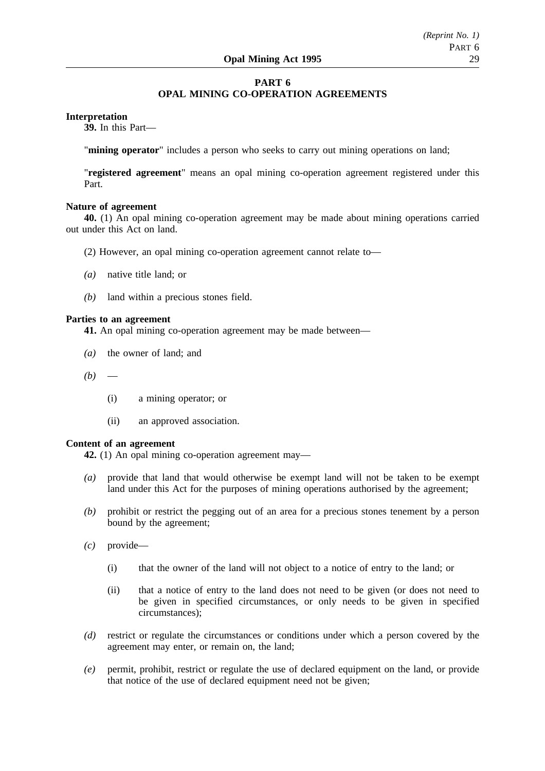# PART 6
# OPAL MINING CO-OPERATION AGREEMENTS

**Interpretation**

**39.** In this Part—

"**mining operator**" includes a person who seeks to carry out mining operations on land;

"**registered agreement**" means an opal mining co-operation agreement registered under this Part.

**Nature of agreement**

**40.** (1) An opal mining co-operation agreement may be made about mining operations carried out under this Act on land.

(2) However, an opal mining co-operation agreement cannot relate to—

*(a)* native title land; or

*(b)* land within a precious stones field.

**Parties to an agreement**

**41.** An opal mining co-operation agreement may be made between—

*(a)* the owner of land; and

*(b)* —

(i) a mining operator; or

(ii) an approved association.

**Content of an agreement**

**42.** (1) An opal mining co-operation agreement may—

*(a)* provide that land that would otherwise be exempt land will not be taken to be exempt land under this Act for the purposes of mining operations authorised by the agreement;

*(b)* prohibit or restrict the pegging out of an area for a precious stones tenement by a person bound by the agreement;

*(c)* provide—

(i) that the owner of the land will not object to a notice of entry to the land; or

(ii) that a notice of entry to the land does not need to be given (or does not need to be given in specified circumstances, or only needs to be given in specified circumstances);

*(d)* restrict or regulate the circumstances or conditions under which a person covered by the agreement may enter, or remain on, the land;

*(e)* permit, prohibit, restrict or regulate the use of declared equipment on the land, or provide that notice of the use of declared equipment need not be given;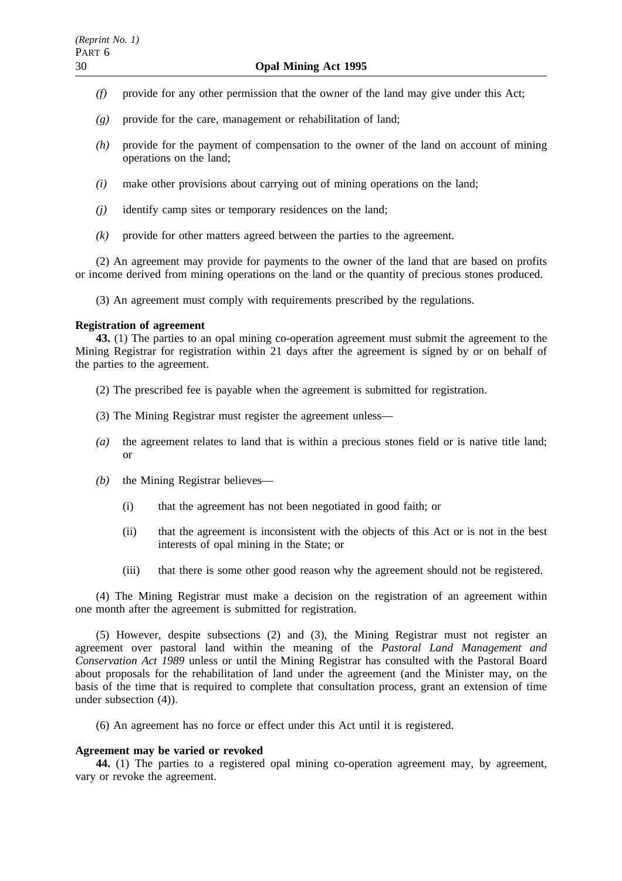*(f)* provide for any other permission that the owner of the land may give under this Act;

*(g)* provide for the care, management or rehabilitation of land;

*(h)* provide for the payment of compensation to the owner of the land on account of mining operations on the land;

*(i)* make other provisions about carrying out of mining operations on the land;

*(j)* identify camp sites or temporary residences on the land;

*(k)* provide for other matters agreed between the parties to the agreement.

(2) An agreement may provide for payments to the owner of the land that are based on profits or income derived from mining operations on the land or the quantity of precious stones produced.

(3) An agreement must comply with requirements prescribed by the regulations.

**Registration of agreement**

**43.** (1) The parties to an opal mining co-operation agreement must submit the agreement to the Mining Registrar for registration within 21 days after the agreement is signed by or on behalf of the parties to the agreement.

(2) The prescribed fee is payable when the agreement is submitted for registration.

(3) The Mining Registrar must register the agreement unless—

*(a)* the agreement relates to land that is within a precious stones field or is native title land; or

*(b)* the Mining Registrar believes—

(i) that the agreement has not been negotiated in good faith; or

(ii) that the agreement is inconsistent with the objects of this Act or is not in the best interests of opal mining in the State; or

(iii) that there is some other good reason why the agreement should not be registered.

(4) The Mining Registrar must make a decision on the registration of an agreement within one month after the agreement is submitted for registration.

(5) However, despite subsections (2) and (3), the Mining Registrar must not register an agreement over pastoral land within the meaning of the *Pastoral Land Management and Conservation Act 1989* unless or until the Mining Registrar has consulted with the Pastoral Board about proposals for the rehabilitation of land under the agreement (and the Minister may, on the basis of the time that is required to complete that consultation process, grant an extension of time under subsection (4)).

(6) An agreement has no force or effect under this Act until it is registered.

**Agreement may be varied or revoked**

**44.** (1) The parties to a registered opal mining co-operation agreement may, by agreement, vary or revoke the agreement.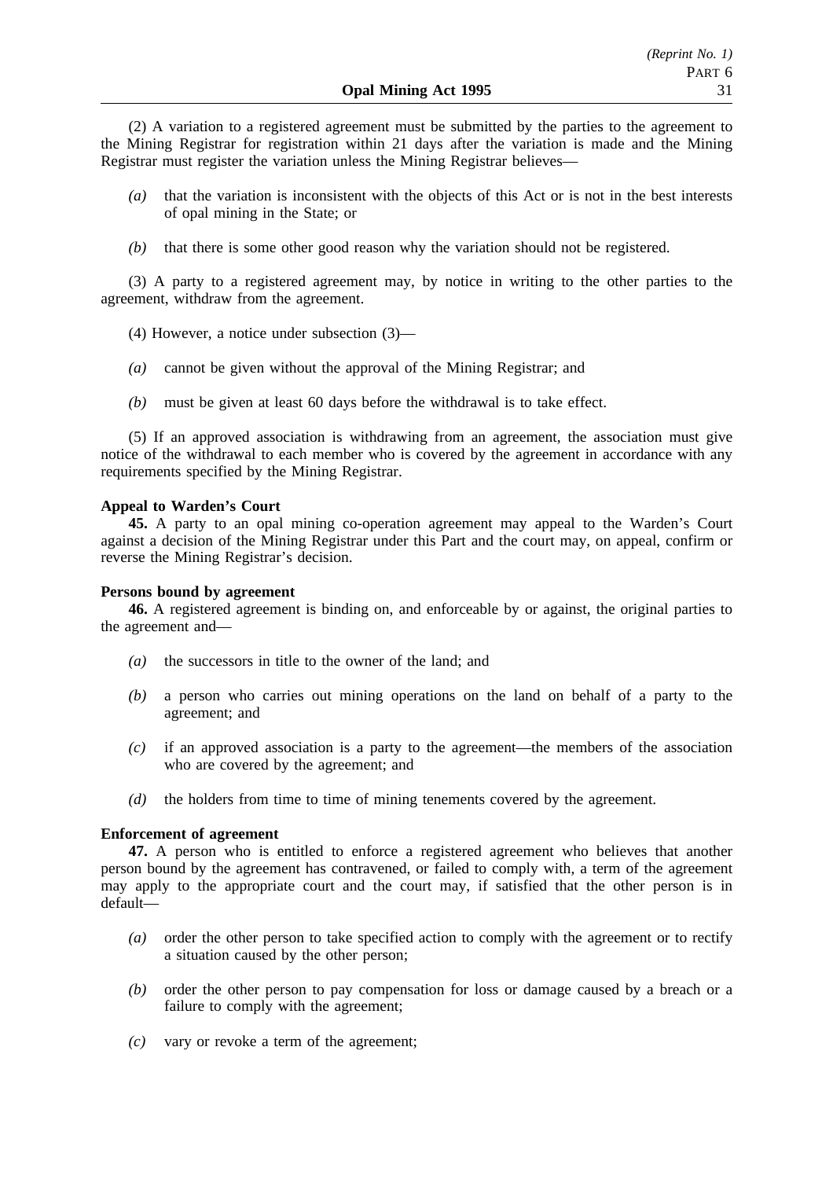(2) A variation to a registered agreement must be submitted by the parties to the agreement to the Mining Registrar for registration within 21 days after the variation is made and the Mining Registrar must register the variation unless the Mining Registrar believes—

*(a)* that the variation is inconsistent with the objects of this Act or is not in the best interests of opal mining in the State; or

*(b)* that there is some other good reason why the variation should not be registered.

(3) A party to a registered agreement may, by notice in writing to the other parties to the agreement, withdraw from the agreement.

(4) However, a notice under subsection (3)—

*(a)* cannot be given without the approval of the Mining Registrar; and

*(b)* must be given at least 60 days before the withdrawal is to take effect.

(5) If an approved association is withdrawing from an agreement, the association must give notice of the withdrawal to each member who is covered by the agreement in accordance with any requirements specified by the Mining Registrar.

**Appeal to Warden's Court**

**45.** A party to an opal mining co-operation agreement may appeal to the Warden's Court against a decision of the Mining Registrar under this Part and the court may, on appeal, confirm or reverse the Mining Registrar's decision.

**Persons bound by agreement**

**46.** A registered agreement is binding on, and enforceable by or against, the original parties to the agreement and—

*(a)* the successors in title to the owner of the land; and

*(b)* a person who carries out mining operations on the land on behalf of a party to the agreement; and

*(c)* if an approved association is a party to the agreement—the members of the association who are covered by the agreement; and

*(d)* the holders from time to time of mining tenements covered by the agreement.

**Enforcement of agreement**

**47.** A person who is entitled to enforce a registered agreement who believes that another person bound by the agreement has contravened, or failed to comply with, a term of the agreement may apply to the appropriate court and the court may, if satisfied that the other person is in default—

*(a)* order the other person to take specified action to comply with the agreement or to rectify a situation caused by the other person;

*(b)* order the other person to pay compensation for loss or damage caused by a breach or a failure to comply with the agreement;

*(c)* vary or revoke a term of the agreement;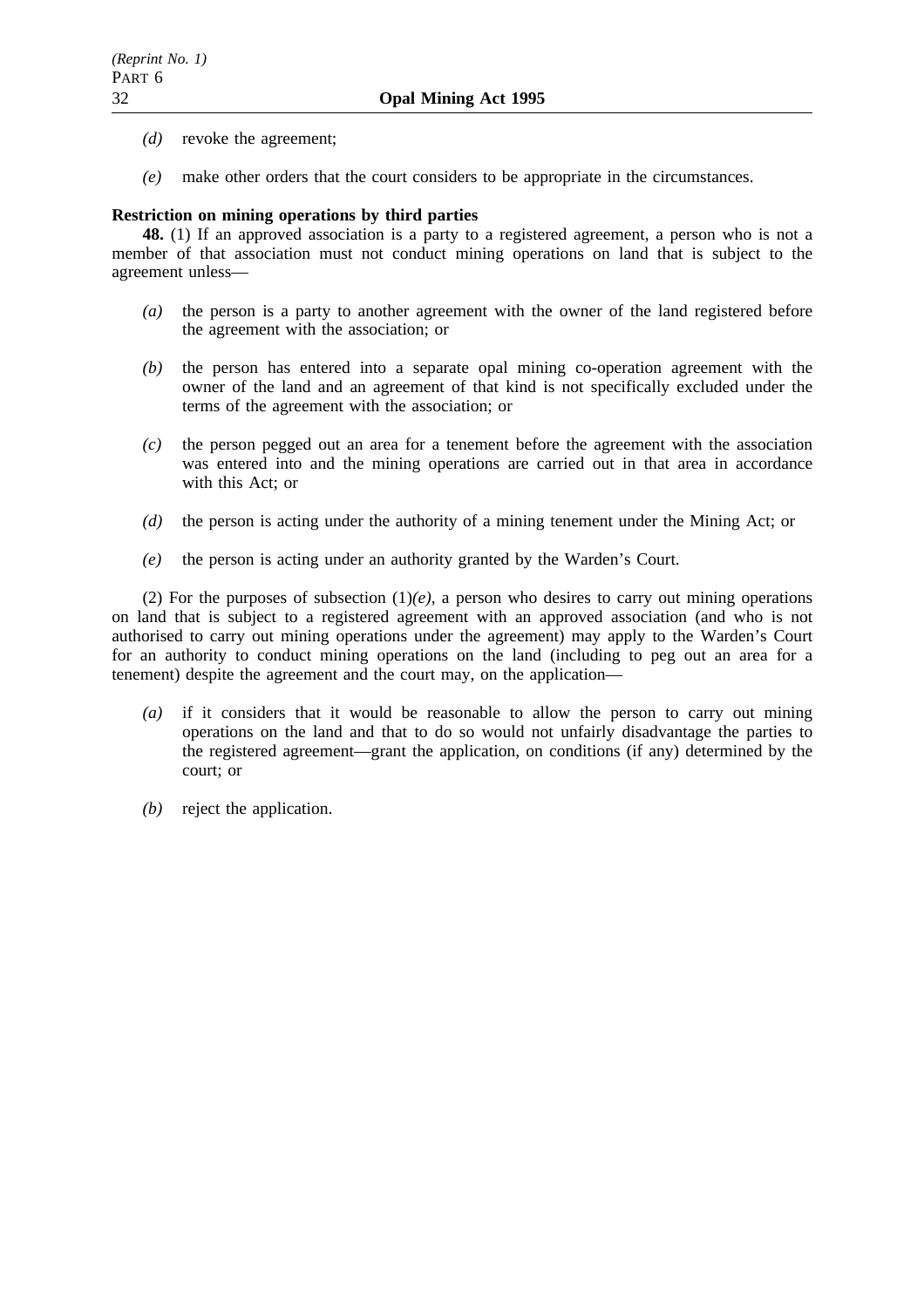*(d)* revoke the agreement;

*(e)* make other orders that the court considers to be appropriate in the circumstances.

**Restriction on mining operations by third parties**

**48.** (1) If an approved association is a party to a registered agreement, a person who is not a member of that association must not conduct mining operations on land that is subject to the agreement unless—

*(a)* the person is a party to another agreement with the owner of the land registered before the agreement with the association; or

*(b)* the person has entered into a separate opal mining co-operation agreement with the owner of the land and an agreement of that kind is not specifically excluded under the terms of the agreement with the association; or

*(c)* the person pegged out an area for a tenement before the agreement with the association was entered into and the mining operations are carried out in that area in accordance with this Act; or

*(d)* the person is acting under the authority of a mining tenement under the Mining Act; or

*(e)* the person is acting under an authority granted by the Warden's Court.

(2) For the purposes of subsection (1)*(e)*, a person who desires to carry out mining operations on land that is subject to a registered agreement with an approved association (and who is not authorised to carry out mining operations under the agreement) may apply to the Warden's Court for an authority to conduct mining operations on the land (including to peg out an area for a tenement) despite the agreement and the court may, on the application—

*(a)* if it considers that it would be reasonable to allow the person to carry out mining operations on the land and that to do so would not unfairly disadvantage the parties to the registered agreement—grant the application, on conditions (if any) determined by the court; or

*(b)* reject the application.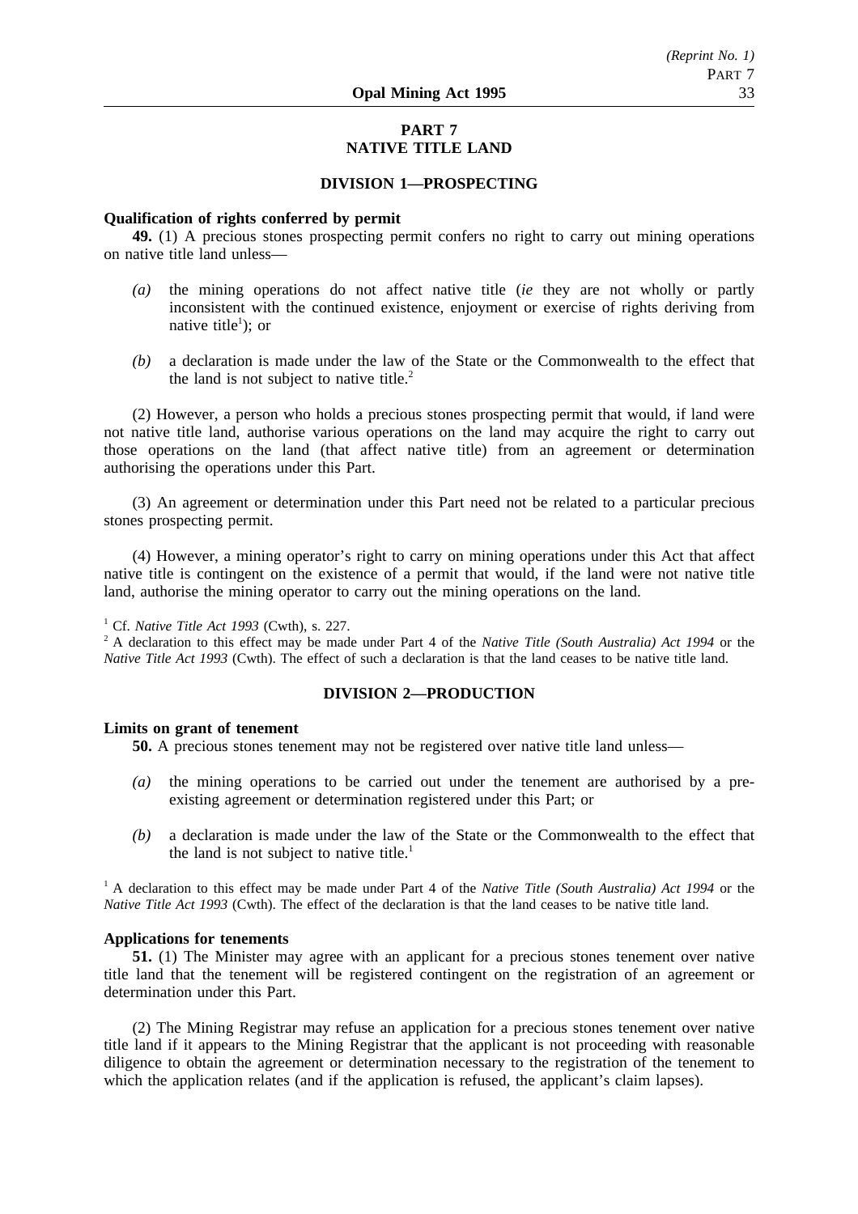## PART 7
## NATIVE TITLE LAND

### DIVISION 1—PROSPECTING

**Qualification of rights conferred by permit**

**49.** (1) A precious stones prospecting permit confers no right to carry out mining operations on native title land unless—

*(a)* the mining operations do not affect native title (*ie* they are not wholly or partly inconsistent with the continued existence, enjoyment or exercise of rights deriving from native title[1]); or

*(b)* a declaration is made under the law of the State or the Commonwealth to the effect that the land is not subject to native title.[2]

(2) However, a person who holds a precious stones prospecting permit that would, if land were not native title land, authorise various operations on the land may acquire the right to carry out those operations on the land (that affect native title) from an agreement or determination authorising the operations under this Part.

(3) An agreement or determination under this Part need not be related to a particular precious stones prospecting permit.

(4) However, a mining operator's right to carry on mining operations under this Act that affect native title is contingent on the existence of a permit that would, if the land were not native title land, authorise the mining operator to carry out the mining operations on the land.

[1] Cf. *Native Title Act 1993* (Cwth), s. 227.

[2] A declaration to this effect may be made under Part 4 of the *Native Title (South Australia) Act 1994* or the *Native Title Act 1993* (Cwth). The effect of such a declaration is that the land ceases to be native title land.

### DIVISION 2—PRODUCTION

**Limits on grant of tenement**

**50.** A precious stones tenement may not be registered over native title land unless—

*(a)* the mining operations to be carried out under the tenement are authorised by a pre-existing agreement or determination registered under this Part; or

*(b)* a declaration is made under the law of the State or the Commonwealth to the effect that the land is not subject to native title.[1]

[1] A declaration to this effect may be made under Part 4 of the *Native Title (South Australia) Act 1994* or the *Native Title Act 1993* (Cwth). The effect of the declaration is that the land ceases to be native title land.

**Applications for tenements**

**51.** (1) The Minister may agree with an applicant for a precious stones tenement over native title land that the tenement will be registered contingent on the registration of an agreement or determination under this Part.

(2) The Mining Registrar may refuse an application for a precious stones tenement over native title land if it appears to the Mining Registrar that the applicant is not proceeding with reasonable diligence to obtain the agreement or determination necessary to the registration of the tenement to which the application relates (and if the application is refused, the applicant's claim lapses).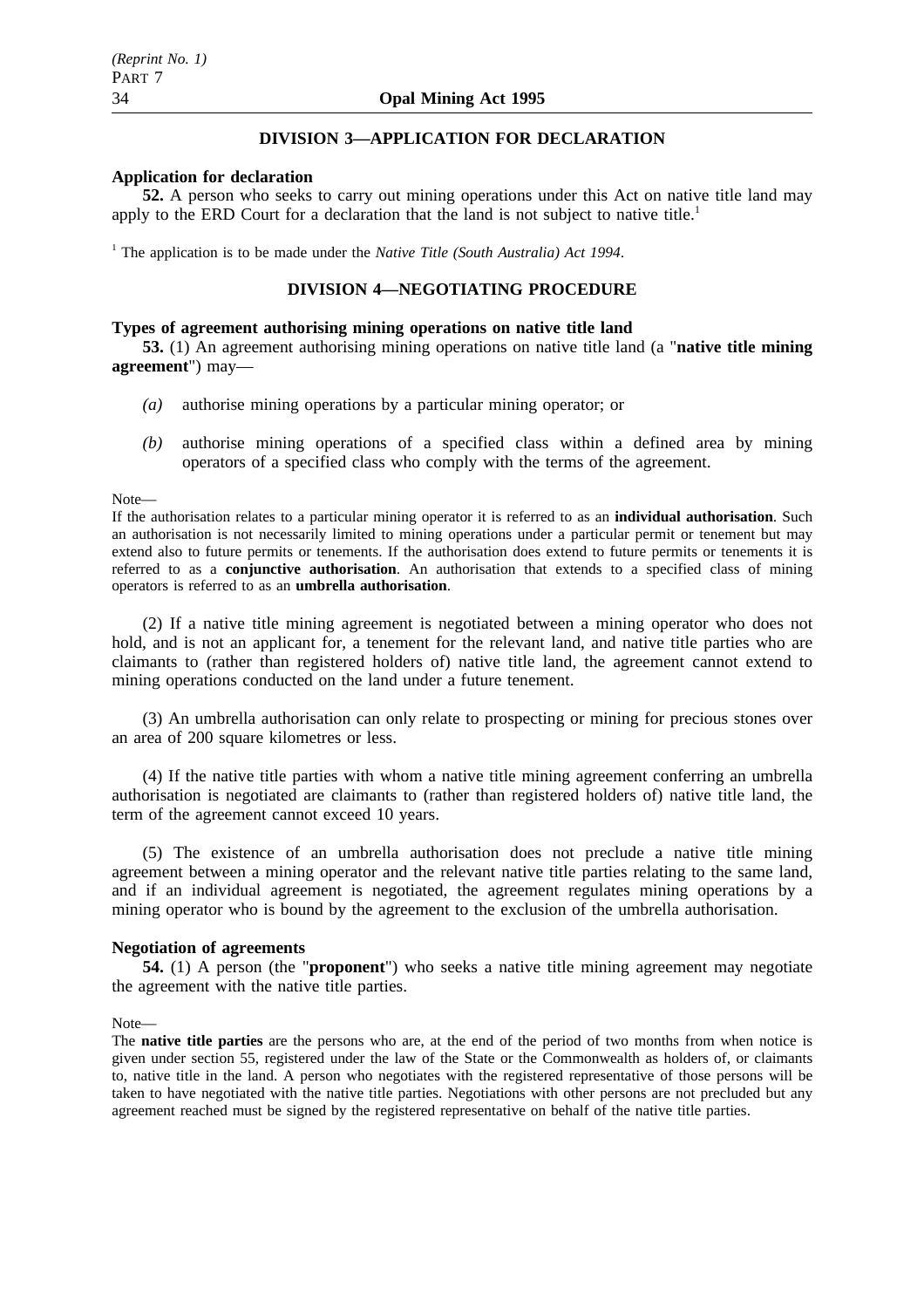## DIVISION 3—APPLICATION FOR DECLARATION

**Application for declaration**

**52.** A person who seeks to carry out mining operations under this Act on native title land may apply to the ERD Court for a declaration that the land is not subject to native title.[1]

[1] The application is to be made under the *Native Title (South Australia) Act 1994*.

## DIVISION 4—NEGOTIATING PROCEDURE

**Types of agreement authorising mining operations on native title land**

**53.** (1) An agreement authorising mining operations on native title land (a "**native title mining agreement**") may—

*(a)* authorise mining operations by a particular mining operator; or

*(b)* authorise mining operations of a specified class within a defined area by mining operators of a specified class who comply with the terms of the agreement.

Note—

If the authorisation relates to a particular mining operator it is referred to as an **individual authorisation**. Such an authorisation is not necessarily limited to mining operations under a particular permit or tenement but may extend also to future permits or tenements. If the authorisation does extend to future permits or tenements it is referred to as a **conjunctive authorisation**. An authorisation that extends to a specified class of mining operators is referred to as an **umbrella authorisation**.

(2) If a native title mining agreement is negotiated between a mining operator who does not hold, and is not an applicant for, a tenement for the relevant land, and native title parties who are claimants to (rather than registered holders of) native title land, the agreement cannot extend to mining operations conducted on the land under a future tenement.

(3) An umbrella authorisation can only relate to prospecting or mining for precious stones over an area of 200 square kilometres or less.

(4) If the native title parties with whom a native title mining agreement conferring an umbrella authorisation is negotiated are claimants to (rather than registered holders of) native title land, the term of the agreement cannot exceed 10 years.

(5) The existence of an umbrella authorisation does not preclude a native title mining agreement between a mining operator and the relevant native title parties relating to the same land, and if an individual agreement is negotiated, the agreement regulates mining operations by a mining operator who is bound by the agreement to the exclusion of the umbrella authorisation.

**Negotiation of agreements**

**54.** (1) A person (the "**proponent**") who seeks a native title mining agreement may negotiate the agreement with the native title parties.

Note—

The **native title parties** are the persons who are, at the end of the period of two months from when notice is given under section 55, registered under the law of the State or the Commonwealth as holders of, or claimants to, native title in the land. A person who negotiates with the registered representative of those persons will be taken to have negotiated with the native title parties. Negotiations with other persons are not precluded but any agreement reached must be signed by the registered representative on behalf of the native title parties.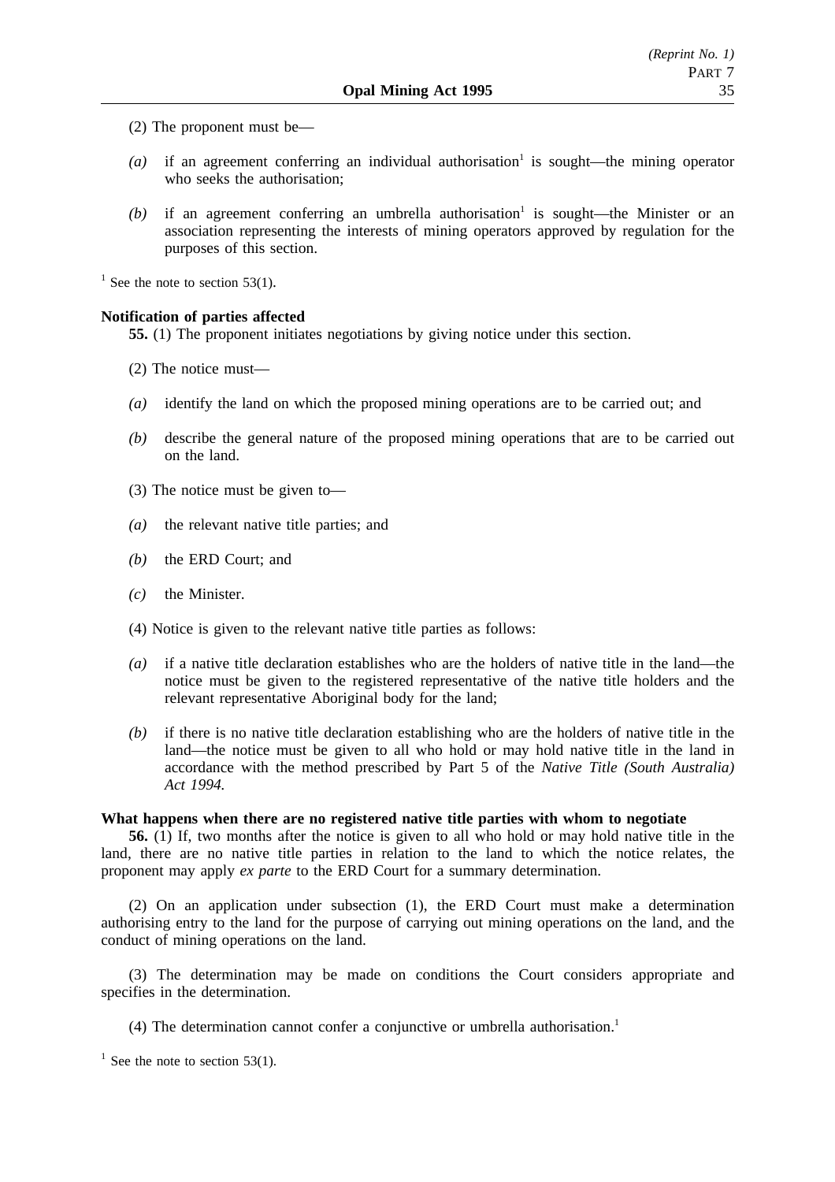(2) The proponent must be—

*(a)* if an agreement conferring an individual authorisation[1] is sought—the mining operator who seeks the authorisation;

*(b)* if an agreement conferring an umbrella authorisation[1] is sought—the Minister or an association representing the interests of mining operators approved by regulation for the purposes of this section.

[1] See the note to section 53(1).

**Notification of parties affected**

**55.** (1) The proponent initiates negotiations by giving notice under this section.

(2) The notice must—

*(a)* identify the land on which the proposed mining operations are to be carried out; and

*(b)* describe the general nature of the proposed mining operations that are to be carried out on the land.

(3) The notice must be given to—

*(a)* the relevant native title parties; and

*(b)* the ERD Court; and

*(c)* the Minister.

(4) Notice is given to the relevant native title parties as follows:

*(a)* if a native title declaration establishes who are the holders of native title in the land—the notice must be given to the registered representative of the native title holders and the relevant representative Aboriginal body for the land;

*(b)* if there is no native title declaration establishing who are the holders of native title in the land—the notice must be given to all who hold or may hold native title in the land in accordance with the method prescribed by Part 5 of the *Native Title (South Australia) Act 1994.*

**What happens when there are no registered native title parties with whom to negotiate**

**56.** (1) If, two months after the notice is given to all who hold or may hold native title in the land, there are no native title parties in relation to the land to which the notice relates, the proponent may apply *ex parte* to the ERD Court for a summary determination.

(2) On an application under subsection (1), the ERD Court must make a determination authorising entry to the land for the purpose of carrying out mining operations on the land, and the conduct of mining operations on the land.

(3) The determination may be made on conditions the Court considers appropriate and specifies in the determination.

(4) The determination cannot confer a conjunctive or umbrella authorisation.[1]

[1] See the note to section 53(1).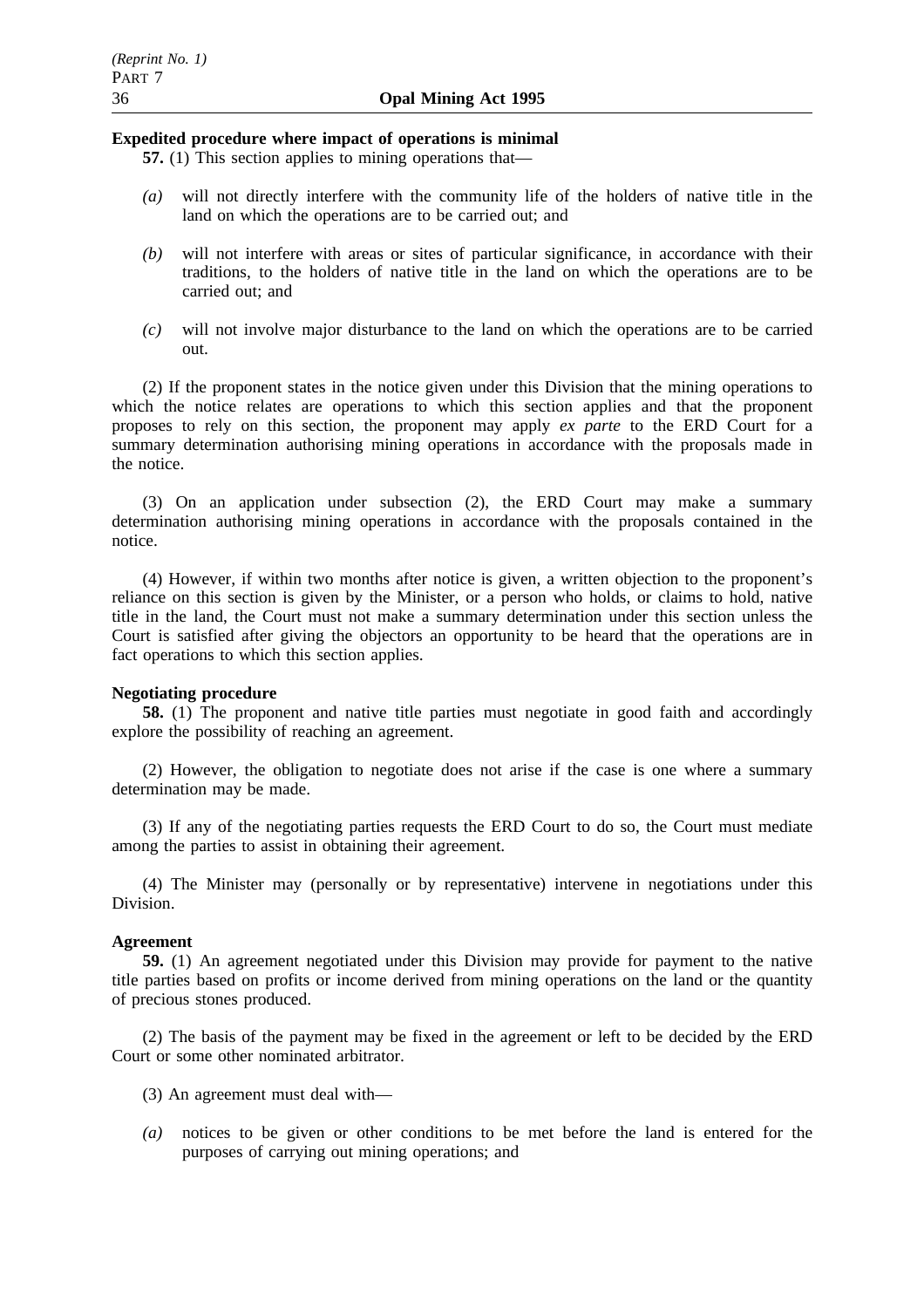**Expedited procedure where impact of operations is minimal**

**57.** (1) This section applies to mining operations that—

*(a)* will not directly interfere with the community life of the holders of native title in the land on which the operations are to be carried out; and

*(b)* will not interfere with areas or sites of particular significance, in accordance with their traditions, to the holders of native title in the land on which the operations are to be carried out; and

*(c)* will not involve major disturbance to the land on which the operations are to be carried out.

(2) If the proponent states in the notice given under this Division that the mining operations to which the notice relates are operations to which this section applies and that the proponent proposes to rely on this section, the proponent may apply *ex parte* to the ERD Court for a summary determination authorising mining operations in accordance with the proposals made in the notice.

(3) On an application under subsection (2), the ERD Court may make a summary determination authorising mining operations in accordance with the proposals contained in the notice.

(4) However, if within two months after notice is given, a written objection to the proponent's reliance on this section is given by the Minister, or a person who holds, or claims to hold, native title in the land, the Court must not make a summary determination under this section unless the Court is satisfied after giving the objectors an opportunity to be heard that the operations are in fact operations to which this section applies.

**Negotiating procedure**

**58.** (1) The proponent and native title parties must negotiate in good faith and accordingly explore the possibility of reaching an agreement.

(2) However, the obligation to negotiate does not arise if the case is one where a summary determination may be made.

(3) If any of the negotiating parties requests the ERD Court to do so, the Court must mediate among the parties to assist in obtaining their agreement.

(4) The Minister may (personally or by representative) intervene in negotiations under this Division.

**Agreement**

**59.** (1) An agreement negotiated under this Division may provide for payment to the native title parties based on profits or income derived from mining operations on the land or the quantity of precious stones produced.

(2) The basis of the payment may be fixed in the agreement or left to be decided by the ERD Court or some other nominated arbitrator.

(3) An agreement must deal with—

*(a)* notices to be given or other conditions to be met before the land is entered for the purposes of carrying out mining operations; and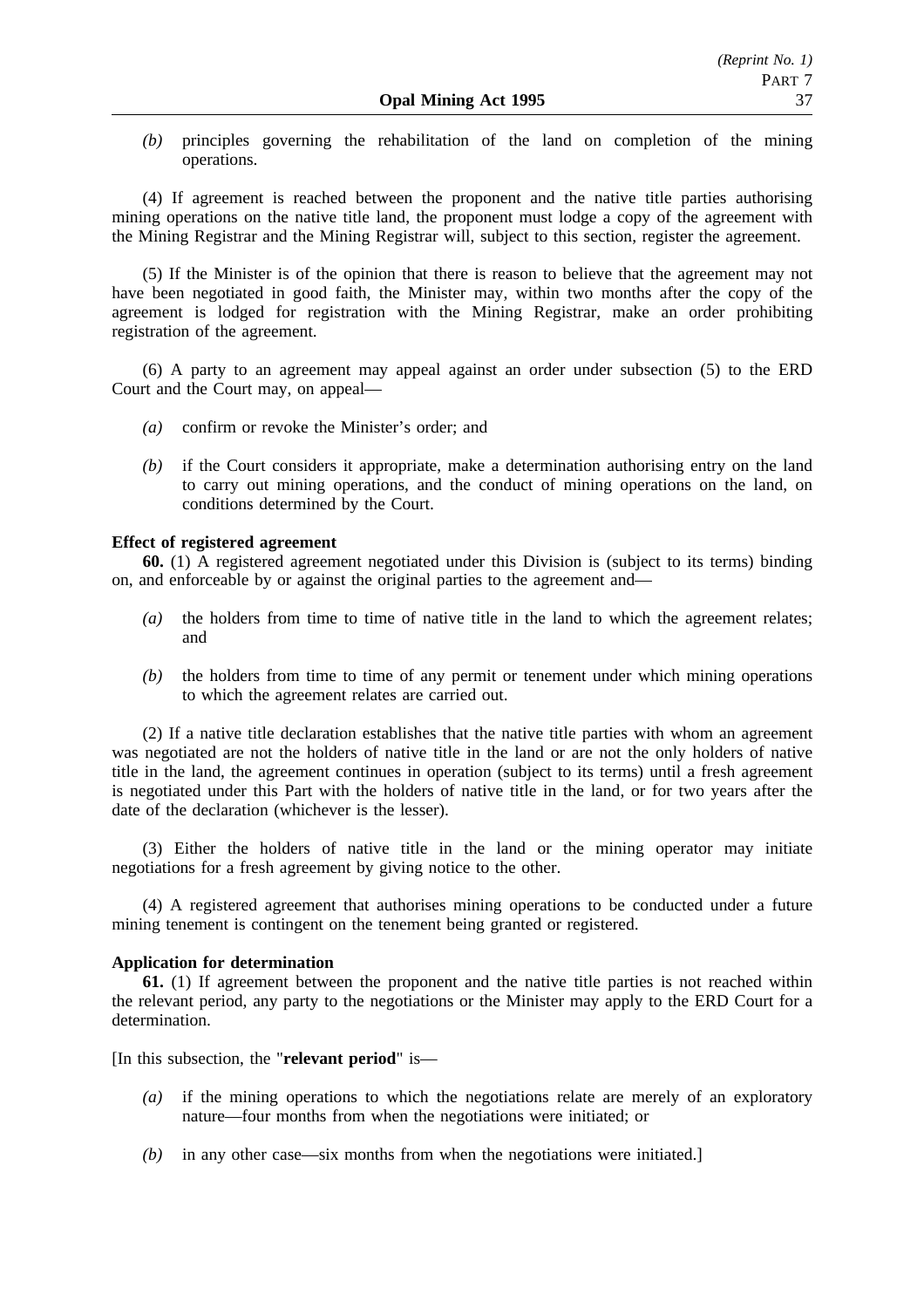*(b)* principles governing the rehabilitation of the land on completion of the mining operations.

(4) If agreement is reached between the proponent and the native title parties authorising mining operations on the native title land, the proponent must lodge a copy of the agreement with the Mining Registrar and the Mining Registrar will, subject to this section, register the agreement.

(5) If the Minister is of the opinion that there is reason to believe that the agreement may not have been negotiated in good faith, the Minister may, within two months after the copy of the agreement is lodged for registration with the Mining Registrar, make an order prohibiting registration of the agreement.

(6) A party to an agreement may appeal against an order under subsection (5) to the ERD Court and the Court may, on appeal—

*(a)* confirm or revoke the Minister's order; and

*(b)* if the Court considers it appropriate, make a determination authorising entry on the land to carry out mining operations, and the conduct of mining operations on the land, on conditions determined by the Court.

**Effect of registered agreement**

**60.** (1) A registered agreement negotiated under this Division is (subject to its terms) binding on, and enforceable by or against the original parties to the agreement and—

*(a)* the holders from time to time of native title in the land to which the agreement relates; and

*(b)* the holders from time to time of any permit or tenement under which mining operations to which the agreement relates are carried out.

(2) If a native title declaration establishes that the native title parties with whom an agreement was negotiated are not the holders of native title in the land or are not the only holders of native title in the land, the agreement continues in operation (subject to its terms) until a fresh agreement is negotiated under this Part with the holders of native title in the land, or for two years after the date of the declaration (whichever is the lesser).

(3) Either the holders of native title in the land or the mining operator may initiate negotiations for a fresh agreement by giving notice to the other.

(4) A registered agreement that authorises mining operations to be conducted under a future mining tenement is contingent on the tenement being granted or registered.

**Application for determination**

**61.** (1) If agreement between the proponent and the native title parties is not reached within the relevant period, any party to the negotiations or the Minister may apply to the ERD Court for a determination.

[In this subsection, the "**relevant period**" is—

*(a)* if the mining operations to which the negotiations relate are merely of an exploratory nature—four months from when the negotiations were initiated; or

*(b)* in any other case—six months from when the negotiations were initiated.]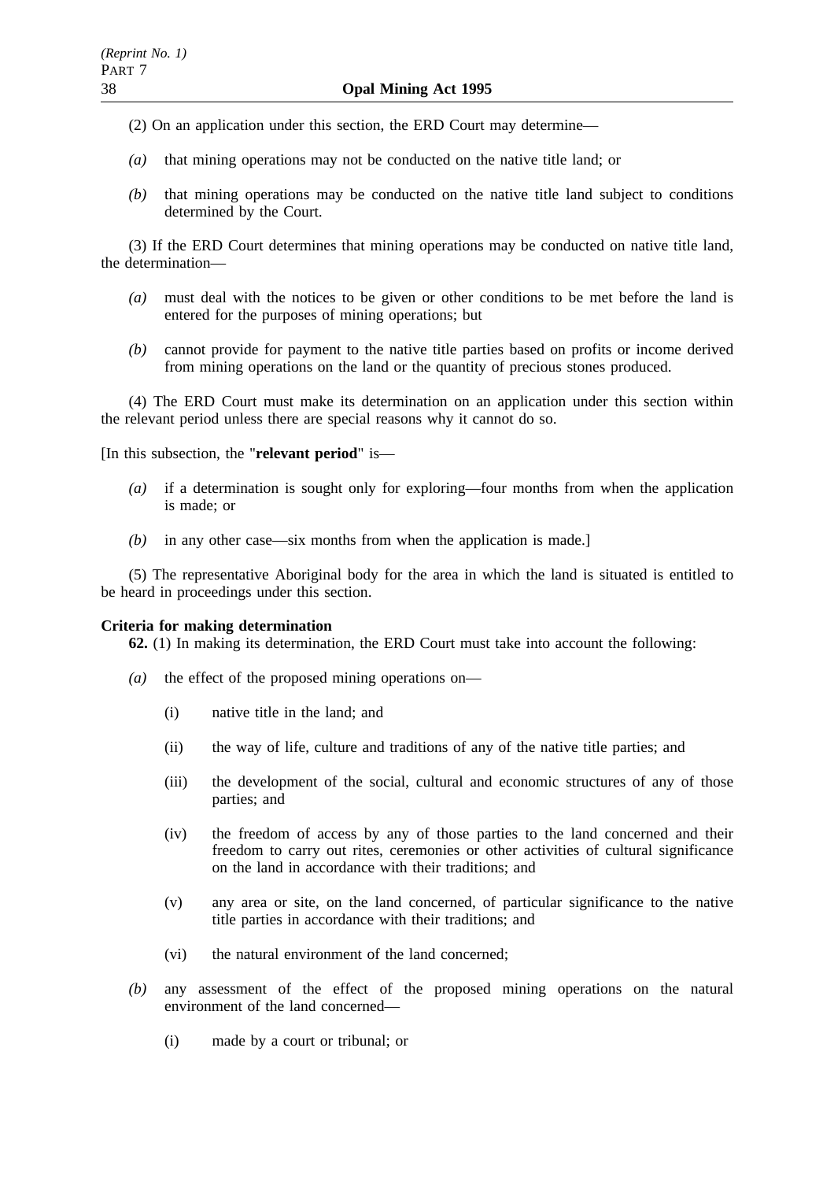(2) On an application under this section, the ERD Court may determine—

*(a)* that mining operations may not be conducted on the native title land; or

*(b)* that mining operations may be conducted on the native title land subject to conditions determined by the Court.

(3) If the ERD Court determines that mining operations may be conducted on native title land, the determination—

*(a)* must deal with the notices to be given or other conditions to be met before the land is entered for the purposes of mining operations; but

*(b)* cannot provide for payment to the native title parties based on profits or income derived from mining operations on the land or the quantity of precious stones produced.

(4) The ERD Court must make its determination on an application under this section within the relevant period unless there are special reasons why it cannot do so.

[In this subsection, the "**relevant period**" is—

*(a)* if a determination is sought only for exploring—four months from when the application is made; or

*(b)* in any other case—six months from when the application is made.]

(5) The representative Aboriginal body for the area in which the land is situated is entitled to be heard in proceedings under this section.

**Criteria for making determination**

**62.** (1) In making its determination, the ERD Court must take into account the following:

*(a)* the effect of the proposed mining operations on—

(i) native title in the land; and

(ii) the way of life, culture and traditions of any of the native title parties; and

(iii) the development of the social, cultural and economic structures of any of those parties; and

(iv) the freedom of access by any of those parties to the land concerned and their freedom to carry out rites, ceremonies or other activities of cultural significance on the land in accordance with their traditions; and

(v) any area or site, on the land concerned, of particular significance to the native title parties in accordance with their traditions; and

(vi) the natural environment of the land concerned;

*(b)* any assessment of the effect of the proposed mining operations on the natural environment of the land concerned—

(i) made by a court or tribunal; or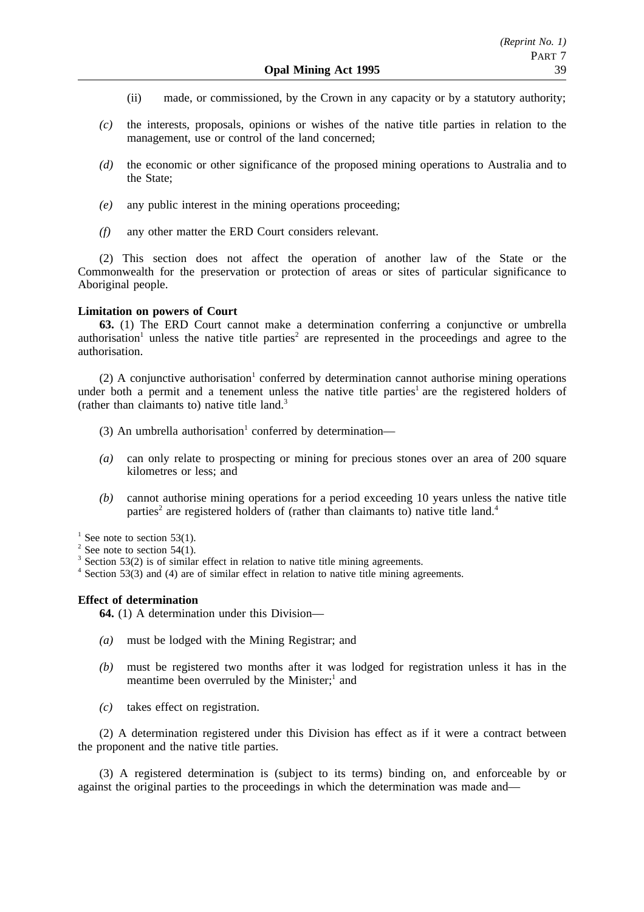(ii) made, or commissioned, by the Crown in any capacity or by a statutory authority;

*(c)* the interests, proposals, opinions or wishes of the native title parties in relation to the management, use or control of the land concerned;

*(d)* the economic or other significance of the proposed mining operations to Australia and to the State;

*(e)* any public interest in the mining operations proceeding;

*(f)* any other matter the ERD Court considers relevant.

(2) This section does not affect the operation of another law of the State or the Commonwealth for the preservation or protection of areas or sites of particular significance to Aboriginal people.

**Limitation on powers of Court**

**63.** (1) The ERD Court cannot make a determination conferring a conjunctive or umbrella authorisation[1] unless the native title parties[2] are represented in the proceedings and agree to the authorisation.

(2) A conjunctive authorisation[1] conferred by determination cannot authorise mining operations under both a permit and a tenement unless the native title parties[1] are the registered holders of (rather than claimants to) native title land.[3]

(3) An umbrella authorisation[1] conferred by determination—

*(a)* can only relate to prospecting or mining for precious stones over an area of 200 square kilometres or less; and

*(b)* cannot authorise mining operations for a period exceeding 10 years unless the native title parties[2] are registered holders of (rather than claimants to) native title land.[4]

[1] See note to section 53(1).
[2] See note to section 54(1).
[3] Section 53(2) is of similar effect in relation to native title mining agreements.
[4] Section 53(3) and (4) are of similar effect in relation to native title mining agreements.

**Effect of determination**

**64.** (1) A determination under this Division—

*(a)* must be lodged with the Mining Registrar; and

*(b)* must be registered two months after it was lodged for registration unless it has in the meantime been overruled by the Minister;[1] and

*(c)* takes effect on registration.

(2) A determination registered under this Division has effect as if it were a contract between the proponent and the native title parties.

(3) A registered determination is (subject to its terms) binding on, and enforceable by or against the original parties to the proceedings in which the determination was made and—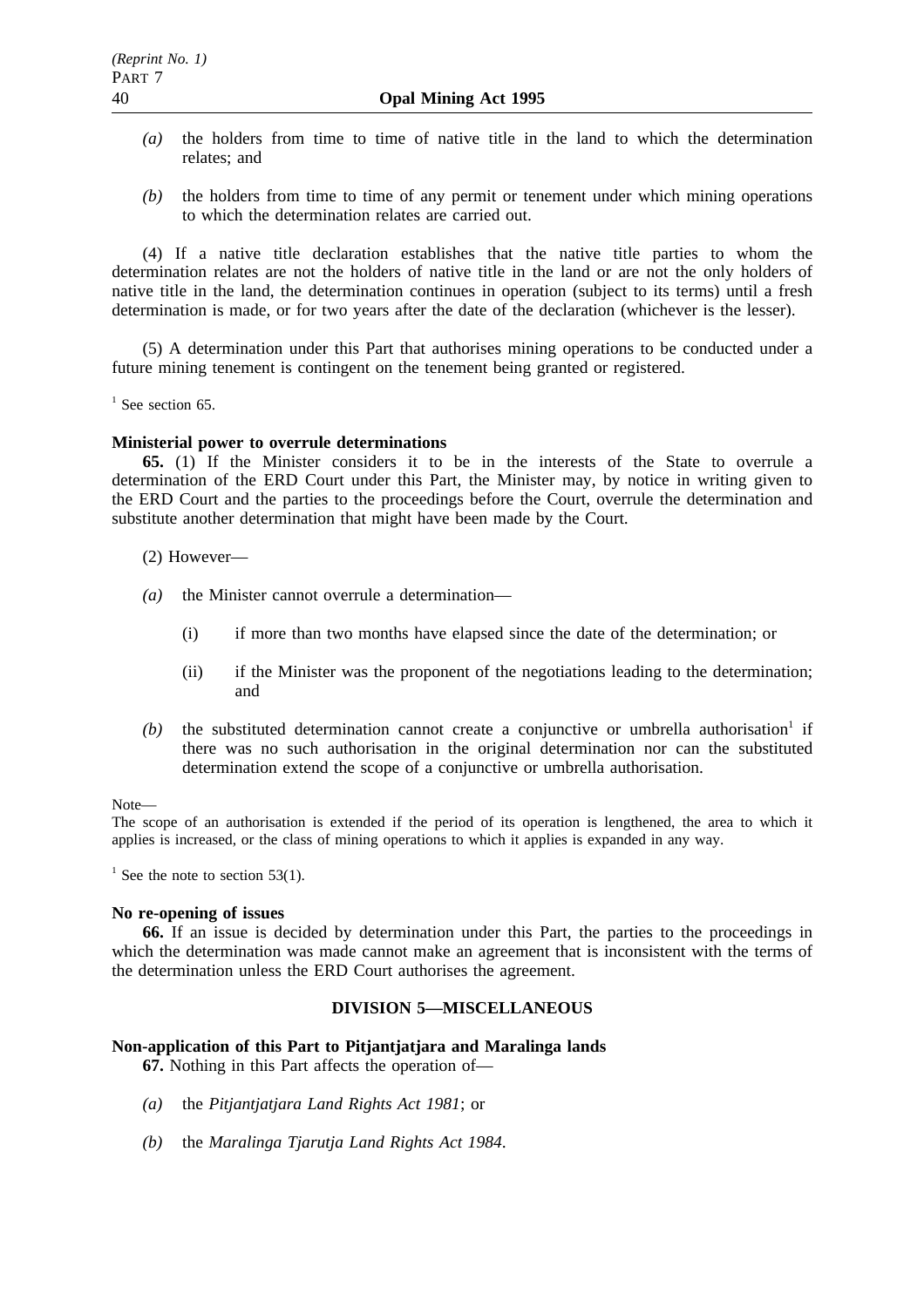*(a)* the holders from time to time of native title in the land to which the determination relates; and

*(b)* the holders from time to time of any permit or tenement under which mining operations to which the determination relates are carried out.

(4) If a native title declaration establishes that the native title parties to whom the determination relates are not the holders of native title in the land or are not the only holders of native title in the land, the determination continues in operation (subject to its terms) until a fresh determination is made, or for two years after the date of the declaration (whichever is the lesser).

(5) A determination under this Part that authorises mining operations to be conducted under a future mining tenement is contingent on the tenement being granted or registered.

[1] See section 65.

**Ministerial power to overrule determinations**

**65.** (1) If the Minister considers it to be in the interests of the State to overrule a determination of the ERD Court under this Part, the Minister may, by notice in writing given to the ERD Court and the parties to the proceedings before the Court, overrule the determination and substitute another determination that might have been made by the Court.

(2) However—

*(a)* the Minister cannot overrule a determination—

(i) if more than two months have elapsed since the date of the determination; or

(ii) if the Minister was the proponent of the negotiations leading to the determination; and

*(b)* the substituted determination cannot create a conjunctive or umbrella authorisation[1] if there was no such authorisation in the original determination nor can the substituted determination extend the scope of a conjunctive or umbrella authorisation.

Note—

The scope of an authorisation is extended if the period of its operation is lengthened, the area to which it applies is increased, or the class of mining operations to which it applies is expanded in any way.

[1] See the note to section 53(1).

**No re-opening of issues**

**66.** If an issue is decided by determination under this Part, the parties to the proceedings in which the determination was made cannot make an agreement that is inconsistent with the terms of the determination unless the ERD Court authorises the agreement.

## DIVISION 5—MISCELLANEOUS

**Non-application of this Part to Pitjantjatjara and Maralinga lands**

**67.** Nothing in this Part affects the operation of—

*(a)* the *Pitjantjatjara Land Rights Act 1981*; or

*(b)* the *Maralinga Tjarutja Land Rights Act 1984*.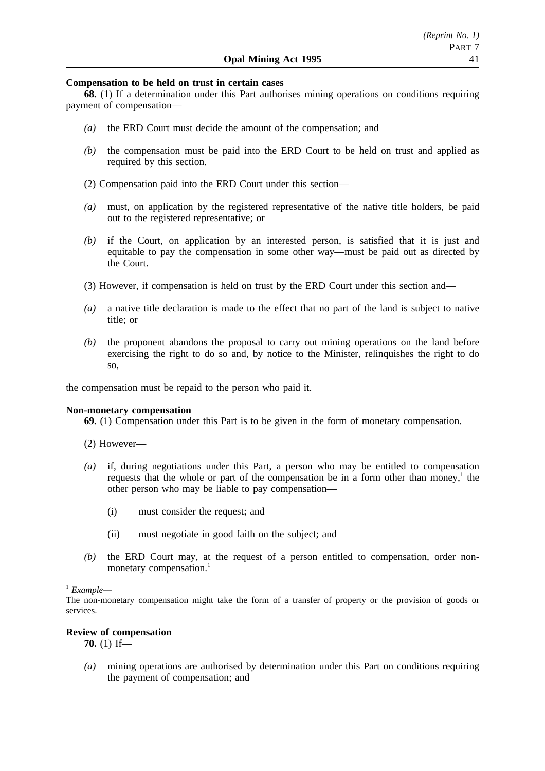**Compensation to be held on trust in certain cases**

**68.** (1) If a determination under this Part authorises mining operations on conditions requiring payment of compensation—

*(a)* the ERD Court must decide the amount of the compensation; and

*(b)* the compensation must be paid into the ERD Court to be held on trust and applied as required by this section.

(2) Compensation paid into the ERD Court under this section—

*(a)* must, on application by the registered representative of the native title holders, be paid out to the registered representative; or

*(b)* if the Court, on application by an interested person, is satisfied that it is just and equitable to pay the compensation in some other way—must be paid out as directed by the Court.

(3) However, if compensation is held on trust by the ERD Court under this section and—

*(a)* a native title declaration is made to the effect that no part of the land is subject to native title; or

*(b)* the proponent abandons the proposal to carry out mining operations on the land before exercising the right to do so and, by notice to the Minister, relinquishes the right to do so,

the compensation must be repaid to the person who paid it.

**Non-monetary compensation**

**69.** (1) Compensation under this Part is to be given in the form of monetary compensation.

(2) However—

*(a)* if, during negotiations under this Part, a person who may be entitled to compensation requests that the whole or part of the compensation be in a form other than money,[1] the other person who may be liable to pay compensation—

(i) must consider the request; and

(ii) must negotiate in good faith on the subject; and

*(b)* the ERD Court may, at the request of a person entitled to compensation, order non-monetary compensation.[1]

[1] *Example*—
The non-monetary compensation might take the form of a transfer of property or the provision of goods or services.

**Review of compensation**

**70.** (1) If—

*(a)* mining operations are authorised by determination under this Part on conditions requiring the payment of compensation; and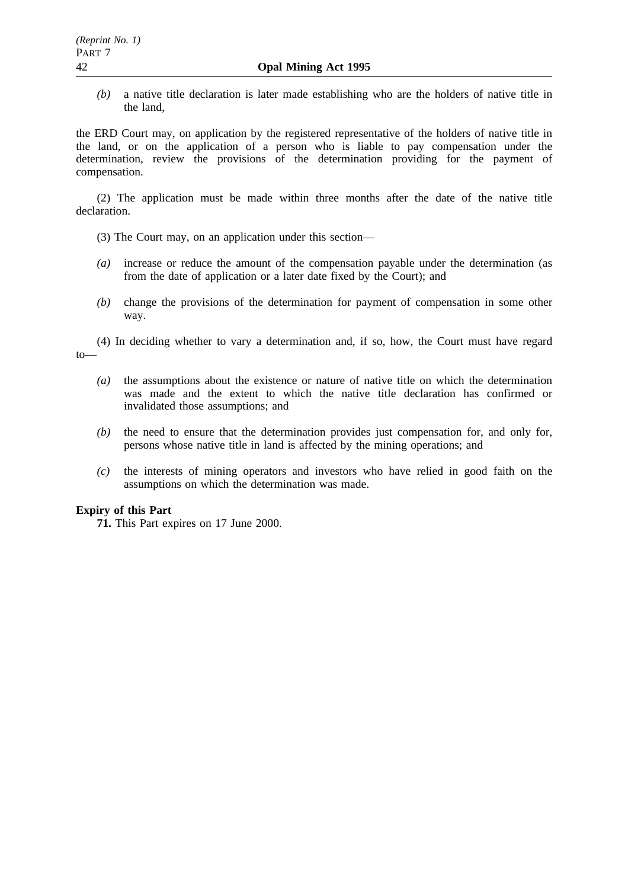*(b)* a native title declaration is later made establishing who are the holders of native title in the land,

the ERD Court may, on application by the registered representative of the holders of native title in the land, or on the application of a person who is liable to pay compensation under the determination, review the provisions of the determination providing for the payment of compensation.

(2) The application must be made within three months after the date of the native title declaration.

(3) The Court may, on an application under this section—

*(a)* increase or reduce the amount of the compensation payable under the determination (as from the date of application or a later date fixed by the Court); and

*(b)* change the provisions of the determination for payment of compensation in some other way.

(4) In deciding whether to vary a determination and, if so, how, the Court must have regard to—

*(a)* the assumptions about the existence or nature of native title on which the determination was made and the extent to which the native title declaration has confirmed or invalidated those assumptions; and

*(b)* the need to ensure that the determination provides just compensation for, and only for, persons whose native title in land is affected by the mining operations; and

*(c)* the interests of mining operators and investors who have relied in good faith on the assumptions on which the determination was made.

**Expiry of this Part**

**71.** This Part expires on 17 June 2000.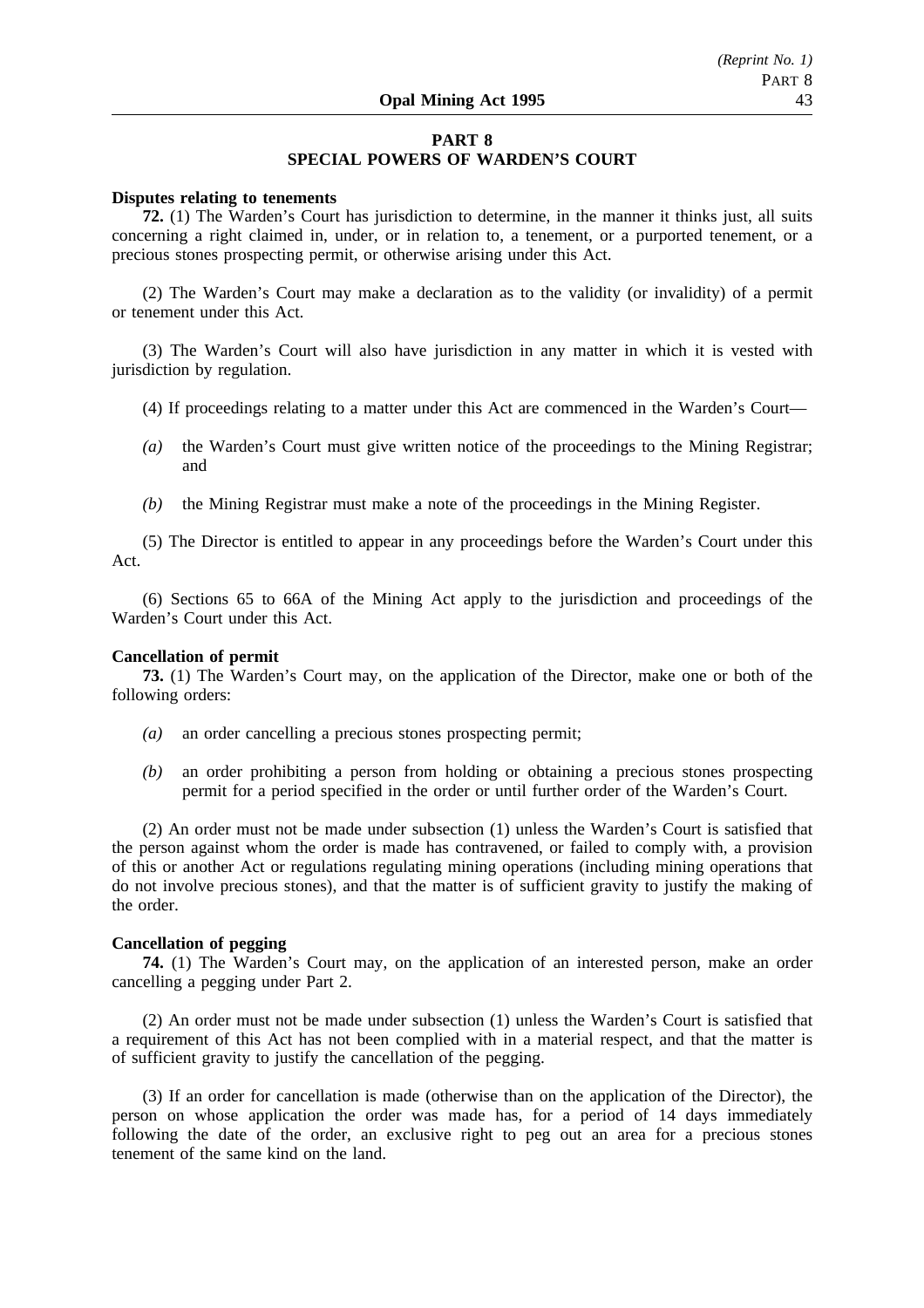## PART 8
## SPECIAL POWERS OF WARDEN'S COURT

**Disputes relating to tenements**

**72.** (1) The Warden's Court has jurisdiction to determine, in the manner it thinks just, all suits concerning a right claimed in, under, or in relation to, a tenement, or a purported tenement, or a precious stones prospecting permit, or otherwise arising under this Act.

(2) The Warden's Court may make a declaration as to the validity (or invalidity) of a permit or tenement under this Act.

(3) The Warden's Court will also have jurisdiction in any matter in which it is vested with jurisdiction by regulation.

(4) If proceedings relating to a matter under this Act are commenced in the Warden's Court—

*(a)* the Warden's Court must give written notice of the proceedings to the Mining Registrar; and

*(b)* the Mining Registrar must make a note of the proceedings in the Mining Register.

(5) The Director is entitled to appear in any proceedings before the Warden's Court under this Act.

(6) Sections 65 to 66A of the Mining Act apply to the jurisdiction and proceedings of the Warden's Court under this Act.

**Cancellation of permit**

**73.** (1) The Warden's Court may, on the application of the Director, make one or both of the following orders:

*(a)* an order cancelling a precious stones prospecting permit;

*(b)* an order prohibiting a person from holding or obtaining a precious stones prospecting permit for a period specified in the order or until further order of the Warden's Court.

(2) An order must not be made under subsection (1) unless the Warden's Court is satisfied that the person against whom the order is made has contravened, or failed to comply with, a provision of this or another Act or regulations regulating mining operations (including mining operations that do not involve precious stones), and that the matter is of sufficient gravity to justify the making of the order.

**Cancellation of pegging**

**74.** (1) The Warden's Court may, on the application of an interested person, make an order cancelling a pegging under Part 2.

(2) An order must not be made under subsection (1) unless the Warden's Court is satisfied that a requirement of this Act has not been complied with in a material respect, and that the matter is of sufficient gravity to justify the cancellation of the pegging.

(3) If an order for cancellation is made (otherwise than on the application of the Director), the person on whose application the order was made has, for a period of 14 days immediately following the date of the order, an exclusive right to peg out an area for a precious stones tenement of the same kind on the land.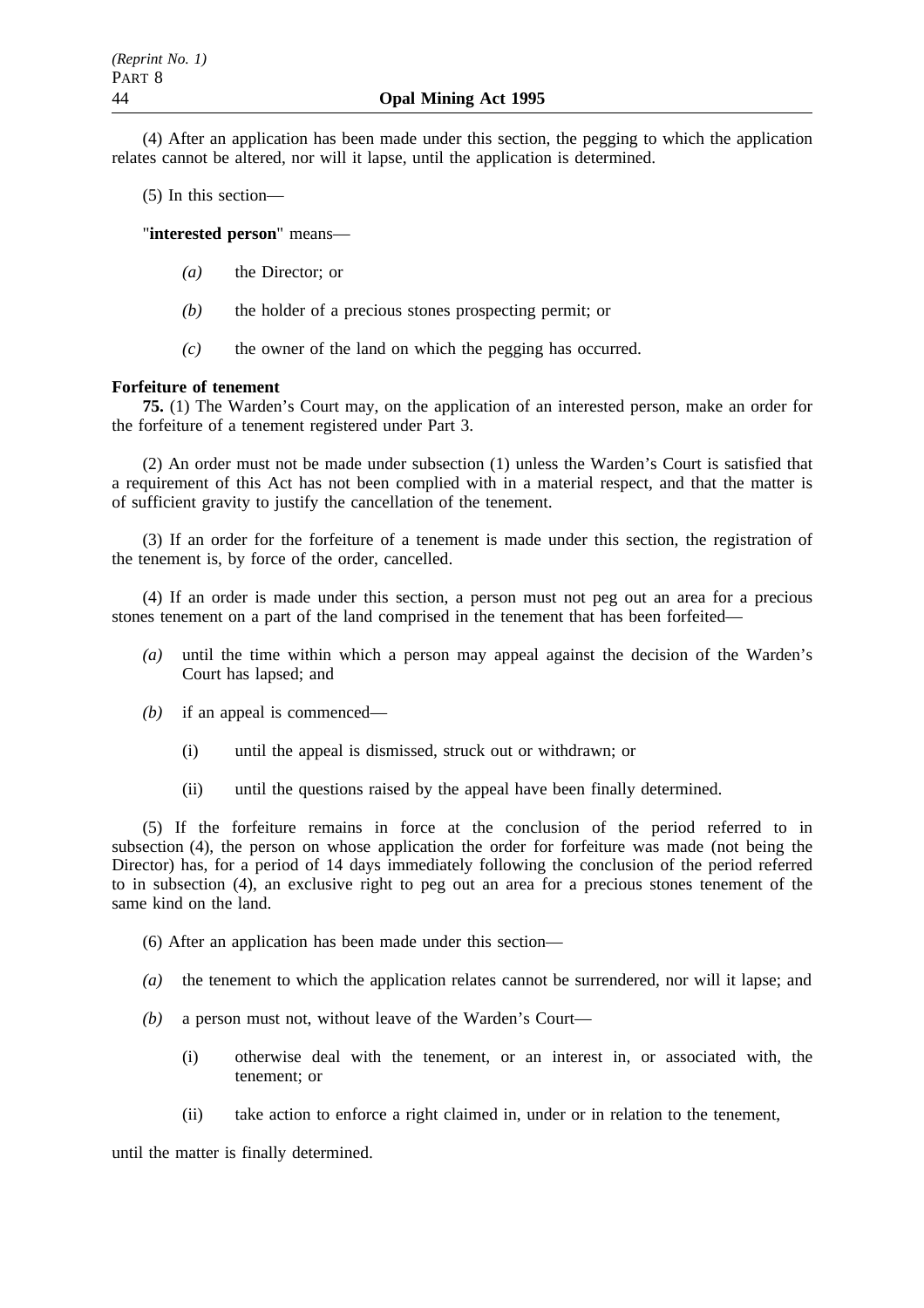(4) After an application has been made under this section, the pegging to which the application relates cannot be altered, nor will it lapse, until the application is determined.

(5) In this section—

"**interested person**" means—

- *(a)* the Director; or
- *(b)* the holder of a precious stones prospecting permit; or
- *(c)* the owner of the land on which the pegging has occurred.

**Forfeiture of tenement**

**75.** (1) The Warden's Court may, on the application of an interested person, make an order for the forfeiture of a tenement registered under Part 3.

(2) An order must not be made under subsection (1) unless the Warden's Court is satisfied that a requirement of this Act has not been complied with in a material respect, and that the matter is of sufficient gravity to justify the cancellation of the tenement.

(3) If an order for the forfeiture of a tenement is made under this section, the registration of the tenement is, by force of the order, cancelled.

(4) If an order is made under this section, a person must not peg out an area for a precious stones tenement on a part of the land comprised in the tenement that has been forfeited—

- *(a)* until the time within which a person may appeal against the decision of the Warden's Court has lapsed; and
- *(b)* if an appeal is commenced—
  - (i) until the appeal is dismissed, struck out or withdrawn; or
  - (ii) until the questions raised by the appeal have been finally determined.

(5) If the forfeiture remains in force at the conclusion of the period referred to in subsection (4), the person on whose application the order for forfeiture was made (not being the Director) has, for a period of 14 days immediately following the conclusion of the period referred to in subsection (4), an exclusive right to peg out an area for a precious stones tenement of the same kind on the land.

(6) After an application has been made under this section—

- *(a)* the tenement to which the application relates cannot be surrendered, nor will it lapse; and
- *(b)* a person must not, without leave of the Warden's Court—
  - (i) otherwise deal with the tenement, or an interest in, or associated with, the tenement; or
  - (ii) take action to enforce a right claimed in, under or in relation to the tenement,

until the matter is finally determined.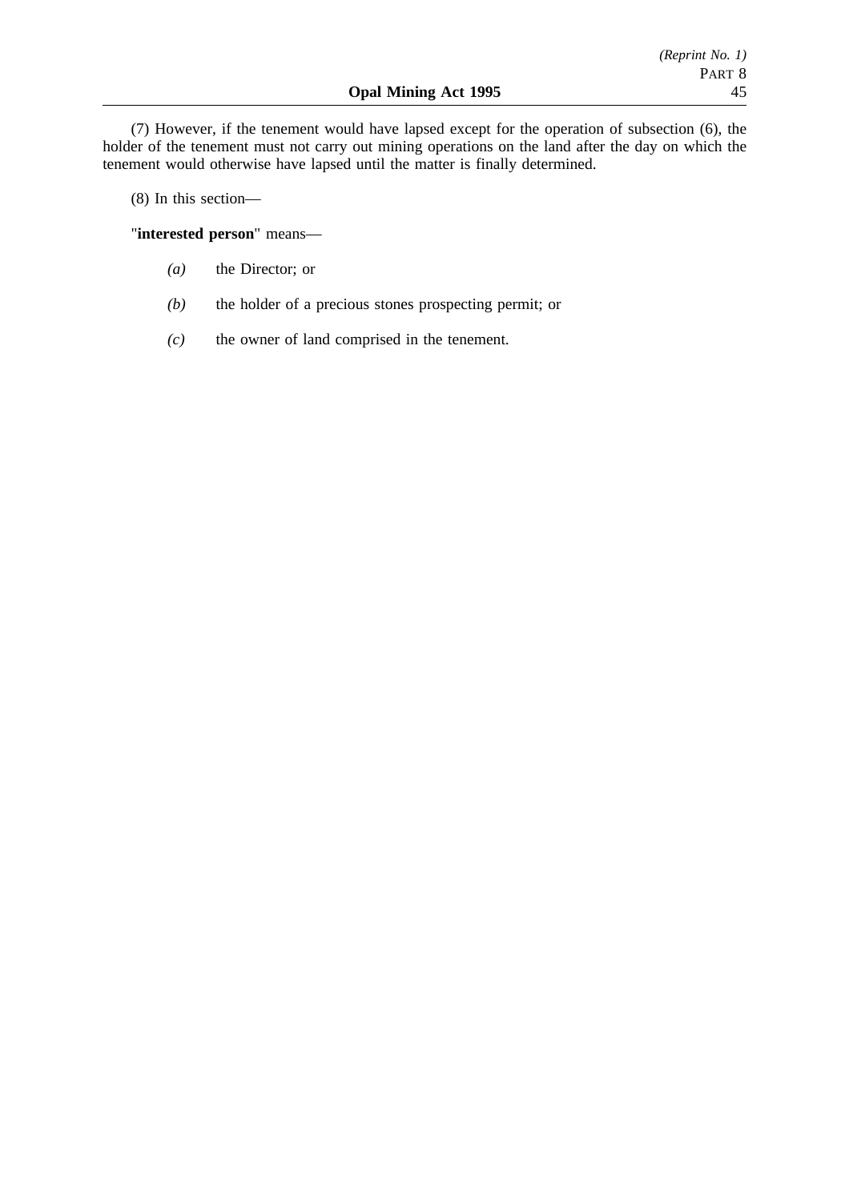(7) However, if the tenement would have lapsed except for the operation of subsection (6), the holder of the tenement must not carry out mining operations on the land after the day on which the tenement would otherwise have lapsed until the matter is finally determined.

(8) In this section—

"**interested person**" means—

- *(a)* the Director; or
- *(b)* the holder of a precious stones prospecting permit; or
- *(c)* the owner of land comprised in the tenement.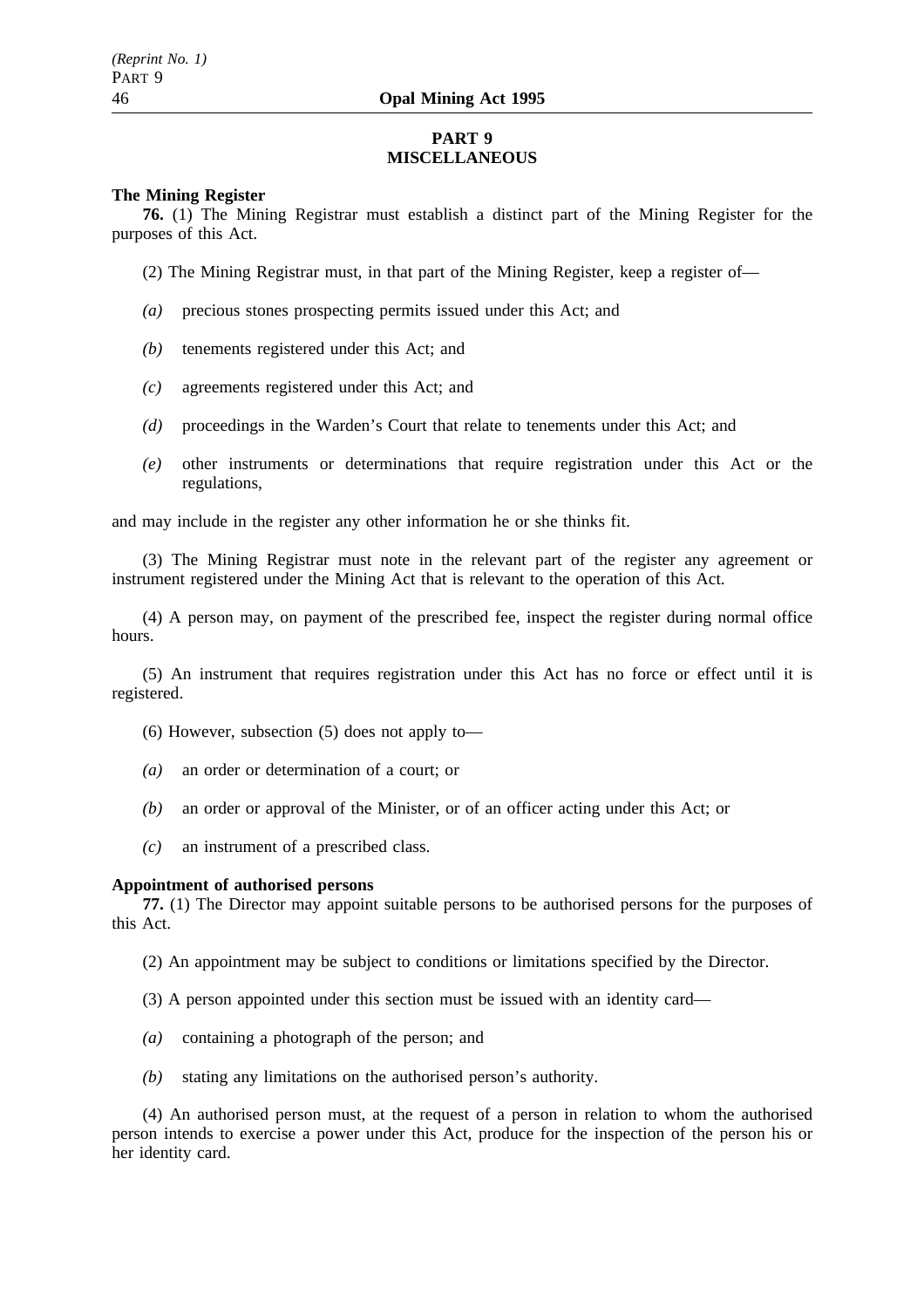## PART 9
## MISCELLANEOUS

**The Mining Register**

**76.** (1) The Mining Registrar must establish a distinct part of the Mining Register for the purposes of this Act.

(2) The Mining Registrar must, in that part of the Mining Register, keep a register of—

*(a)* precious stones prospecting permits issued under this Act; and

*(b)* tenements registered under this Act; and

*(c)* agreements registered under this Act; and

*(d)* proceedings in the Warden's Court that relate to tenements under this Act; and

*(e)* other instruments or determinations that require registration under this Act or the regulations,

and may include in the register any other information he or she thinks fit.

(3) The Mining Registrar must note in the relevant part of the register any agreement or instrument registered under the Mining Act that is relevant to the operation of this Act.

(4) A person may, on payment of the prescribed fee, inspect the register during normal office hours.

(5) An instrument that requires registration under this Act has no force or effect until it is registered.

(6) However, subsection (5) does not apply to—

*(a)* an order or determination of a court; or

*(b)* an order or approval of the Minister, or of an officer acting under this Act; or

*(c)* an instrument of a prescribed class.

**Appointment of authorised persons**

**77.** (1) The Director may appoint suitable persons to be authorised persons for the purposes of this Act.

(2) An appointment may be subject to conditions or limitations specified by the Director.

(3) A person appointed under this section must be issued with an identity card—

*(a)* containing a photograph of the person; and

*(b)* stating any limitations on the authorised person's authority.

(4) An authorised person must, at the request of a person in relation to whom the authorised person intends to exercise a power under this Act, produce for the inspection of the person his or her identity card.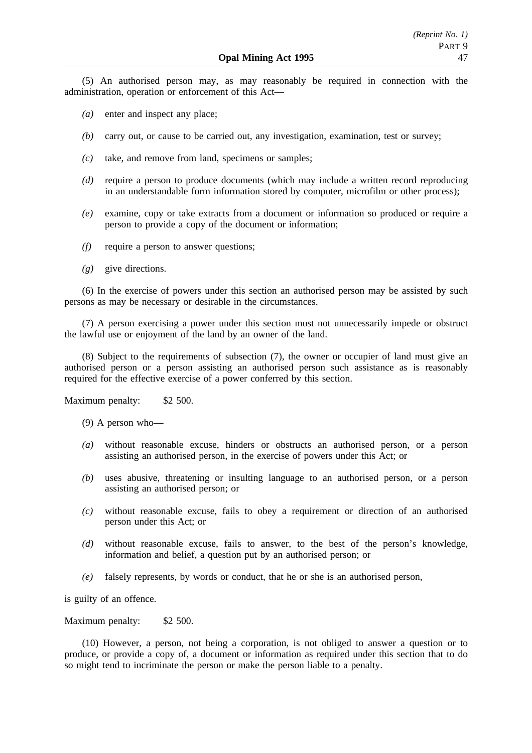(5) An authorised person may, as may reasonably be required in connection with the administration, operation or enforcement of this Act—

*(a)* enter and inspect any place;

*(b)* carry out, or cause to be carried out, any investigation, examination, test or survey;

*(c)* take, and remove from land, specimens or samples;

*(d)* require a person to produce documents (which may include a written record reproducing in an understandable form information stored by computer, microfilm or other process);

*(e)* examine, copy or take extracts from a document or information so produced or require a person to provide a copy of the document or information;

*(f)* require a person to answer questions;

*(g)* give directions.

(6) In the exercise of powers under this section an authorised person may be assisted by such persons as may be necessary or desirable in the circumstances.

(7) A person exercising a power under this section must not unnecessarily impede or obstruct the lawful use or enjoyment of the land by an owner of the land.

(8) Subject to the requirements of subsection (7), the owner or occupier of land must give an authorised person or a person assisting an authorised person such assistance as is reasonably required for the effective exercise of a power conferred by this section.

Maximum penalty: $2 500.

(9) A person who—

*(a)* without reasonable excuse, hinders or obstructs an authorised person, or a person assisting an authorised person, in the exercise of powers under this Act; or

*(b)* uses abusive, threatening or insulting language to an authorised person, or a person assisting an authorised person; or

*(c)* without reasonable excuse, fails to obey a requirement or direction of an authorised person under this Act; or

*(d)* without reasonable excuse, fails to answer, to the best of the person's knowledge, information and belief, a question put by an authorised person; or

*(e)* falsely represents, by words or conduct, that he or she is an authorised person,

is guilty of an offence.

Maximum penalty: $2 500.

(10) However, a person, not being a corporation, is not obliged to answer a question or to produce, or provide a copy of, a document or information as required under this section that to do so might tend to incriminate the person or make the person liable to a penalty.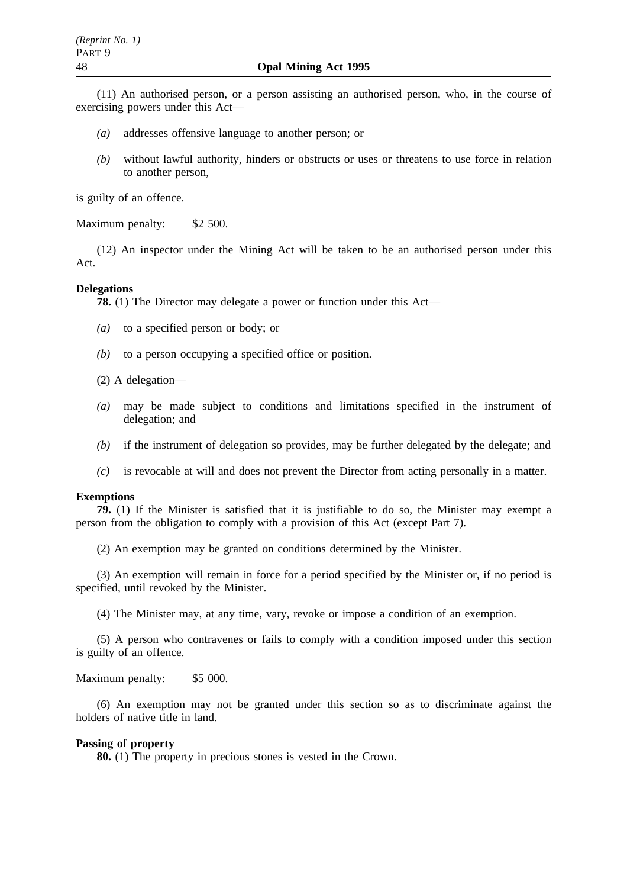(11) An authorised person, or a person assisting an authorised person, who, in the course of exercising powers under this Act—

*(a)* addresses offensive language to another person; or

*(b)* without lawful authority, hinders or obstructs or uses or threatens to use force in relation to another person,

is guilty of an offence.

Maximum penalty: $2 500.

(12) An inspector under the Mining Act will be taken to be an authorised person under this Act.

**Delegations**

**78.** (1) The Director may delegate a power or function under this Act—

*(a)* to a specified person or body; or

*(b)* to a person occupying a specified office or position.

(2) A delegation—

*(a)* may be made subject to conditions and limitations specified in the instrument of delegation; and

*(b)* if the instrument of delegation so provides, may be further delegated by the delegate; and

*(c)* is revocable at will and does not prevent the Director from acting personally in a matter.

**Exemptions**

**79.** (1) If the Minister is satisfied that it is justifiable to do so, the Minister may exempt a person from the obligation to comply with a provision of this Act (except Part 7).

(2) An exemption may be granted on conditions determined by the Minister.

(3) An exemption will remain in force for a period specified by the Minister or, if no period is specified, until revoked by the Minister.

(4) The Minister may, at any time, vary, revoke or impose a condition of an exemption.

(5) A person who contravenes or fails to comply with a condition imposed under this section is guilty of an offence.

Maximum penalty: $5 000.

(6) An exemption may not be granted under this section so as to discriminate against the holders of native title in land.

**Passing of property**

**80.** (1) The property in precious stones is vested in the Crown.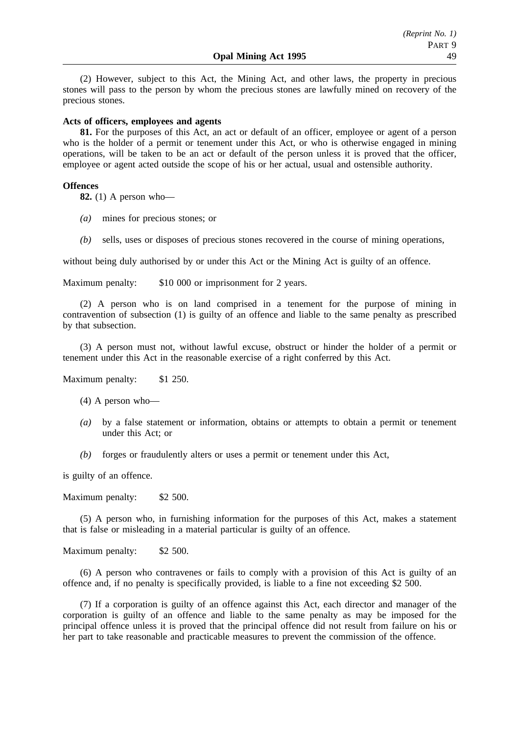(2) However, subject to this Act, the Mining Act, and other laws, the property in precious stones will pass to the person by whom the precious stones are lawfully mined on recovery of the precious stones.

**Acts of officers, employees and agents**

**81.** For the purposes of this Act, an act or default of an officer, employee or agent of a person who is the holder of a permit or tenement under this Act, or who is otherwise engaged in mining operations, will be taken to be an act or default of the person unless it is proved that the officer, employee or agent acted outside the scope of his or her actual, usual and ostensible authority.

**Offences**

**82.** (1) A person who—

*(a)* mines for precious stones; or

*(b)* sells, uses or disposes of precious stones recovered in the course of mining operations,

without being duly authorised by or under this Act or the Mining Act is guilty of an offence.

Maximum penalty: $10 000 or imprisonment for 2 years.

(2) A person who is on land comprised in a tenement for the purpose of mining in contravention of subsection (1) is guilty of an offence and liable to the same penalty as prescribed by that subsection.

(3) A person must not, without lawful excuse, obstruct or hinder the holder of a permit or tenement under this Act in the reasonable exercise of a right conferred by this Act.

Maximum penalty: $1 250.

(4) A person who—

*(a)* by a false statement or information, obtains or attempts to obtain a permit or tenement under this Act; or

*(b)* forges or fraudulently alters or uses a permit or tenement under this Act,

is guilty of an offence.

Maximum penalty: $2 500.

(5) A person who, in furnishing information for the purposes of this Act, makes a statement that is false or misleading in a material particular is guilty of an offence.

Maximum penalty: $2 500.

(6) A person who contravenes or fails to comply with a provision of this Act is guilty of an offence and, if no penalty is specifically provided, is liable to a fine not exceeding $2 500.

(7) If a corporation is guilty of an offence against this Act, each director and manager of the corporation is guilty of an offence and liable to the same penalty as may be imposed for the principal offence unless it is proved that the principal offence did not result from failure on his or her part to take reasonable and practicable measures to prevent the commission of the offence.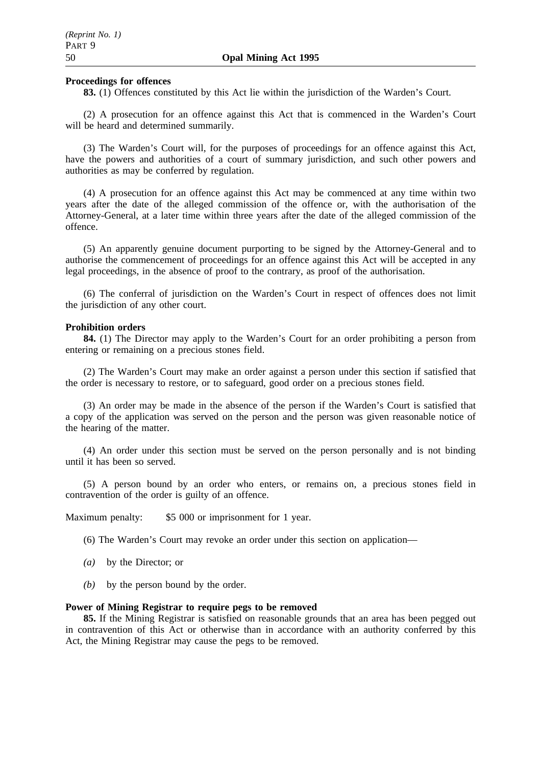**Proceedings for offences**

**83.** (1) Offences constituted by this Act lie within the jurisdiction of the Warden's Court.

(2) A prosecution for an offence against this Act that is commenced in the Warden's Court will be heard and determined summarily.

(3) The Warden's Court will, for the purposes of proceedings for an offence against this Act, have the powers and authorities of a court of summary jurisdiction, and such other powers and authorities as may be conferred by regulation.

(4) A prosecution for an offence against this Act may be commenced at any time within two years after the date of the alleged commission of the offence or, with the authorisation of the Attorney-General, at a later time within three years after the date of the alleged commission of the offence.

(5) An apparently genuine document purporting to be signed by the Attorney-General and to authorise the commencement of proceedings for an offence against this Act will be accepted in any legal proceedings, in the absence of proof to the contrary, as proof of the authorisation.

(6) The conferral of jurisdiction on the Warden's Court in respect of offences does not limit the jurisdiction of any other court.

**Prohibition orders**

**84.** (1) The Director may apply to the Warden's Court for an order prohibiting a person from entering or remaining on a precious stones field.

(2) The Warden's Court may make an order against a person under this section if satisfied that the order is necessary to restore, or to safeguard, good order on a precious stones field.

(3) An order may be made in the absence of the person if the Warden's Court is satisfied that a copy of the application was served on the person and the person was given reasonable notice of the hearing of the matter.

(4) An order under this section must be served on the person personally and is not binding until it has been so served.

(5) A person bound by an order who enters, or remains on, a precious stones field in contravention of the order is guilty of an offence.

Maximum penalty: $5 000 or imprisonment for 1 year.

(6) The Warden's Court may revoke an order under this section on application—

*(a)* by the Director; or

*(b)* by the person bound by the order.

**Power of Mining Registrar to require pegs to be removed**

**85.** If the Mining Registrar is satisfied on reasonable grounds that an area has been pegged out in contravention of this Act or otherwise than in accordance with an authority conferred by this Act, the Mining Registrar may cause the pegs to be removed.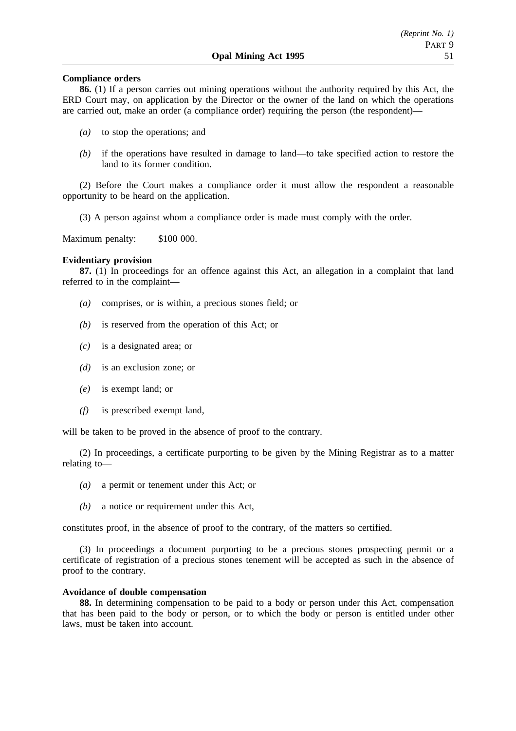**Compliance orders**

**86.** (1) If a person carries out mining operations without the authority required by this Act, the ERD Court may, on application by the Director or the owner of the land on which the operations are carried out, make an order (a compliance order) requiring the person (the respondent)—

*(a)* to stop the operations; and

*(b)* if the operations have resulted in damage to land—to take specified action to restore the land to its former condition.

(2) Before the Court makes a compliance order it must allow the respondent a reasonable opportunity to be heard on the application.

(3) A person against whom a compliance order is made must comply with the order.

Maximum penalty: $100 000.

**Evidentiary provision**

**87.** (1) In proceedings for an offence against this Act, an allegation in a complaint that land referred to in the complaint—

*(a)* comprises, or is within, a precious stones field; or

*(b)* is reserved from the operation of this Act; or

*(c)* is a designated area; or

*(d)* is an exclusion zone; or

*(e)* is exempt land; or

*(f)* is prescribed exempt land,

will be taken to be proved in the absence of proof to the contrary.

(2) In proceedings, a certificate purporting to be given by the Mining Registrar as to a matter relating to—

*(a)* a permit or tenement under this Act; or

*(b)* a notice or requirement under this Act,

constitutes proof, in the absence of proof to the contrary, of the matters so certified.

(3) In proceedings a document purporting to be a precious stones prospecting permit or a certificate of registration of a precious stones tenement will be accepted as such in the absence of proof to the contrary.

**Avoidance of double compensation**

**88.** In determining compensation to be paid to a body or person under this Act, compensation that has been paid to the body or person, or to which the body or person is entitled under other laws, must be taken into account.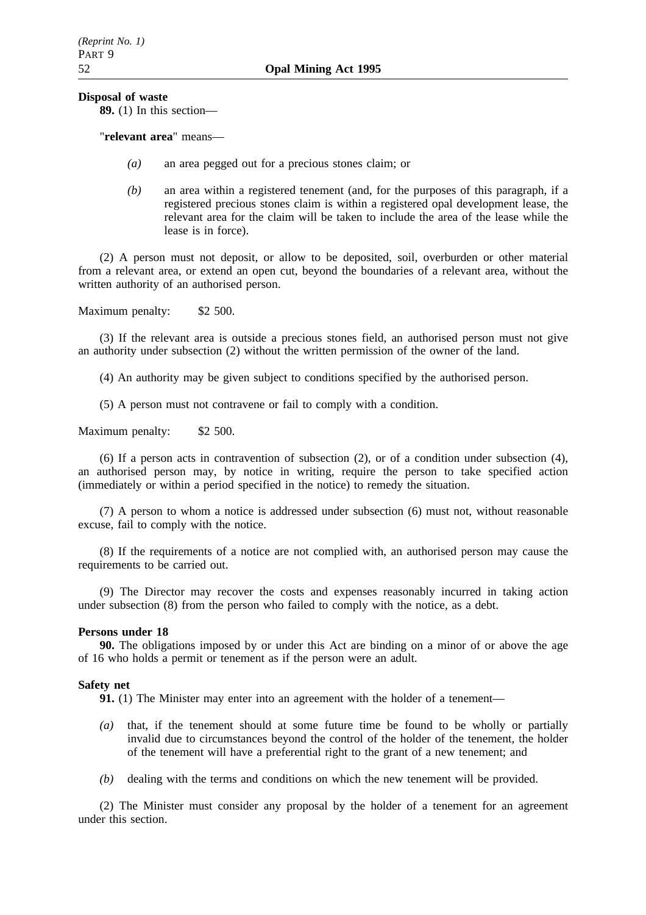**Disposal of waste**

**89.** (1) In this section—

"**relevant area**" means—

*(a)* an area pegged out for a precious stones claim; or

*(b)* an area within a registered tenement (and, for the purposes of this paragraph, if a registered precious stones claim is within a registered opal development lease, the relevant area for the claim will be taken to include the area of the lease while the lease is in force).

(2) A person must not deposit, or allow to be deposited, soil, overburden or other material from a relevant area, or extend an open cut, beyond the boundaries of a relevant area, without the written authority of an authorised person.

Maximum penalty: $2 500.

(3) If the relevant area is outside a precious stones field, an authorised person must not give an authority under subsection (2) without the written permission of the owner of the land.

(4) An authority may be given subject to conditions specified by the authorised person.

(5) A person must not contravene or fail to comply with a condition.

Maximum penalty: $2 500.

(6) If a person acts in contravention of subsection (2), or of a condition under subsection (4), an authorised person may, by notice in writing, require the person to take specified action (immediately or within a period specified in the notice) to remedy the situation.

(7) A person to whom a notice is addressed under subsection (6) must not, without reasonable excuse, fail to comply with the notice.

(8) If the requirements of a notice are not complied with, an authorised person may cause the requirements to be carried out.

(9) The Director may recover the costs and expenses reasonably incurred in taking action under subsection (8) from the person who failed to comply with the notice, as a debt.

**Persons under 18**

**90.** The obligations imposed by or under this Act are binding on a minor of or above the age of 16 who holds a permit or tenement as if the person were an adult.

**Safety net**

**91.** (1) The Minister may enter into an agreement with the holder of a tenement—

*(a)* that, if the tenement should at some future time be found to be wholly or partially invalid due to circumstances beyond the control of the holder of the tenement, the holder of the tenement will have a preferential right to the grant of a new tenement; and

*(b)* dealing with the terms and conditions on which the new tenement will be provided.

(2) The Minister must consider any proposal by the holder of a tenement for an agreement under this section.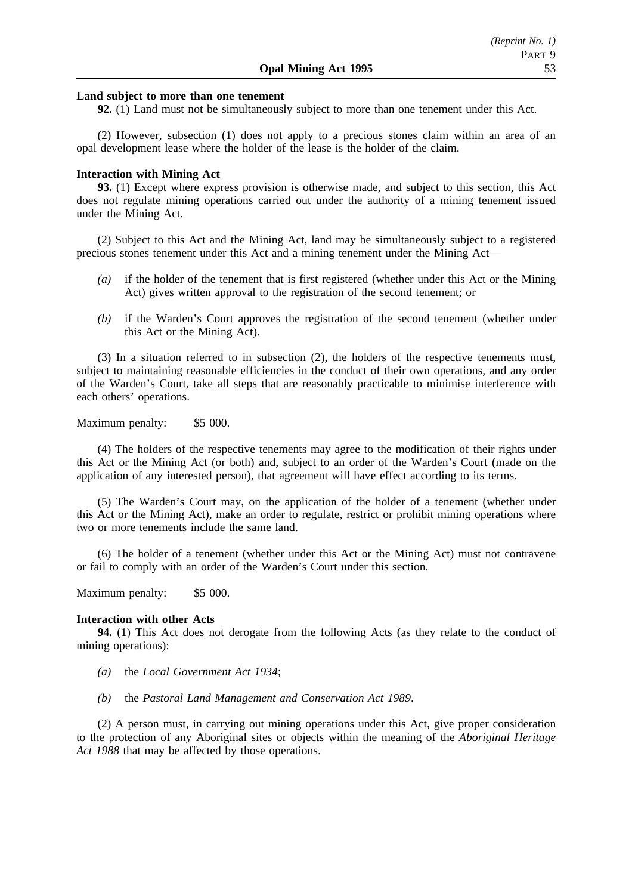**Land subject to more than one tenement**

**92.** (1) Land must not be simultaneously subject to more than one tenement under this Act.

(2) However, subsection (1) does not apply to a precious stones claim within an area of an opal development lease where the holder of the lease is the holder of the claim.

**Interaction with Mining Act**

**93.** (1) Except where express provision is otherwise made, and subject to this section, this Act does not regulate mining operations carried out under the authority of a mining tenement issued under the Mining Act.

(2) Subject to this Act and the Mining Act, land may be simultaneously subject to a registered precious stones tenement under this Act and a mining tenement under the Mining Act—

*(a)* if the holder of the tenement that is first registered (whether under this Act or the Mining Act) gives written approval to the registration of the second tenement; or

*(b)* if the Warden's Court approves the registration of the second tenement (whether under this Act or the Mining Act).

(3) In a situation referred to in subsection (2), the holders of the respective tenements must, subject to maintaining reasonable efficiencies in the conduct of their own operations, and any order of the Warden's Court, take all steps that are reasonably practicable to minimise interference with each others' operations.

Maximum penalty: $5 000.

(4) The holders of the respective tenements may agree to the modification of their rights under this Act or the Mining Act (or both) and, subject to an order of the Warden's Court (made on the application of any interested person), that agreement will have effect according to its terms.

(5) The Warden's Court may, on the application of the holder of a tenement (whether under this Act or the Mining Act), make an order to regulate, restrict or prohibit mining operations where two or more tenements include the same land.

(6) The holder of a tenement (whether under this Act or the Mining Act) must not contravene or fail to comply with an order of the Warden's Court under this section.

Maximum penalty: $5 000.

**Interaction with other Acts**

**94.** (1) This Act does not derogate from the following Acts (as they relate to the conduct of mining operations):

*(a)* the *Local Government Act 1934*;

*(b)* the *Pastoral Land Management and Conservation Act 1989*.

(2) A person must, in carrying out mining operations under this Act, give proper consideration to the protection of any Aboriginal sites or objects within the meaning of the *Aboriginal Heritage Act 1988* that may be affected by those operations.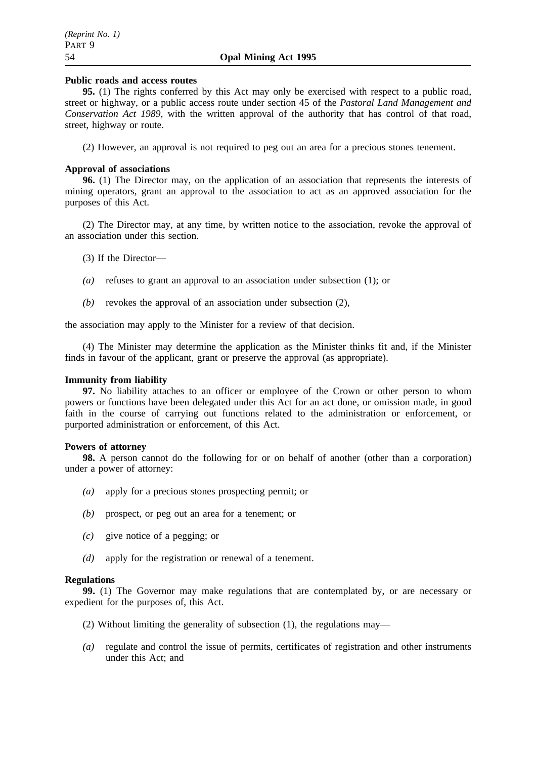**Public roads and access routes**

**95.** (1) The rights conferred by this Act may only be exercised with respect to a public road, street or highway, or a public access route under section 45 of the *Pastoral Land Management and Conservation Act 1989*, with the written approval of the authority that has control of that road, street, highway or route.

(2) However, an approval is not required to peg out an area for a precious stones tenement.

**Approval of associations**

**96.** (1) The Director may, on the application of an association that represents the interests of mining operators, grant an approval to the association to act as an approved association for the purposes of this Act.

(2) The Director may, at any time, by written notice to the association, revoke the approval of an association under this section.

(3) If the Director—

*(a)* refuses to grant an approval to an association under subsection (1); or

*(b)* revokes the approval of an association under subsection (2),

the association may apply to the Minister for a review of that decision.

(4) The Minister may determine the application as the Minister thinks fit and, if the Minister finds in favour of the applicant, grant or preserve the approval (as appropriate).

**Immunity from liability**

**97.** No liability attaches to an officer or employee of the Crown or other person to whom powers or functions have been delegated under this Act for an act done, or omission made, in good faith in the course of carrying out functions related to the administration or enforcement, or purported administration or enforcement, of this Act.

**Powers of attorney**

**98.** A person cannot do the following for or on behalf of another (other than a corporation) under a power of attorney:

*(a)* apply for a precious stones prospecting permit; or

*(b)* prospect, or peg out an area for a tenement; or

*(c)* give notice of a pegging; or

*(d)* apply for the registration or renewal of a tenement.

**Regulations**

**99.** (1) The Governor may make regulations that are contemplated by, or are necessary or expedient for the purposes of, this Act.

(2) Without limiting the generality of subsection (1), the regulations may—

*(a)* regulate and control the issue of permits, certificates of registration and other instruments under this Act; and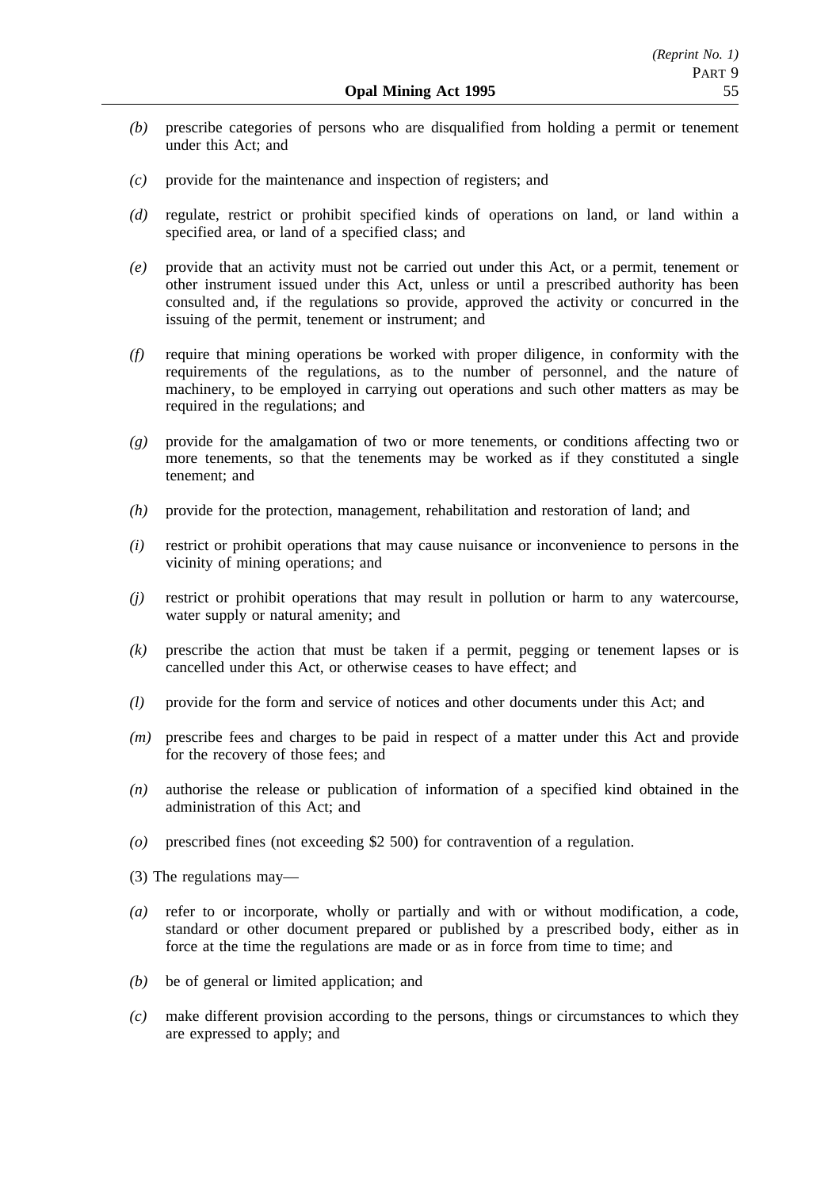*(b)* prescribe categories of persons who are disqualified from holding a permit or tenement under this Act; and

*(c)* provide for the maintenance and inspection of registers; and

*(d)* regulate, restrict or prohibit specified kinds of operations on land, or land within a specified area, or land of a specified class; and

*(e)* provide that an activity must not be carried out under this Act, or a permit, tenement or other instrument issued under this Act, unless or until a prescribed authority has been consulted and, if the regulations so provide, approved the activity or concurred in the issuing of the permit, tenement or instrument; and

*(f)* require that mining operations be worked with proper diligence, in conformity with the requirements of the regulations, as to the number of personnel, and the nature of machinery, to be employed in carrying out operations and such other matters as may be required in the regulations; and

*(g)* provide for the amalgamation of two or more tenements, or conditions affecting two or more tenements, so that the tenements may be worked as if they constituted a single tenement; and

*(h)* provide for the protection, management, rehabilitation and restoration of land; and

*(i)* restrict or prohibit operations that may cause nuisance or inconvenience to persons in the vicinity of mining operations; and

*(j)* restrict or prohibit operations that may result in pollution or harm to any watercourse, water supply or natural amenity; and

*(k)* prescribe the action that must be taken if a permit, pegging or tenement lapses or is cancelled under this Act, or otherwise ceases to have effect; and

*(l)* provide for the form and service of notices and other documents under this Act; and

*(m)* prescribe fees and charges to be paid in respect of a matter under this Act and provide for the recovery of those fees; and

*(n)* authorise the release or publication of information of a specified kind obtained in the administration of this Act; and

*(o)* prescribed fines (not exceeding $2 500) for contravention of a regulation.

(3) The regulations may—

*(a)* refer to or incorporate, wholly or partially and with or without modification, a code, standard or other document prepared or published by a prescribed body, either as in force at the time the regulations are made or as in force from time to time; and

*(b)* be of general or limited application; and

*(c)* make different provision according to the persons, things or circumstances to which they are expressed to apply; and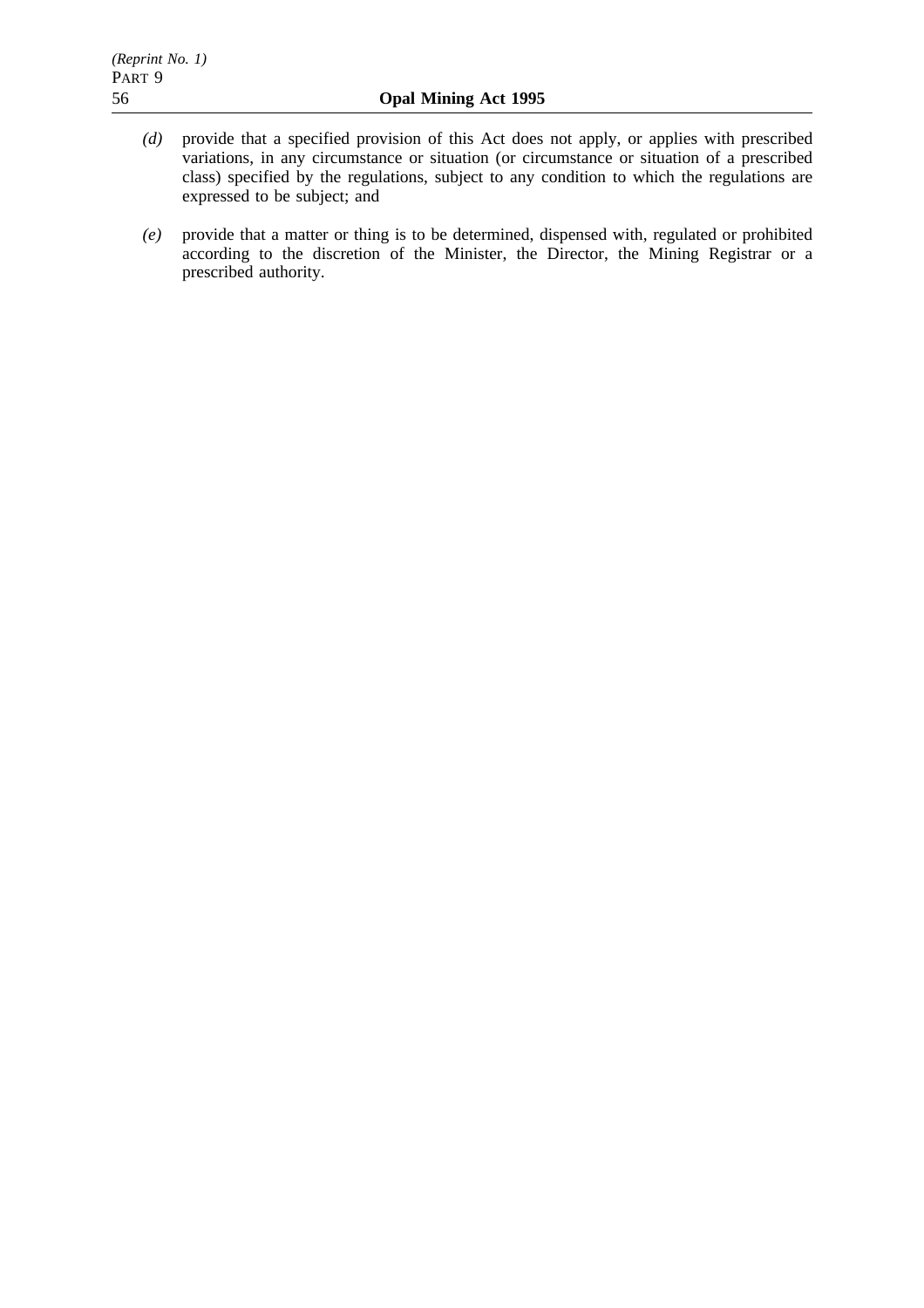*(d)* provide that a specified provision of this Act does not apply, or applies with prescribed variations, in any circumstance or situation (or circumstance or situation of a prescribed class) specified by the regulations, subject to any condition to which the regulations are expressed to be subject; and

*(e)* provide that a matter or thing is to be determined, dispensed with, regulated or prohibited according to the discretion of the Minister, the Director, the Mining Registrar or a prescribed authority.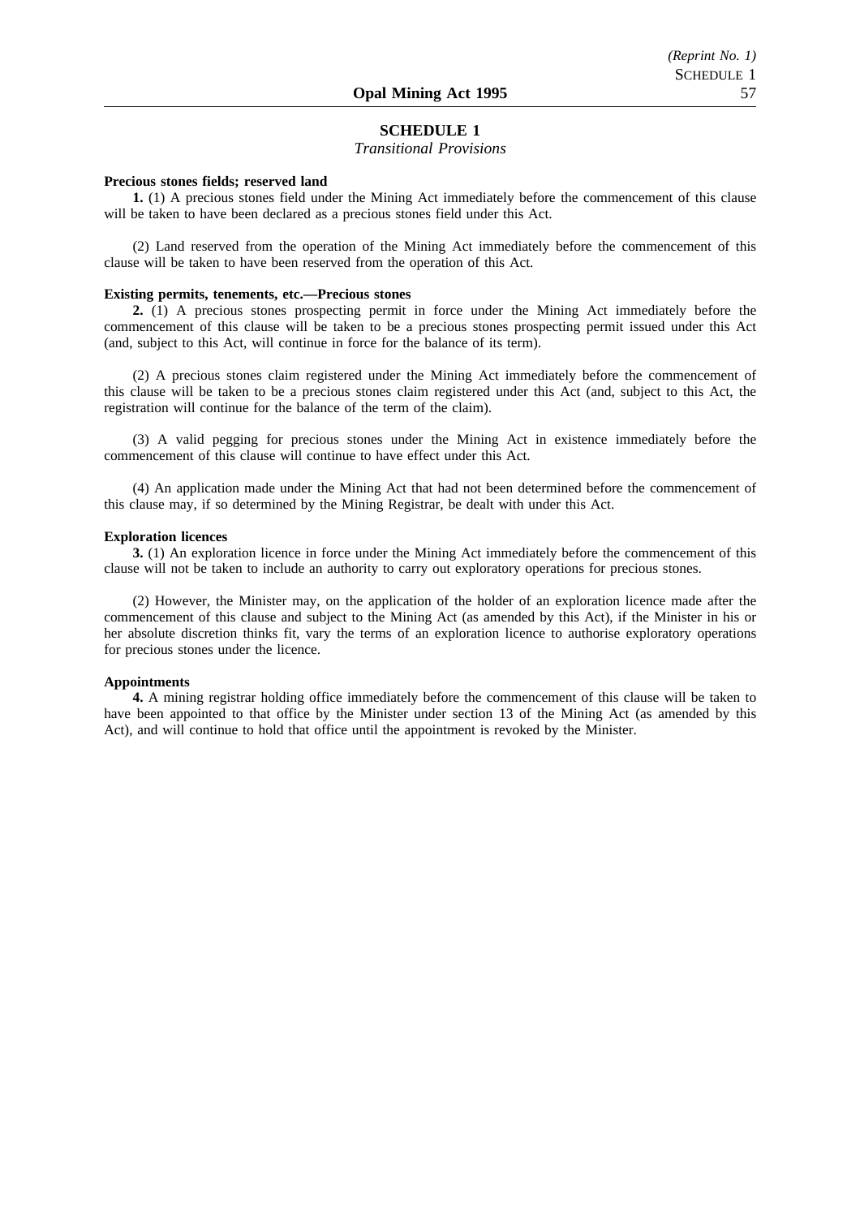## SCHEDULE 1

*Transitional Provisions*

**Precious stones fields; reserved land**

**1.** (1) A precious stones field under the Mining Act immediately before the commencement of this clause will be taken to have been declared as a precious stones field under this Act.

(2) Land reserved from the operation of the Mining Act immediately before the commencement of this clause will be taken to have been reserved from the operation of this Act.

**Existing permits, tenements, etc.—Precious stones**

**2.** (1) A precious stones prospecting permit in force under the Mining Act immediately before the commencement of this clause will be taken to be a precious stones prospecting permit issued under this Act (and, subject to this Act, will continue in force for the balance of its term).

(2) A precious stones claim registered under the Mining Act immediately before the commencement of this clause will be taken to be a precious stones claim registered under this Act (and, subject to this Act, the registration will continue for the balance of the term of the claim).

(3) A valid pegging for precious stones under the Mining Act in existence immediately before the commencement of this clause will continue to have effect under this Act.

(4) An application made under the Mining Act that had not been determined before the commencement of this clause may, if so determined by the Mining Registrar, be dealt with under this Act.

**Exploration licences**

**3.** (1) An exploration licence in force under the Mining Act immediately before the commencement of this clause will not be taken to include an authority to carry out exploratory operations for precious stones.

(2) However, the Minister may, on the application of the holder of an exploration licence made after the commencement of this clause and subject to the Mining Act (as amended by this Act), if the Minister in his or her absolute discretion thinks fit, vary the terms of an exploration licence to authorise exploratory operations for precious stones under the licence.

**Appointments**

**4.** A mining registrar holding office immediately before the commencement of this clause will be taken to have been appointed to that office by the Minister under section 13 of the Mining Act (as amended by this Act), and will continue to hold that office until the appointment is revoked by the Minister.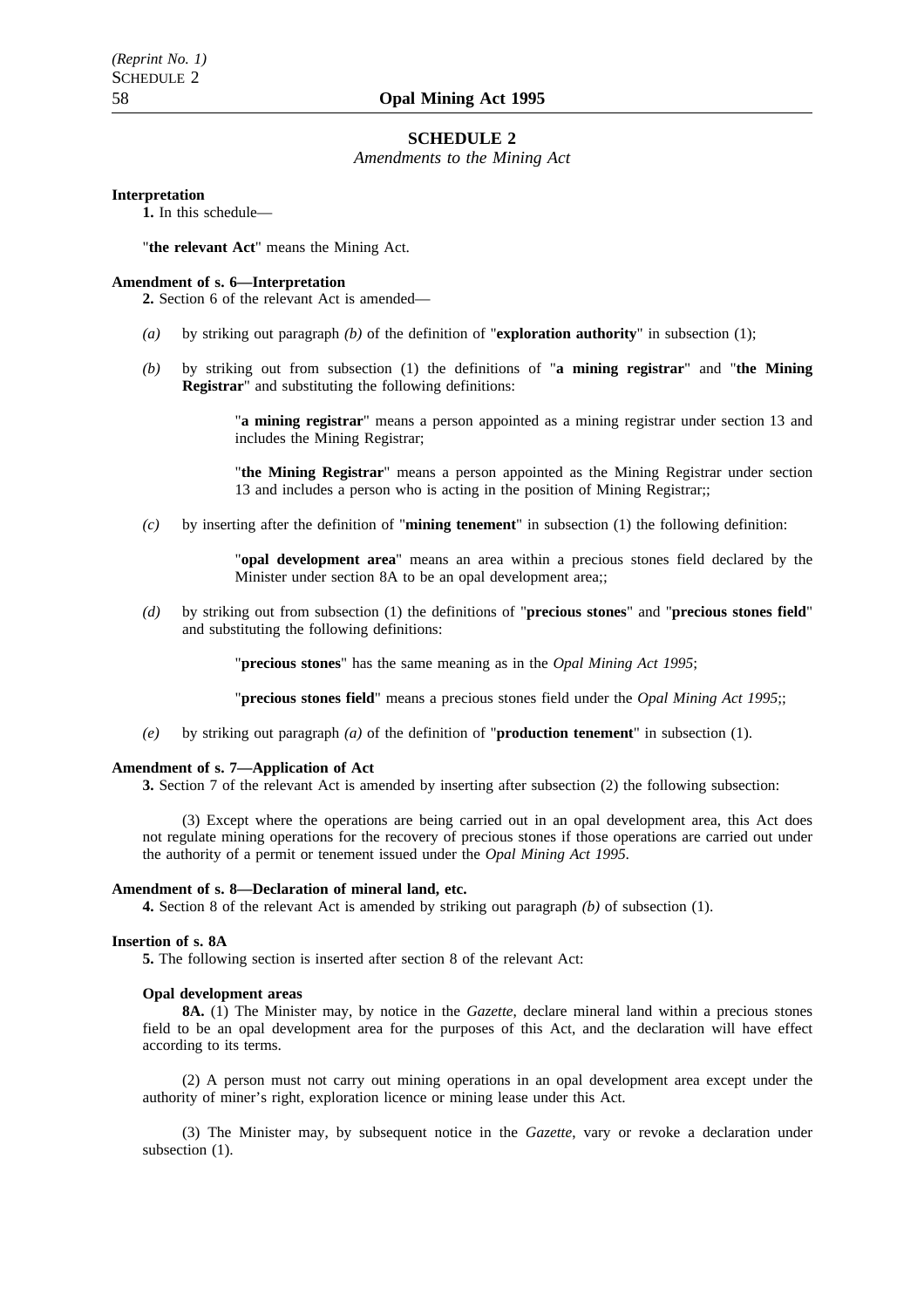## SCHEDULE 2

*Amendments to the Mining Act*

**Interpretation**

**1.** In this schedule—

"**the relevant Act**" means the Mining Act.

**Amendment of s. 6—Interpretation**

**2.** Section 6 of the relevant Act is amended—

*(a)* by striking out paragraph *(b)* of the definition of "**exploration authority**" in subsection (1);

*(b)* by striking out from subsection (1) the definitions of "**a mining registrar**" and "**the Mining Registrar**" and substituting the following definitions:

> "**a mining registrar**" means a person appointed as a mining registrar under section 13 and includes the Mining Registrar;
>
> "**the Mining Registrar**" means a person appointed as the Mining Registrar under section 13 and includes a person who is acting in the position of Mining Registrar;;

*(c)* by inserting after the definition of "**mining tenement**" in subsection (1) the following definition:

> "**opal development area**" means an area within a precious stones field declared by the Minister under section 8A to be an opal development area;;

*(d)* by striking out from subsection (1) the definitions of "**precious stones**" and "**precious stones field**" and substituting the following definitions:

> "**precious stones**" has the same meaning as in the *Opal Mining Act 1995*;
>
> "**precious stones field**" means a precious stones field under the *Opal Mining Act 1995*;;

*(e)* by striking out paragraph *(a)* of the definition of "**production tenement**" in subsection (1).

**Amendment of s. 7—Application of Act**

**3.** Section 7 of the relevant Act is amended by inserting after subsection (2) the following subsection:

> (3) Except where the operations are being carried out in an opal development area, this Act does not regulate mining operations for the recovery of precious stones if those operations are carried out under the authority of a permit or tenement issued under the *Opal Mining Act 1995*.

**Amendment of s. 8—Declaration of mineral land, etc.**

**4.** Section 8 of the relevant Act is amended by striking out paragraph *(b)* of subsection (1).

**Insertion of s. 8A**

**5.** The following section is inserted after section 8 of the relevant Act:

**Opal development areas**

**8A.** (1) The Minister may, by notice in the *Gazette*, declare mineral land within a precious stones field to be an opal development area for the purposes of this Act, and the declaration will have effect according to its terms.

(2) A person must not carry out mining operations in an opal development area except under the authority of miner's right, exploration licence or mining lease under this Act.

(3) The Minister may, by subsequent notice in the *Gazette*, vary or revoke a declaration under subsection (1).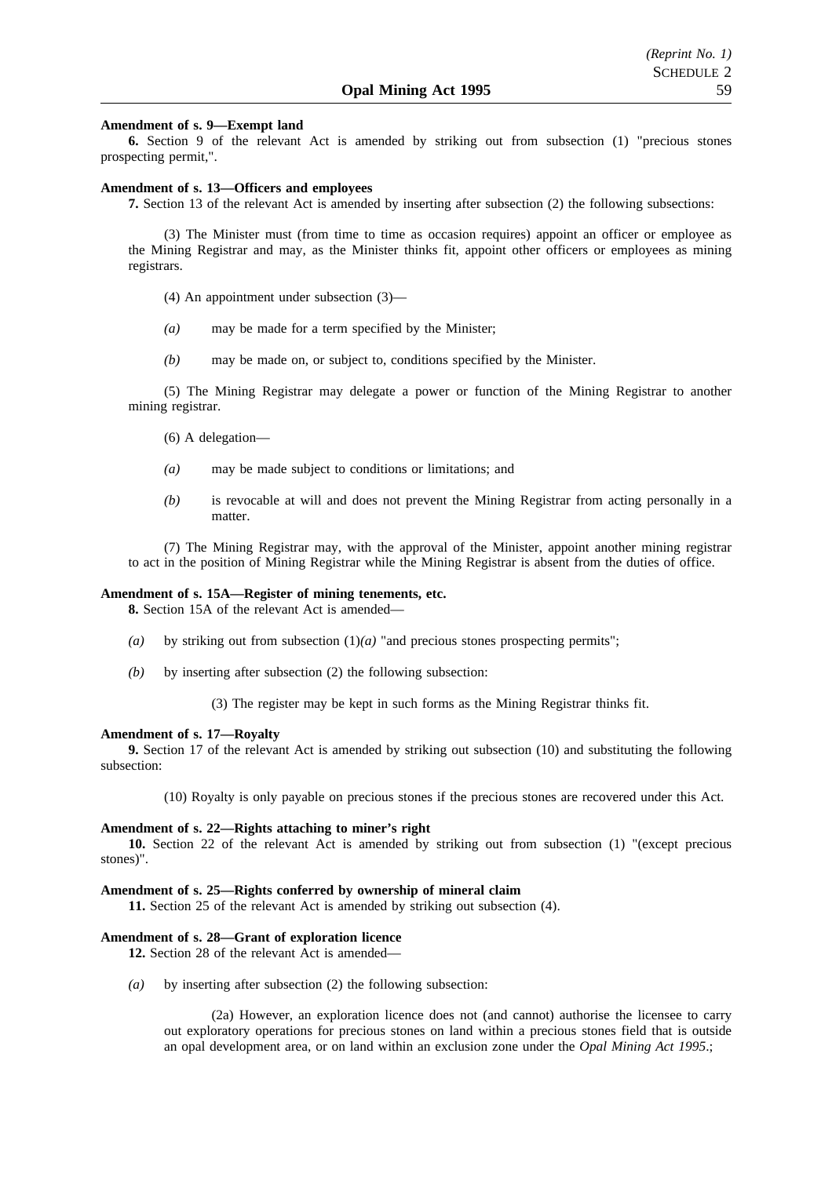**Amendment of s. 9—Exempt land**

**6.** Section 9 of the relevant Act is amended by striking out from subsection (1) "precious stones prospecting permit,".

**Amendment of s. 13—Officers and employees**

**7.** Section 13 of the relevant Act is amended by inserting after subsection (2) the following subsections:

(3) The Minister must (from time to time as occasion requires) appoint an officer or employee as the Mining Registrar and may, as the Minister thinks fit, appoint other officers or employees as mining registrars.

(4) An appointment under subsection (3)—

*(a)* may be made for a term specified by the Minister;

*(b)* may be made on, or subject to, conditions specified by the Minister.

(5) The Mining Registrar may delegate a power or function of the Mining Registrar to another mining registrar.

(6) A delegation—

*(a)* may be made subject to conditions or limitations; and

*(b)* is revocable at will and does not prevent the Mining Registrar from acting personally in a matter.

(7) The Mining Registrar may, with the approval of the Minister, appoint another mining registrar to act in the position of Mining Registrar while the Mining Registrar is absent from the duties of office.

**Amendment of s. 15A—Register of mining tenements, etc.**

**8.** Section 15A of the relevant Act is amended—

*(a)* by striking out from subsection (1)*(a)* "and precious stones prospecting permits";

*(b)* by inserting after subsection (2) the following subsection:

(3) The register may be kept in such forms as the Mining Registrar thinks fit.

**Amendment of s. 17—Royalty**

**9.** Section 17 of the relevant Act is amended by striking out subsection (10) and substituting the following subsection:

(10) Royalty is only payable on precious stones if the precious stones are recovered under this Act.

**Amendment of s. 22—Rights attaching to miner's right**

**10.** Section 22 of the relevant Act is amended by striking out from subsection (1) "(except precious stones)".

**Amendment of s. 25—Rights conferred by ownership of mineral claim**

**11.** Section 25 of the relevant Act is amended by striking out subsection (4).

**Amendment of s. 28—Grant of exploration licence**

**12.** Section 28 of the relevant Act is amended—

*(a)* by inserting after subsection (2) the following subsection:

(2a) However, an exploration licence does not (and cannot) authorise the licensee to carry out exploratory operations for precious stones on land within a precious stones field that is outside an opal development area, or on land within an exclusion zone under the *Opal Mining Act 1995*.;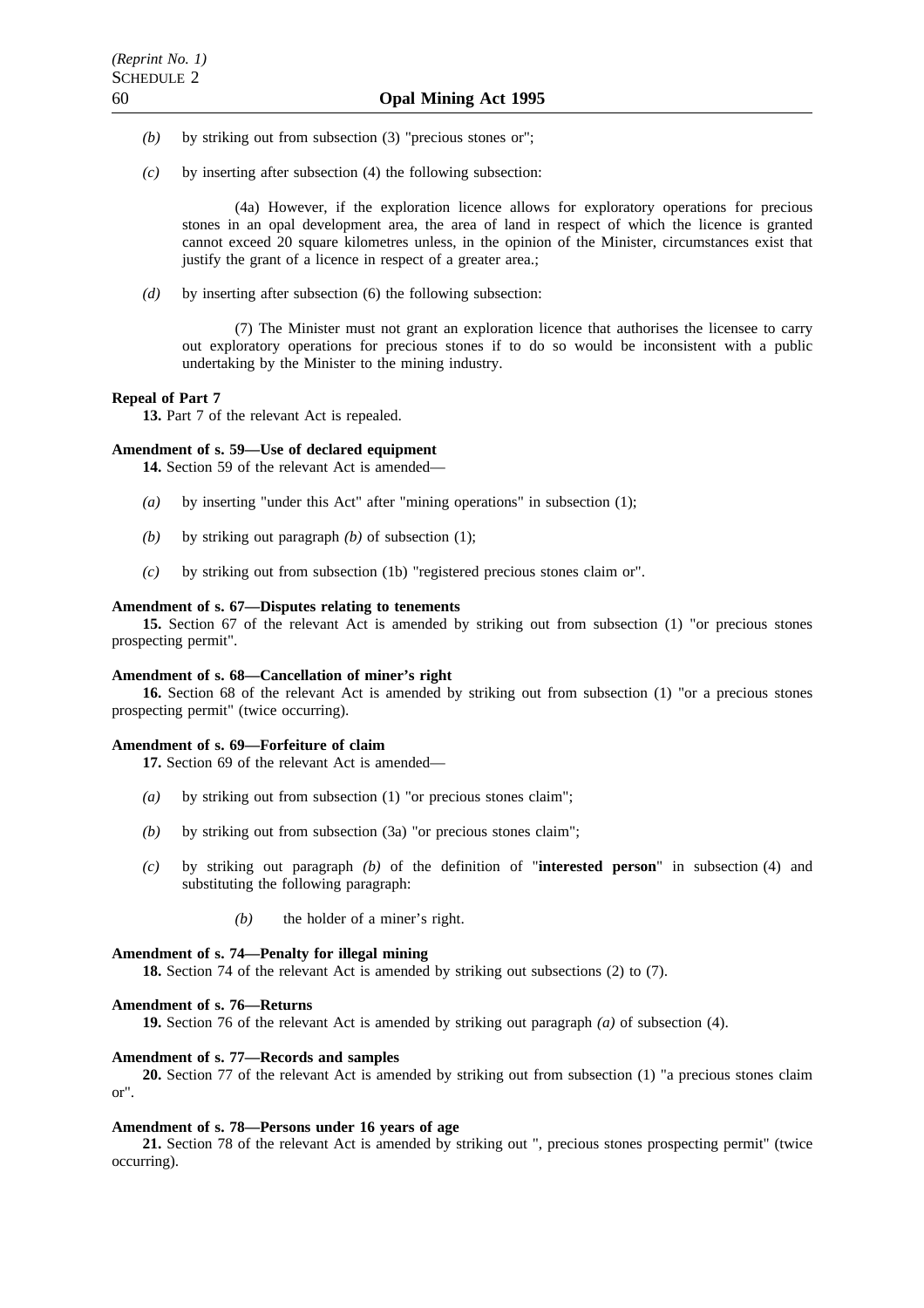*(b)* by striking out from subsection (3) "precious stones or";

*(c)* by inserting after subsection (4) the following subsection:

> (4a) However, if the exploration licence allows for exploratory operations for precious stones in an opal development area, the area of land in respect of which the licence is granted cannot exceed 20 square kilometres unless, in the opinion of the Minister, circumstances exist that justify the grant of a licence in respect of a greater area.;

*(d)* by inserting after subsection (6) the following subsection:

> (7) The Minister must not grant an exploration licence that authorises the licensee to carry out exploratory operations for precious stones if to do so would be inconsistent with a public undertaking by the Minister to the mining industry.

**Repeal of Part 7**

**13.** Part 7 of the relevant Act is repealed.

**Amendment of s. 59—Use of declared equipment**

**14.** Section 59 of the relevant Act is amended—

*(a)* by inserting "under this Act" after "mining operations" in subsection (1);

*(b)* by striking out paragraph *(b)* of subsection (1);

*(c)* by striking out from subsection (1b) "registered precious stones claim or".

**Amendment of s. 67—Disputes relating to tenements**

**15.** Section 67 of the relevant Act is amended by striking out from subsection (1) "or precious stones prospecting permit".

**Amendment of s. 68—Cancellation of miner's right**

**16.** Section 68 of the relevant Act is amended by striking out from subsection (1) "or a precious stones prospecting permit" (twice occurring).

**Amendment of s. 69—Forfeiture of claim**

**17.** Section 69 of the relevant Act is amended—

*(a)* by striking out from subsection (1) "or precious stones claim";

*(b)* by striking out from subsection (3a) "or precious stones claim";

*(c)* by striking out paragraph *(b)* of the definition of "**interested person**" in subsection (4) and substituting the following paragraph:

> *(b)* the holder of a miner's right.

**Amendment of s. 74—Penalty for illegal mining**

**18.** Section 74 of the relevant Act is amended by striking out subsections (2) to (7).

**Amendment of s. 76—Returns**

**19.** Section 76 of the relevant Act is amended by striking out paragraph *(a)* of subsection (4).

**Amendment of s. 77—Records and samples**

**20.** Section 77 of the relevant Act is amended by striking out from subsection (1) "a precious stones claim or".

**Amendment of s. 78—Persons under 16 years of age**

**21.** Section 78 of the relevant Act is amended by striking out ", precious stones prospecting permit" (twice occurring).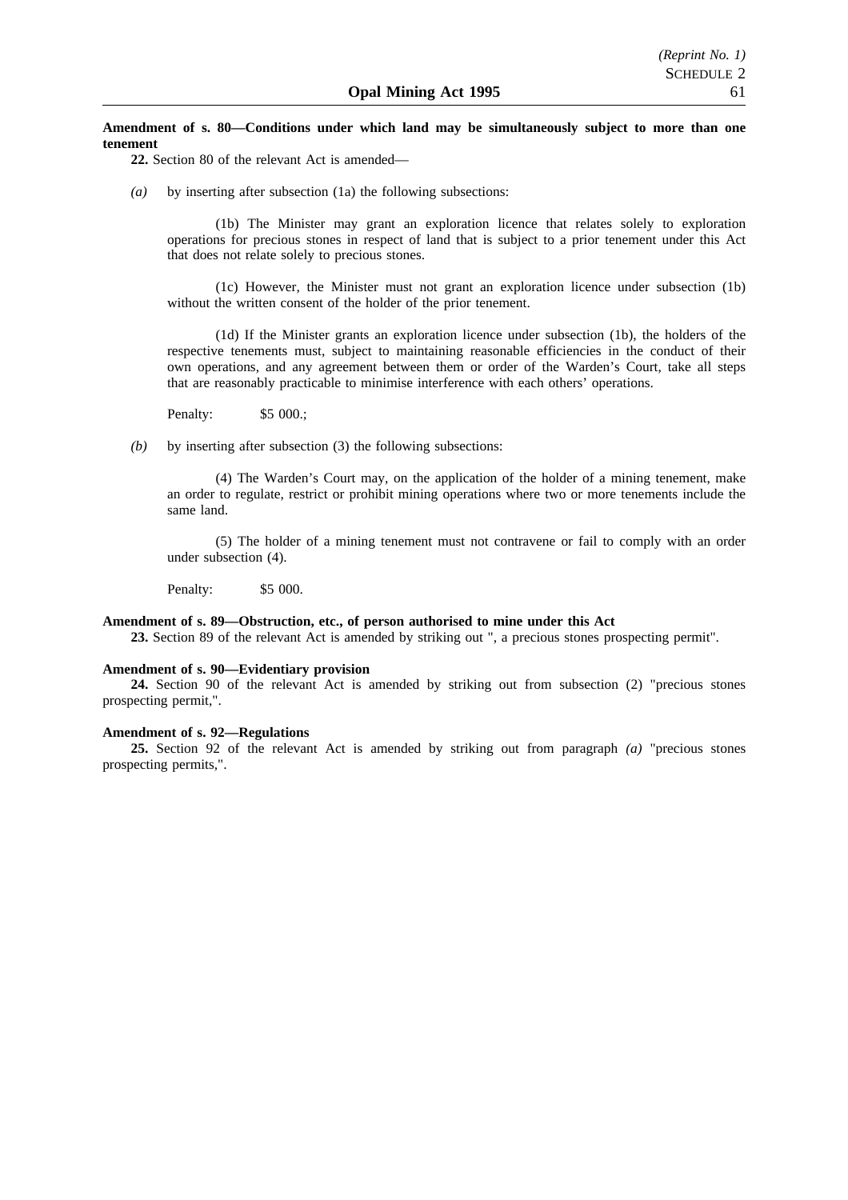**Amendment of s. 80—Conditions under which land may be simultaneously subject to more than one tenement**

**22.** Section 80 of the relevant Act is amended—

*(a)* by inserting after subsection (1a) the following subsections:

(1b) The Minister may grant an exploration licence that relates solely to exploration operations for precious stones in respect of land that is subject to a prior tenement under this Act that does not relate solely to precious stones.

(1c) However, the Minister must not grant an exploration licence under subsection (1b) without the written consent of the holder of the prior tenement.

(1d) If the Minister grants an exploration licence under subsection (1b), the holders of the respective tenements must, subject to maintaining reasonable efficiencies in the conduct of their own operations, and any agreement between them or order of the Warden's Court, take all steps that are reasonably practicable to minimise interference with each others' operations.

Penalty: $5 000.;

*(b)* by inserting after subsection (3) the following subsections:

(4) The Warden's Court may, on the application of the holder of a mining tenement, make an order to regulate, restrict or prohibit mining operations where two or more tenements include the same land.

(5) The holder of a mining tenement must not contravene or fail to comply with an order under subsection (4).

Penalty: $5 000.

**Amendment of s. 89—Obstruction, etc., of person authorised to mine under this Act**

**23.** Section 89 of the relevant Act is amended by striking out ", a precious stones prospecting permit".

**Amendment of s. 90—Evidentiary provision**

**24.** Section 90 of the relevant Act is amended by striking out from subsection (2) "precious stones prospecting permit,".

**Amendment of s. 92—Regulations**

**25.** Section 92 of the relevant Act is amended by striking out from paragraph *(a)* "precious stones prospecting permits,".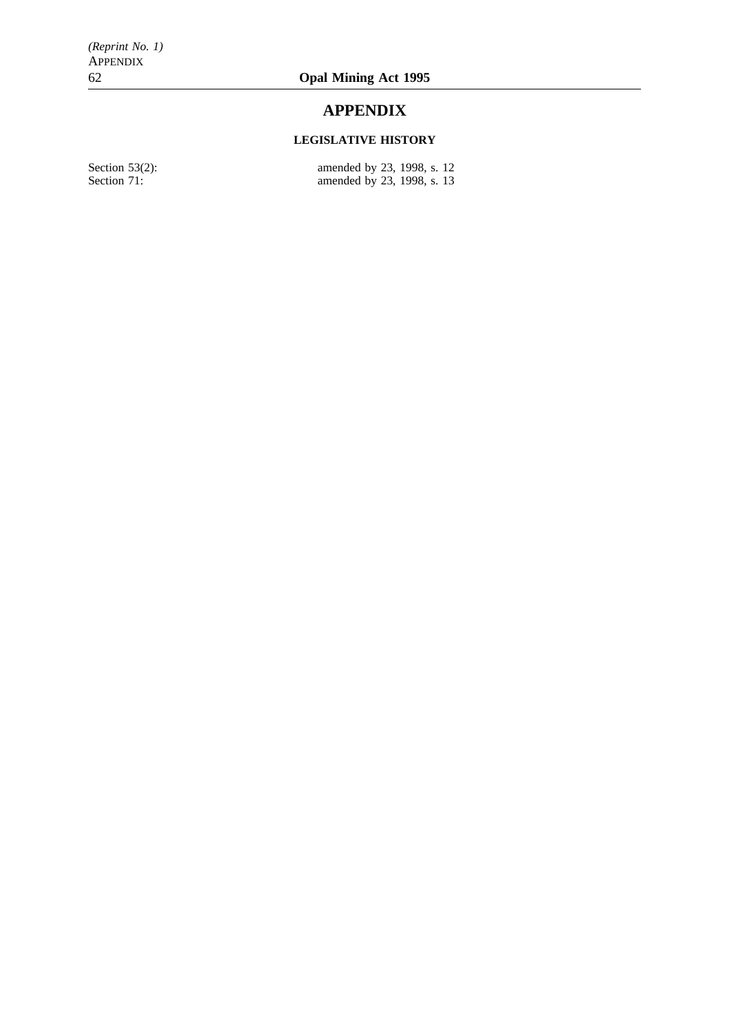# APPENDIX

## LEGISLATIVE HISTORY

| | |
|---|---|
| Section 53(2): | amended by 23, 1998, s. 12 |
| Section 71: | amended by 23, 1998, s. 13 |